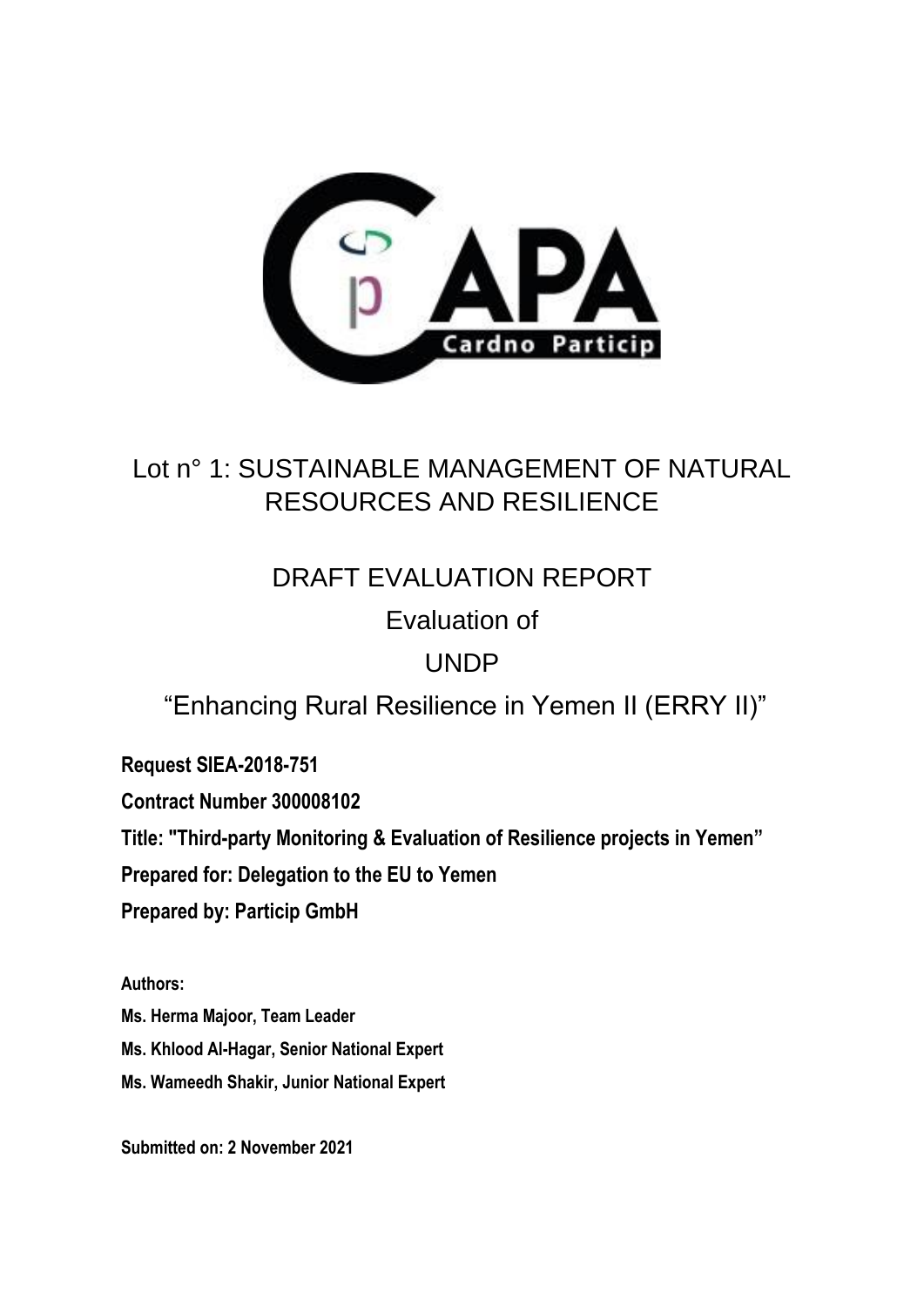Lot n° 1: SUSTAINABLE MANAGEMENT OF NATURAL RESOURCES AND RESILIENCE

# DRAFT EVALUATION REPORT

# Evaluation of

# UNDP

# "Enhancing Rural Resilience in Yemen II (ERRY II)"

**Request SIEA-2018-751**

**Contract Number 300008102**

**Title: "Third-party Monitoring & Evaluation of Resilience projects in Yemen"**

**Prepared for: Delegation to the EU to Yemen**

**Prepared by: Particip GmbH**

**Authors:**

**Ms. Herma Majoor, Team Leader**

**Ms. Khlood Al-Hagar, Senior National Expert**

**Ms. Wameedh Shakir, Junior National Expert**

**Submitted on: 2 November 2021**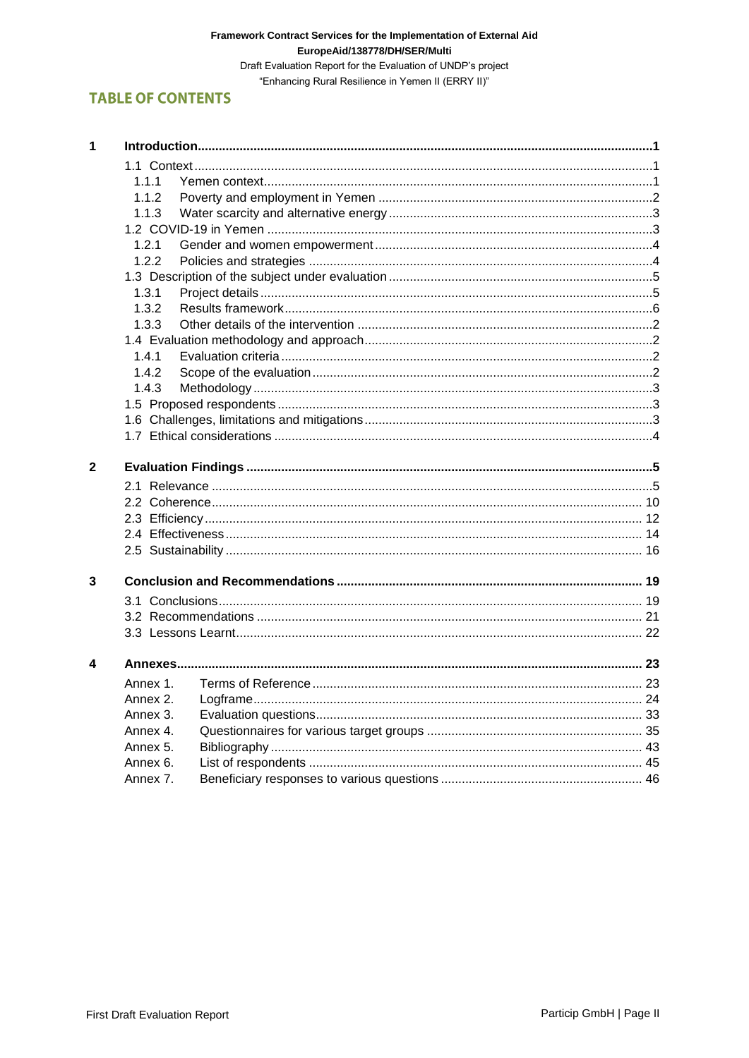## TABLE OF CONTENTS

1 **Introduction** ..... 1
- 1.1 Context ..... 1
  - 1.1.1 Yemen context ..... 1
  - 1.1.2 Poverty and employment in Yemen ..... 2
  - 1.1.3 Water scarcity and alternative energy ..... 3
- 1.2 COVID-19 in Yemen ..... 3
  - 1.2.1 Gender and women empowerment ..... 4
  - 1.2.2 Policies and strategies ..... 4
- 1.3 Description of the subject under evaluation ..... 5
  - 1.3.1 Project details ..... 5
  - 1.3.2 Results framework ..... 6
  - 1.3.3 Other details of the intervention ..... 2
- 1.4 Evaluation methodology and approach ..... 2
  - 1.4.1 Evaluation criteria ..... 2
  - 1.4.2 Scope of the evaluation ..... 2
  - 1.4.3 Methodology ..... 3
- 1.5 Proposed respondents ..... 3
- 1.6 Challenges, limitations and mitigations ..... 3
- 1.7 Ethical considerations ..... 4

2 **Evaluation Findings** ..... 5
- 2.1 Relevance ..... 5
- 2.2 Coherence ..... 10
- 2.3 Efficiency ..... 12
- 2.4 Effectiveness ..... 14
- 2.5 Sustainability ..... 16

3 **Conclusion and Recommendations** ..... 19
- 3.1 Conclusions ..... 19
- 3.2 Recommendations ..... 21
- 3.3 Lessons Learnt ..... 22

4 **Annexes** ..... 23
- Annex 1. Terms of Reference ..... 23
- Annex 2. Logframe ..... 24
- Annex 3. Evaluation questions ..... 33
- Annex 4. Questionnaires for various target groups ..... 35
- Annex 5. Bibliography ..... 43
- Annex 6. List of respondents ..... 45
- Annex 7. Beneficiary responses to various questions ..... 46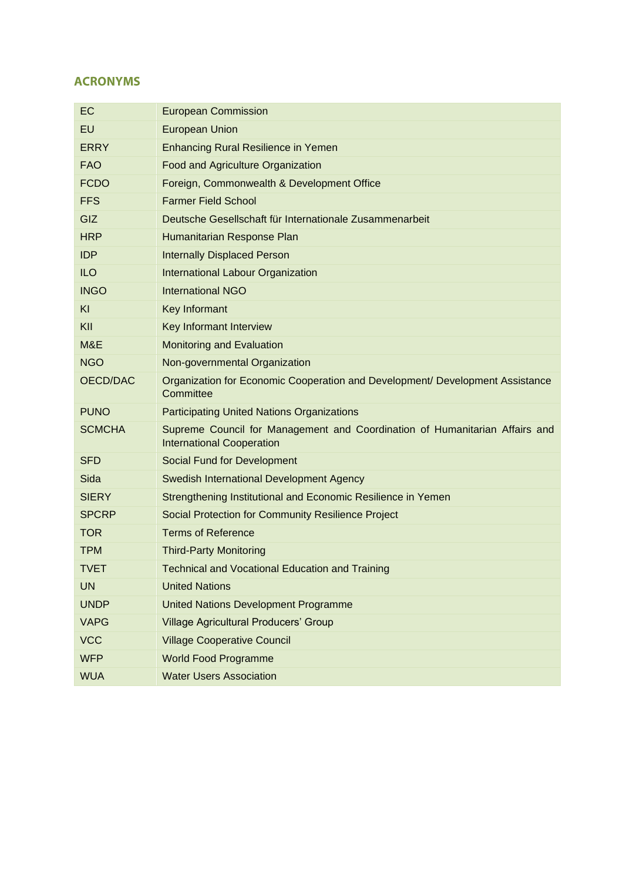## ACRONYMS

| | |
|---|---|
| EC | European Commission |
| EU | European Union |
| ERRY | Enhancing Rural Resilience in Yemen |
| FAO | Food and Agriculture Organization |
| FCDO | Foreign, Commonwealth & Development Office |
| FFS | Farmer Field School |
| GIZ | Deutsche Gesellschaft für Internationale Zusammenarbeit |
| HRP | Humanitarian Response Plan |
| IDP | Internally Displaced Person |
| ILO | International Labour Organization |
| INGO | International NGO |
| KI | Key Informant |
| KII | Key Informant Interview |
| M&E | Monitoring and Evaluation |
| NGO | Non-governmental Organization |
| OECD/DAC | Organization for Economic Cooperation and Development/ Development Assistance Committee |
| PUNO | Participating United Nations Organizations |
| SCMCHA | Supreme Council for Management and Coordination of Humanitarian Affairs and International Cooperation |
| SFD | Social Fund for Development |
| Sida | Swedish International Development Agency |
| SIERY | Strengthening Institutional and Economic Resilience in Yemen |
| SPCRP | Social Protection for Community Resilience Project |
| TOR | Terms of Reference |
| TPM | Third-Party Monitoring |
| TVET | Technical and Vocational Education and Training |
| UN | United Nations |
| UNDP | United Nations Development Programme |
| VAPG | Village Agricultural Producers' Group |
| VCC | Village Cooperative Council |
| WFP | World Food Programme |
| WUA | Water Users Association |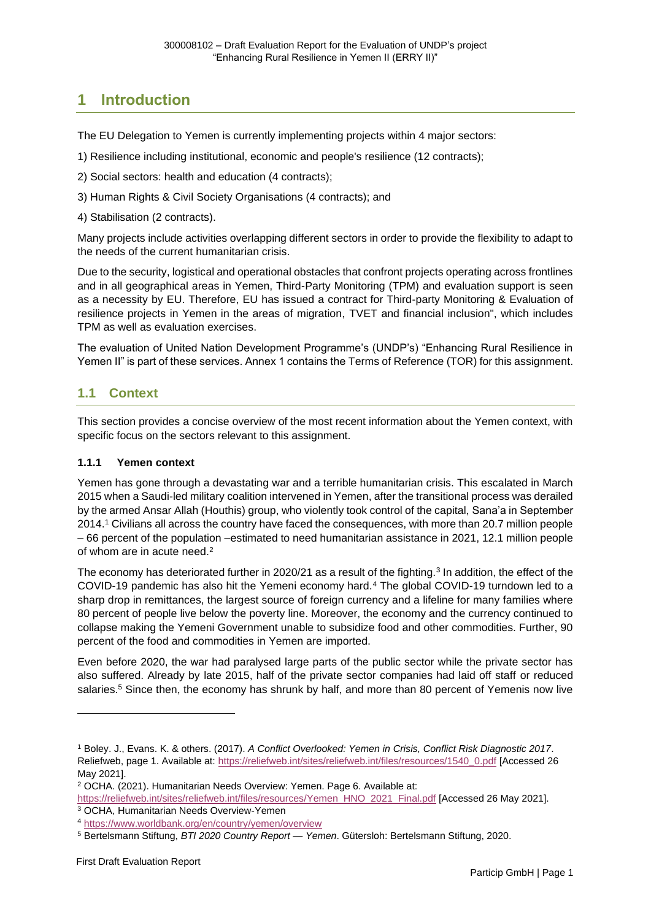# 1 Introduction

The EU Delegation to Yemen is currently implementing projects within 4 major sectors:

1) Resilience including institutional, economic and people's resilience (12 contracts);

2) Social sectors: health and education (4 contracts);

3) Human Rights & Civil Society Organisations (4 contracts); and

4) Stabilisation (2 contracts).

Many projects include activities overlapping different sectors in order to provide the flexibility to adapt to the needs of the current humanitarian crisis.

Due to the security, logistical and operational obstacles that confront projects operating across frontlines and in all geographical areas in Yemen, Third-Party Monitoring (TPM) and evaluation support is seen as a necessity by EU. Therefore, EU has issued a contract for Third-party Monitoring & Evaluation of resilience projects in Yemen in the areas of migration, TVET and financial inclusion", which includes TPM as well as evaluation exercises.

The evaluation of United Nation Development Programme's (UNDP's) "Enhancing Rural Resilience in Yemen II" is part of these services. Annex 1 contains the Terms of Reference (TOR) for this assignment.

## 1.1 Context

This section provides a concise overview of the most recent information about the Yemen context, with specific focus on the sectors relevant to this assignment.

### 1.1.1 Yemen context

Yemen has gone through a devastating war and a terrible humanitarian crisis. This escalated in March 2015 when a Saudi-led military coalition intervened in Yemen, after the transitional process was derailed by the armed Ansar Allah (Houthis) group, who violently took control of the capital, Sana'a in September 2014.[1] Civilians all across the country have faced the consequences, with more than 20.7 million people – 66 percent of the population –estimated to need humanitarian assistance in 2021, 12.1 million people of whom are in acute need.[2]

The economy has deteriorated further in 2020/21 as a result of the fighting.[3] In addition, the effect of the COVID-19 pandemic has also hit the Yemeni economy hard.[4] The global COVID-19 turndown led to a sharp drop in remittances, the largest source of foreign currency and a lifeline for many families where 80 percent of people live below the poverty line. Moreover, the economy and the currency continued to collapse making the Yemeni Government unable to subsidize food and other commodities. Further, 90 percent of the food and commodities in Yemen are imported.

Even before 2020, the war had paralysed large parts of the public sector while the private sector has also suffered. Already by late 2015, half of the private sector companies had laid off staff or reduced salaries.[5] Since then, the economy has shrunk by half, and more than 80 percent of Yemenis now live

---

[1] Boley. J., Evans. K. & others. (2017). *A Conflict Overlooked: Yemen in Crisis, Conflict Risk Diagnostic 2017*. Reliefweb, page 1. Available at: https://reliefweb.int/sites/reliefweb.int/files/resources/1540_0.pdf [Accessed 26 May 2021].

[2] OCHA. (2021). Humanitarian Needs Overview: Yemen. Page 6. Available at: https://reliefweb.int/sites/reliefweb.int/files/resources/Yemen_HNO_2021_Final.pdf [Accessed 26 May 2021].

[3] OCHA, Humanitarian Needs Overview-Yemen

[4] https://www.worldbank.org/en/country/yemen/overview

[5] Bertelsmann Stiftung, *BTI 2020 Country Report — Yemen*. Gütersloh: Bertelsmann Stiftung, 2020.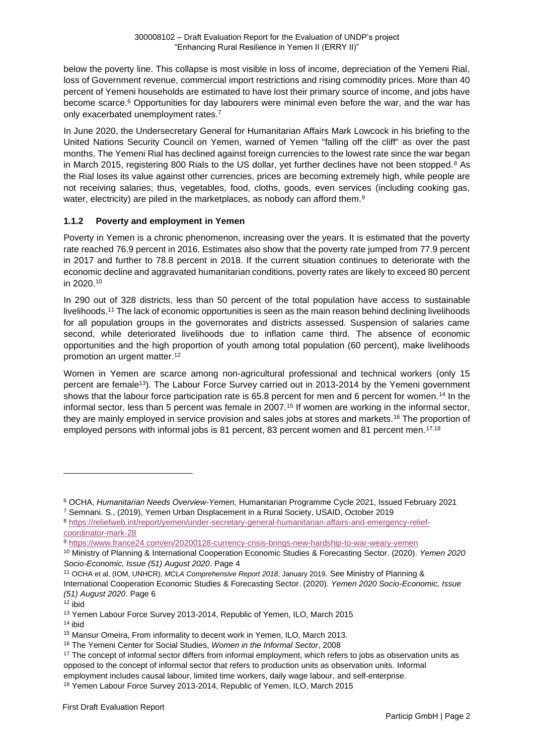below the poverty line. This collapse is most visible in loss of income, depreciation of the Yemeni Rial, loss of Government revenue, commercial import restrictions and rising commodity prices. More than 40 percent of Yemeni households are estimated to have lost their primary source of income, and jobs have become scarce.[6] Opportunities for day labourers were minimal even before the war, and the war has only exacerbated unemployment rates.[7]

In June 2020, the Undersecretary General for Humanitarian Affairs Mark Lowcock in his briefing to the United Nations Security Council on Yemen, warned of Yemen "falling off the cliff" as over the past months. The Yemeni Rial has declined against foreign currencies to the lowest rate since the war began in March 2015, registering 800 Rials to the US dollar, yet further declines have not been stopped.[8] As the Rial loses its value against other currencies, prices are becoming extremely high, while people are not receiving salaries; thus, vegetables, food, cloths, goods, even services (including cooking gas, water, electricity) are piled in the marketplaces, as nobody can afford them.[9]

### 1.1.2 Poverty and employment in Yemen

Poverty in Yemen is a chronic phenomenon, increasing over the years. It is estimated that the poverty rate reached 76.9 percent in 2016. Estimates also show that the poverty rate jumped from 77.9 percent in 2017 and further to 78.8 percent in 2018. If the current situation continues to deteriorate with the economic decline and aggravated humanitarian conditions, poverty rates are likely to exceed 80 percent in 2020.[10]

In 290 out of 328 districts, less than 50 percent of the total population have access to sustainable livelihoods.[11] The lack of economic opportunities is seen as the main reason behind declining livelihoods for all population groups in the governorates and districts assessed. Suspension of salaries came second, while deteriorated livelihoods due to inflation came third. The absence of economic opportunities and the high proportion of youth among total population (60 percent), make livelihoods promotion an urgent matter.[12]

Women in Yemen are scarce among non-agricultural professional and technical workers (only 15 percent are female[13]). The Labour Force Survey carried out in 2013-2014 by the Yemeni government shows that the labour force participation rate is 65.8 percent for men and 6 percent for women.[14] In the informal sector, less than 5 percent was female in 2007.[15] If women are working in the informal sector, they are mainly employed in service provision and sales jobs at stores and markets.[16] The proportion of employed persons with informal jobs is 81 percent, 83 percent women and 81 percent men.[17,18]

---

[6] OCHA, *Humanitarian Needs Overview-Yemen,* Humanitarian Programme Cycle 2021, Issued February 2021

[7] Semnani. S., (2019), Yemen Urban Displacement in a Rural Society, USAID, October 2019

[8] https://reliefweb.int/report/yemen/under-secretary-general-humanitarian-affairs-and-emergency-relief-coordinator-mark-28

[9] https://www.france24.com/en/20200128-currency-crisis-brings-new-hardship-to-war-weary-yemen

[10] Ministry of Planning & International Cooperation Economic Studies & Forecasting Sector. (2020). *Yemen 2020 Socio-Economic, Issue (51) August 2020*. Page 4

[11] OCHA et al, (IOM, UNHCR), *MCLA Comprehensive Report 2018*, January 2019. See Ministry of Planning & International Cooperation Economic Studies & Forecasting Sector. (2020). *Yemen 2020 Socio-Economic, Issue (51) August 2020*. Page 6

[12] ibid

[13] Yemen Labour Force Survey 2013-2014, Republic of Yemen, ILO, March 2015

[14] ibid

[15] Mansur Omeira, From informality to decent work in Yemen, ILO, March 2013.

[16] The Yemeni Center for Social Studies, *Women in the Informal Sector*, 2008

[17] The concept of informal sector differs from informal employment, which refers to jobs as observation units as opposed to the concept of informal sector that refers to production units as observation units. Informal employment includes causal labour, limited time workers, daily wage labour, and self-enterprise.

[18] Yemen Labour Force Survey 2013-2014, Republic of Yemen, ILO, March 2015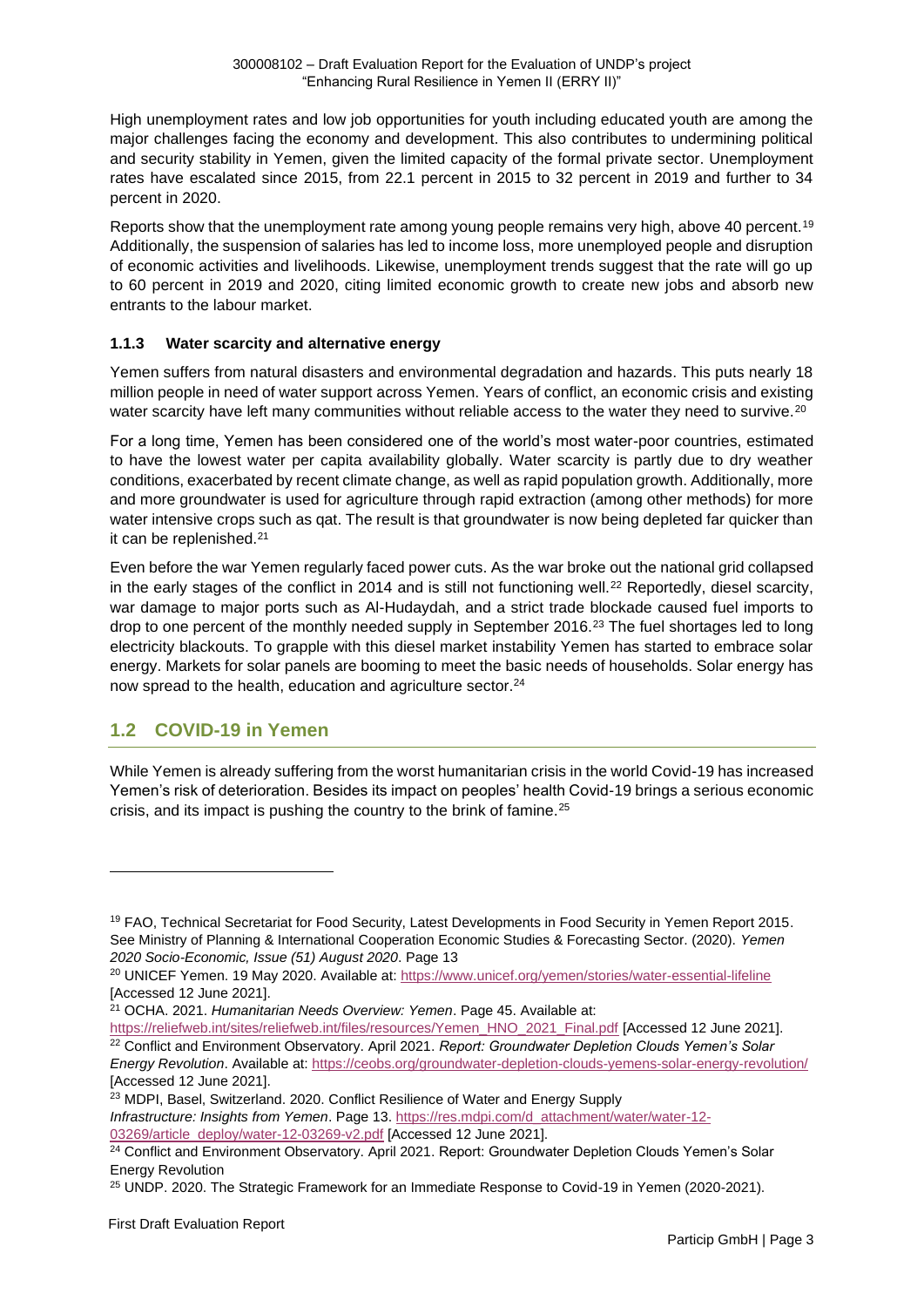High unemployment rates and low job opportunities for youth including educated youth are among the major challenges facing the economy and development. This also contributes to undermining political and security stability in Yemen, given the limited capacity of the formal private sector. Unemployment rates have escalated since 2015, from 22.1 percent in 2015 to 32 percent in 2019 and further to 34 percent in 2020.

Reports show that the unemployment rate among young people remains very high, above 40 percent.[19] Additionally, the suspension of salaries has led to income loss, more unemployed people and disruption of economic activities and livelihoods. Likewise, unemployment trends suggest that the rate will go up to 60 percent in 2019 and 2020, citing limited economic growth to create new jobs and absorb new entrants to the labour market.

### 1.1.3 Water scarcity and alternative energy

Yemen suffers from natural disasters and environmental degradation and hazards. This puts nearly 18 million people in need of water support across Yemen. Years of conflict, an economic crisis and existing water scarcity have left many communities without reliable access to the water they need to survive.[20]

For a long time, Yemen has been considered one of the world's most water-poor countries, estimated to have the lowest water per capita availability globally. Water scarcity is partly due to dry weather conditions, exacerbated by recent climate change, as well as rapid population growth. Additionally, more and more groundwater is used for agriculture through rapid extraction (among other methods) for more water intensive crops such as qat. The result is that groundwater is now being depleted far quicker than it can be replenished.[21]

Even before the war Yemen regularly faced power cuts. As the war broke out the national grid collapsed in the early stages of the conflict in 2014 and is still not functioning well.[22] Reportedly, diesel scarcity, war damage to major ports such as Al-Hudaydah, and a strict trade blockade caused fuel imports to drop to one percent of the monthly needed supply in September 2016.[23] The fuel shortages led to long electricity blackouts. To grapple with this diesel market instability Yemen has started to embrace solar energy. Markets for solar panels are booming to meet the basic needs of households. Solar energy has now spread to the health, education and agriculture sector.[24]

## 1.2 COVID-19 in Yemen

While Yemen is already suffering from the worst humanitarian crisis in the world Covid-19 has increased Yemen's risk of deterioration. Besides its impact on peoples' health Covid-19 brings a serious economic crisis, and its impact is pushing the country to the brink of famine.[25]

---

[19] FAO, Technical Secretariat for Food Security, Latest Developments in Food Security in Yemen Report 2015. See Ministry of Planning & International Cooperation Economic Studies & Forecasting Sector. (2020). *Yemen 2020 Socio-Economic, Issue (51) August 2020*. Page 13

[20] UNICEF Yemen. 19 May 2020. Available at: https://www.unicef.org/yemen/stories/water-essential-lifeline [Accessed 12 June 2021].

[21] OCHA. 2021. *Humanitarian Needs Overview: Yemen*. Page 45. Available at: https://reliefweb.int/sites/reliefweb.int/files/resources/Yemen_HNO_2021_Final.pdf [Accessed 12 June 2021].

[22] Conflict and Environment Observatory. April 2021. *Report: Groundwater Depletion Clouds Yemen's Solar Energy Revolution*. Available at: https://ceobs.org/groundwater-depletion-clouds-yemens-solar-energy-revolution/ [Accessed 12 June 2021].

[23] MDPI, Basel, Switzerland. 2020. Conflict Resilience of Water and Energy Supply *Infrastructure: Insights from Yemen*. Page 13. https://res.mdpi.com/d_attachment/water/water-12-03269/article_deploy/water-12-03269-v2.pdf [Accessed 12 June 2021].

[24] Conflict and Environment Observatory. April 2021. Report: Groundwater Depletion Clouds Yemen's Solar Energy Revolution

[25] UNDP. 2020. The Strategic Framework for an Immediate Response to Covid-19 in Yemen (2020-2021).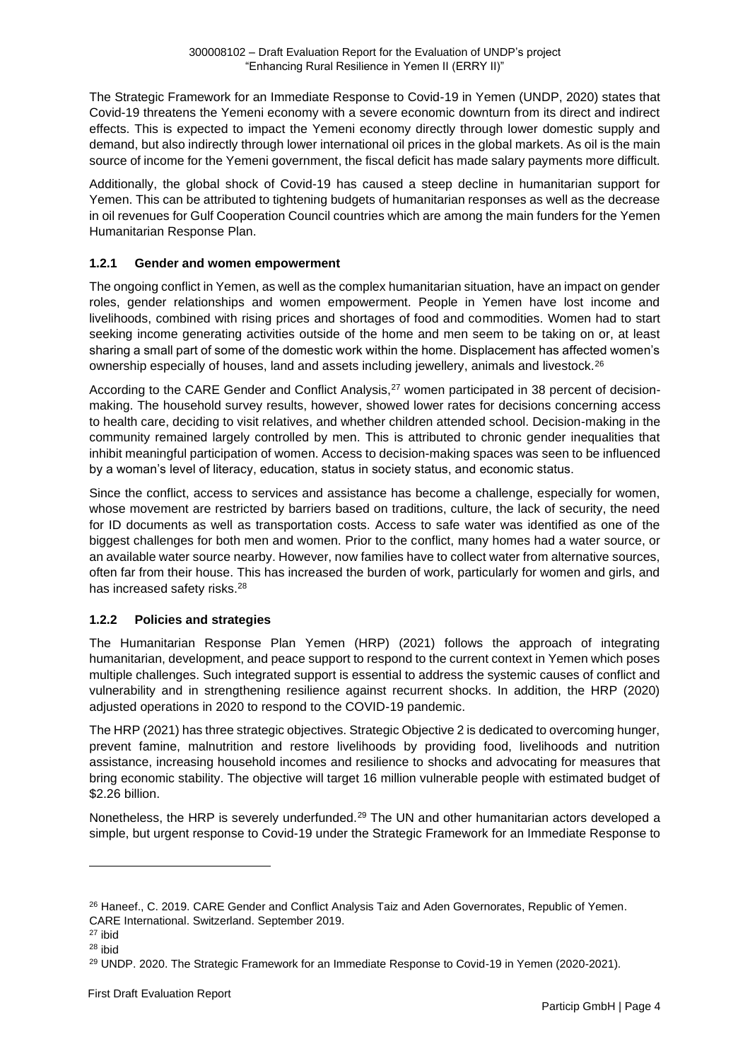The Strategic Framework for an Immediate Response to Covid-19 in Yemen (UNDP, 2020) states that Covid-19 threatens the Yemeni economy with a severe economic downturn from its direct and indirect effects. This is expected to impact the Yemeni economy directly through lower domestic supply and demand, but also indirectly through lower international oil prices in the global markets. As oil is the main source of income for the Yemeni government, the fiscal deficit has made salary payments more difficult.

Additionally, the global shock of Covid-19 has caused a steep decline in humanitarian support for Yemen. This can be attributed to tightening budgets of humanitarian responses as well as the decrease in oil revenues for Gulf Cooperation Council countries which are among the main funders for the Yemen Humanitarian Response Plan.

### 1.2.1 Gender and women empowerment

The ongoing conflict in Yemen, as well as the complex humanitarian situation, have an impact on gender roles, gender relationships and women empowerment. People in Yemen have lost income and livelihoods, combined with rising prices and shortages of food and commodities. Women had to start seeking income generating activities outside of the home and men seem to be taking on or, at least sharing a small part of some of the domestic work within the home. Displacement has affected women's ownership especially of houses, land and assets including jewellery, animals and livestock.[26]

According to the CARE Gender and Conflict Analysis,[27] women participated in 38 percent of decision-making. The household survey results, however, showed lower rates for decisions concerning access to health care, deciding to visit relatives, and whether children attended school. Decision-making in the community remained largely controlled by men. This is attributed to chronic gender inequalities that inhibit meaningful participation of women. Access to decision-making spaces was seen to be influenced by a woman's level of literacy, education, status in society status, and economic status.

Since the conflict, access to services and assistance has become a challenge, especially for women, whose movement are restricted by barriers based on traditions, culture, the lack of security, the need for ID documents as well as transportation costs. Access to safe water was identified as one of the biggest challenges for both men and women. Prior to the conflict, many homes had a water source, or an available water source nearby. However, now families have to collect water from alternative sources, often far from their house. This has increased the burden of work, particularly for women and girls, and has increased safety risks.[28]

### 1.2.2 Policies and strategies

The Humanitarian Response Plan Yemen (HRP) (2021) follows the approach of integrating humanitarian, development, and peace support to respond to the current context in Yemen which poses multiple challenges. Such integrated support is essential to address the systemic causes of conflict and vulnerability and in strengthening resilience against recurrent shocks. In addition, the HRP (2020) adjusted operations in 2020 to respond to the COVID-19 pandemic.

The HRP (2021) has three strategic objectives. Strategic Objective 2 is dedicated to overcoming hunger, prevent famine, malnutrition and restore livelihoods by providing food, livelihoods and nutrition assistance, increasing household incomes and resilience to shocks and advocating for measures that bring economic stability. The objective will target 16 million vulnerable people with estimated budget of $2.26 billion.

Nonetheless, the HRP is severely underfunded.[29] The UN and other humanitarian actors developed a simple, but urgent response to Covid-19 under the Strategic Framework for an Immediate Response to

---

[26] Haneef., C. 2019. CARE Gender and Conflict Analysis Taiz and Aden Governorates, Republic of Yemen. CARE International. Switzerland. September 2019.

[27] ibid

[28] ibid

[29] UNDP. 2020. The Strategic Framework for an Immediate Response to Covid-19 in Yemen (2020-2021).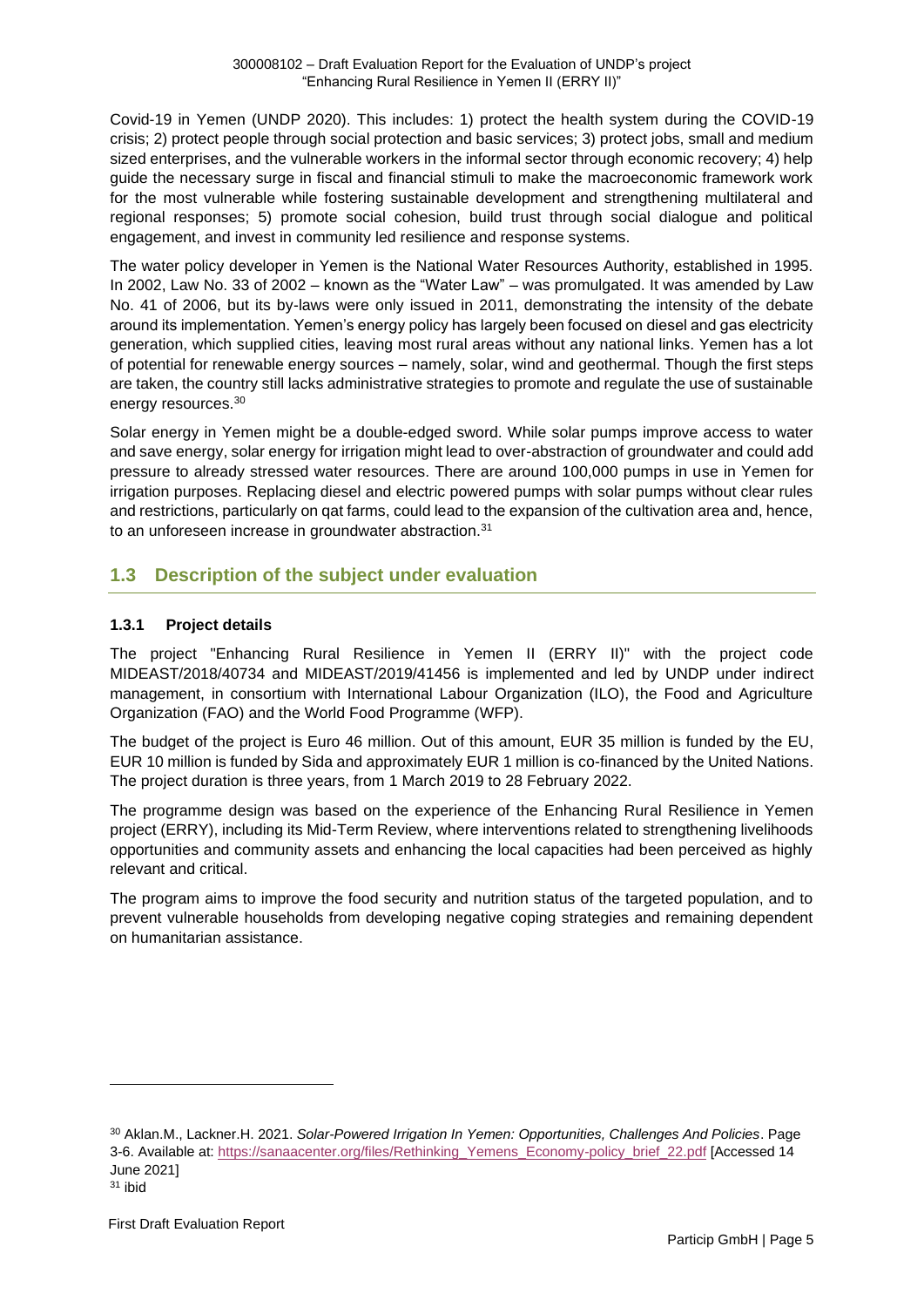Covid-19 in Yemen (UNDP 2020). This includes: 1) protect the health system during the COVID-19 crisis; 2) protect people through social protection and basic services; 3) protect jobs, small and medium sized enterprises, and the vulnerable workers in the informal sector through economic recovery; 4) help guide the necessary surge in fiscal and financial stimuli to make the macroeconomic framework work for the most vulnerable while fostering sustainable development and strengthening multilateral and regional responses; 5) promote social cohesion, build trust through social dialogue and political engagement, and invest in community led resilience and response systems.

The water policy developer in Yemen is the National Water Resources Authority, established in 1995. In 2002, Law No. 33 of 2002 – known as the "Water Law" – was promulgated. It was amended by Law No. 41 of 2006, but its by-laws were only issued in 2011, demonstrating the intensity of the debate around its implementation. Yemen's energy policy has largely been focused on diesel and gas electricity generation, which supplied cities, leaving most rural areas without any national links. Yemen has a lot of potential for renewable energy sources – namely, solar, wind and geothermal. Though the first steps are taken, the country still lacks administrative strategies to promote and regulate the use of sustainable energy resources.[30]

Solar energy in Yemen might be a double-edged sword. While solar pumps improve access to water and save energy, solar energy for irrigation might lead to over-abstraction of groundwater and could add pressure to already stressed water resources. There are around 100,000 pumps in use in Yemen for irrigation purposes. Replacing diesel and electric powered pumps with solar pumps without clear rules and restrictions, particularly on qat farms, could lead to the expansion of the cultivation area and, hence, to an unforeseen increase in groundwater abstraction.[31]

## 1.3 Description of the subject under evaluation

### 1.3.1 Project details

The project "Enhancing Rural Resilience in Yemen II (ERRY II)" with the project code MIDEAST/2018/40734 and MIDEAST/2019/41456 is implemented and led by UNDP under indirect management, in consortium with International Labour Organization (ILO), the Food and Agriculture Organization (FAO) and the World Food Programme (WFP).

The budget of the project is Euro 46 million. Out of this amount, EUR 35 million is funded by the EU, EUR 10 million is funded by Sida and approximately EUR 1 million is co-financed by the United Nations. The project duration is three years, from 1 March 2019 to 28 February 2022.

The programme design was based on the experience of the Enhancing Rural Resilience in Yemen project (ERRY), including its Mid-Term Review, where interventions related to strengthening livelihoods opportunities and community assets and enhancing the local capacities had been perceived as highly relevant and critical.

The program aims to improve the food security and nutrition status of the targeted population, and to prevent vulnerable households from developing negative coping strategies and remaining dependent on humanitarian assistance.

---

[30] Aklan.M., Lackner.H. 2021. *Solar-Powered Irrigation In Yemen: Opportunities, Challenges And Policies*. Page 3-6. Available at: https://sanaacenter.org/files/Rethinking_Yemens_Economy-policy_brief_22.pdf [Accessed 14 June 2021]

[31] ibid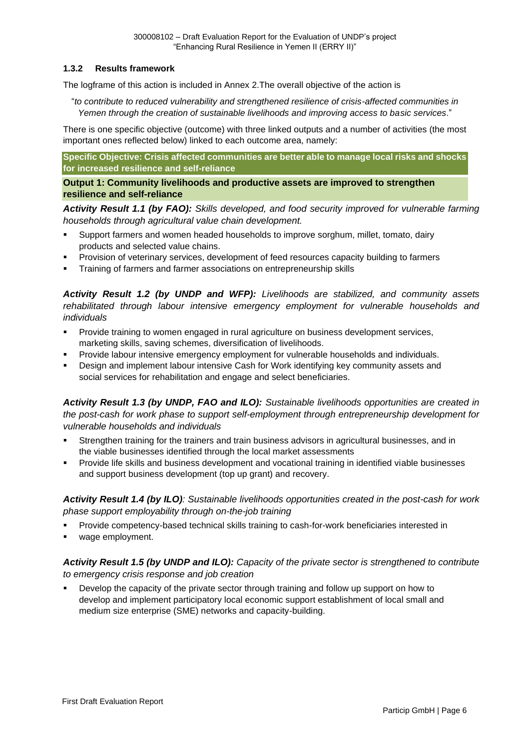### 1.3.2 Results framework

The logframe of this action is included in Annex 2.The overall objective of the action is

"*to contribute to reduced vulnerability and strengthened resilience of crisis-affected communities in Yemen through the creation of sustainable livelihoods and improving access to basic services*."

There is one specific objective (outcome) with three linked outputs and a number of activities (the most important ones reflected below) linked to each outcome area, namely:

**Specific Objective: Crisis affected communities are better able to manage local risks and shocks for increased resilience and self-reliance**

**Output 1: Community livelihoods and productive assets are improved to strengthen resilience and self-reliance**

***Activity Result 1.1 (by FAO):*** *Skills developed, and food security improved for vulnerable farming households through agricultural value chain development.*

- Support farmers and women headed households to improve sorghum, millet, tomato, dairy products and selected value chains.
- Provision of veterinary services, development of feed resources capacity building to farmers
- Training of farmers and farmer associations on entrepreneurship skills

***Activity Result 1.2 (by UNDP and WFP):*** *Livelihoods are stabilized, and community assets rehabilitated through labour intensive emergency employment for vulnerable households and individuals*

- Provide training to women engaged in rural agriculture on business development services, marketing skills, saving schemes, diversification of livelihoods.
- Provide labour intensive emergency employment for vulnerable households and individuals.
- Design and implement labour intensive Cash for Work identifying key community assets and social services for rehabilitation and engage and select beneficiaries.

***Activity Result 1.3 (by UNDP, FAO and ILO):*** *Sustainable livelihoods opportunities are created in the post-cash for work phase to support self-employment through entrepreneurship development for vulnerable households and individuals*

- Strengthen training for the trainers and train business advisors in agricultural businesses, and in the viable businesses identified through the local market assessments
- Provide life skills and business development and vocational training in identified viable businesses and support business development (top up grant) and recovery.

***Activity Result 1.4 (by ILO)****: Sustainable livelihoods opportunities created in the post-cash for work phase support employability through on-the-job training*

- Provide competency-based technical skills training to cash-for-work beneficiaries interested in
- wage employment.

***Activity Result 1.5 (by UNDP and ILO):*** *Capacity of the private sector is strengthened to contribute to emergency crisis response and job creation*

- Develop the capacity of the private sector through training and follow up support on how to develop and implement participatory local economic support establishment of local small and medium size enterprise (SME) networks and capacity-building.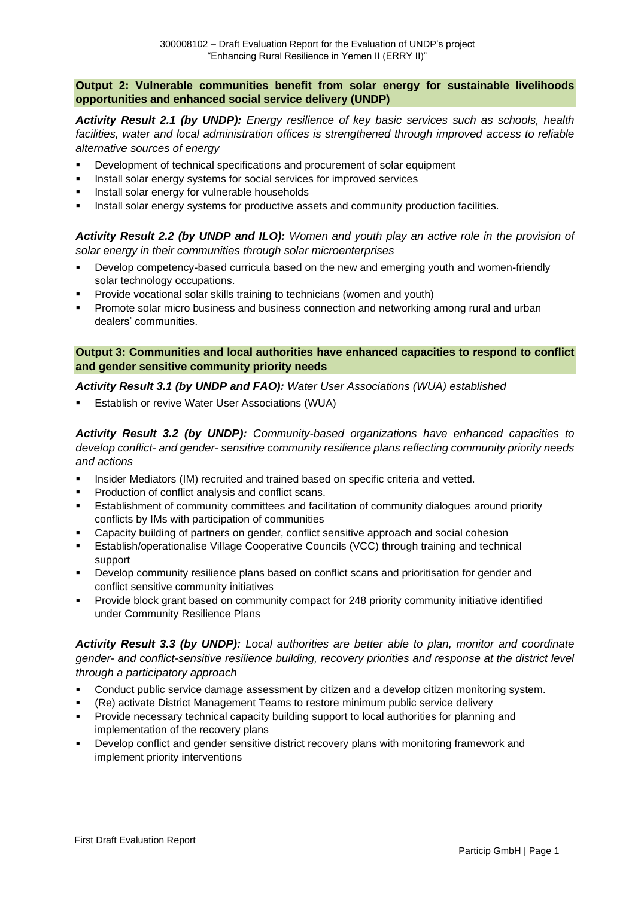**Output 2: Vulnerable communities benefit from solar energy for sustainable livelihoods opportunities and enhanced social service delivery (UNDP)**

***Activity Result 2.1 (by UNDP):*** *Energy resilience of key basic services such as schools, health facilities, water and local administration offices is strengthened through improved access to reliable alternative sources of energy*

- Development of technical specifications and procurement of solar equipment
- Install solar energy systems for social services for improved services
- Install solar energy for vulnerable households
- Install solar energy systems for productive assets and community production facilities.

***Activity Result 2.2 (by UNDP and ILO):*** *Women and youth play an active role in the provision of solar energy in their communities through solar microenterprises*

- Develop competency-based curricula based on the new and emerging youth and women-friendly solar technology occupations.
- Provide vocational solar skills training to technicians (women and youth)
- Promote solar micro business and business connection and networking among rural and urban dealers' communities.

**Output 3: Communities and local authorities have enhanced capacities to respond to conflict and gender sensitive community priority needs**

***Activity Result 3.1 (by UNDP and FAO):*** *Water User Associations (WUA) established*

- Establish or revive Water User Associations (WUA)

***Activity Result 3.2 (by UNDP):*** *Community-based organizations have enhanced capacities to develop conflict- and gender- sensitive community resilience plans reflecting community priority needs and actions*

- Insider Mediators (IM) recruited and trained based on specific criteria and vetted.
- Production of conflict analysis and conflict scans.
- Establishment of community committees and facilitation of community dialogues around priority conflicts by IMs with participation of communities
- Capacity building of partners on gender, conflict sensitive approach and social cohesion
- Establish/operationalise Village Cooperative Councils (VCC) through training and technical support
- Develop community resilience plans based on conflict scans and prioritisation for gender and conflict sensitive community initiatives
- Provide block grant based on community compact for 248 priority community initiative identified under Community Resilience Plans

***Activity Result 3.3 (by UNDP):*** *Local authorities are better able to plan, monitor and coordinate gender- and conflict-sensitive resilience building, recovery priorities and response at the district level through a participatory approach*

- Conduct public service damage assessment by citizen and a develop citizen monitoring system.
- (Re) activate District Management Teams to restore minimum public service delivery
- Provide necessary technical capacity building support to local authorities for planning and implementation of the recovery plans
- Develop conflict and gender sensitive district recovery plans with monitoring framework and implement priority interventions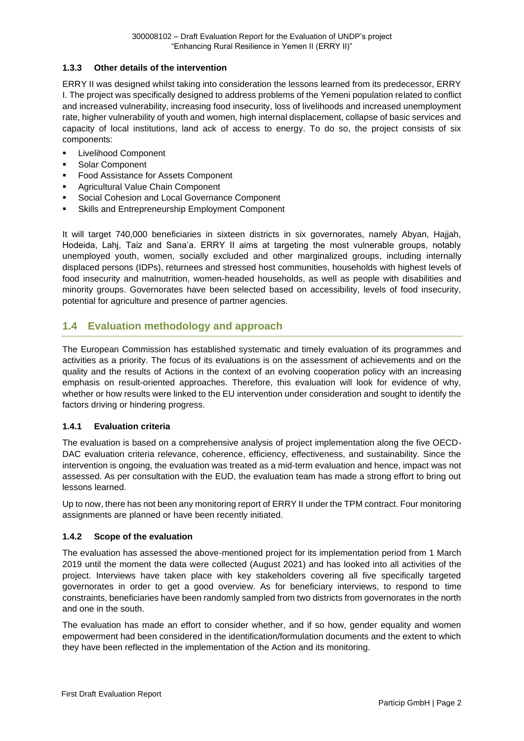### 1.3.3 Other details of the intervention

ERRY II was designed whilst taking into consideration the lessons learned from its predecessor, ERRY I. The project was specifically designed to address problems of the Yemeni population related to conflict and increased vulnerability, increasing food insecurity, loss of livelihoods and increased unemployment rate, higher vulnerability of youth and women, high internal displacement, collapse of basic services and capacity of local institutions, land ack of access to energy. To do so, the project consists of six components:

- Livelihood Component
- Solar Component
- Food Assistance for Assets Component
- Agricultural Value Chain Component
- Social Cohesion and Local Governance Component
- Skills and Entrepreneurship Employment Component

It will target 740,000 beneficiaries in sixteen districts in six governorates, namely Abyan, Hajjah, Hodeida, Lahj, Taiz and Sana'a. ERRY II aims at targeting the most vulnerable groups, notably unemployed youth, women, socially excluded and other marginalized groups, including internally displaced persons (IDPs), returnees and stressed host communities, households with highest levels of food insecurity and malnutrition, women-headed households, as well as people with disabilities and minority groups. Governorates have been selected based on accessibility, levels of food insecurity, potential for agriculture and presence of partner agencies.

## 1.4 Evaluation methodology and approach

The European Commission has established systematic and timely evaluation of its programmes and activities as a priority. The focus of its evaluations is on the assessment of achievements and on the quality and the results of Actions in the context of an evolving cooperation policy with an increasing emphasis on result-oriented approaches. Therefore, this evaluation will look for evidence of why, whether or how results were linked to the EU intervention under consideration and sought to identify the factors driving or hindering progress.

### 1.4.1 Evaluation criteria

The evaluation is based on a comprehensive analysis of project implementation along the five OECD-DAC evaluation criteria relevance, coherence, efficiency, effectiveness, and sustainability. Since the intervention is ongoing, the evaluation was treated as a mid-term evaluation and hence, impact was not assessed. As per consultation with the EUD, the evaluation team has made a strong effort to bring out lessons learned.

Up to now, there has not been any monitoring report of ERRY II under the TPM contract. Four monitoring assignments are planned or have been recently initiated.

### 1.4.2 Scope of the evaluation

The evaluation has assessed the above-mentioned project for its implementation period from 1 March 2019 until the moment the data were collected (August 2021) and has looked into all activities of the project. Interviews have taken place with key stakeholders covering all five specifically targeted governorates in order to get a good overview. As for beneficiary interviews, to respond to time constraints, beneficiaries have been randomly sampled from two districts from governorates in the north and one in the south.

The evaluation has made an effort to consider whether, and if so how, gender equality and women empowerment had been considered in the identification/formulation documents and the extent to which they have been reflected in the implementation of the Action and its monitoring.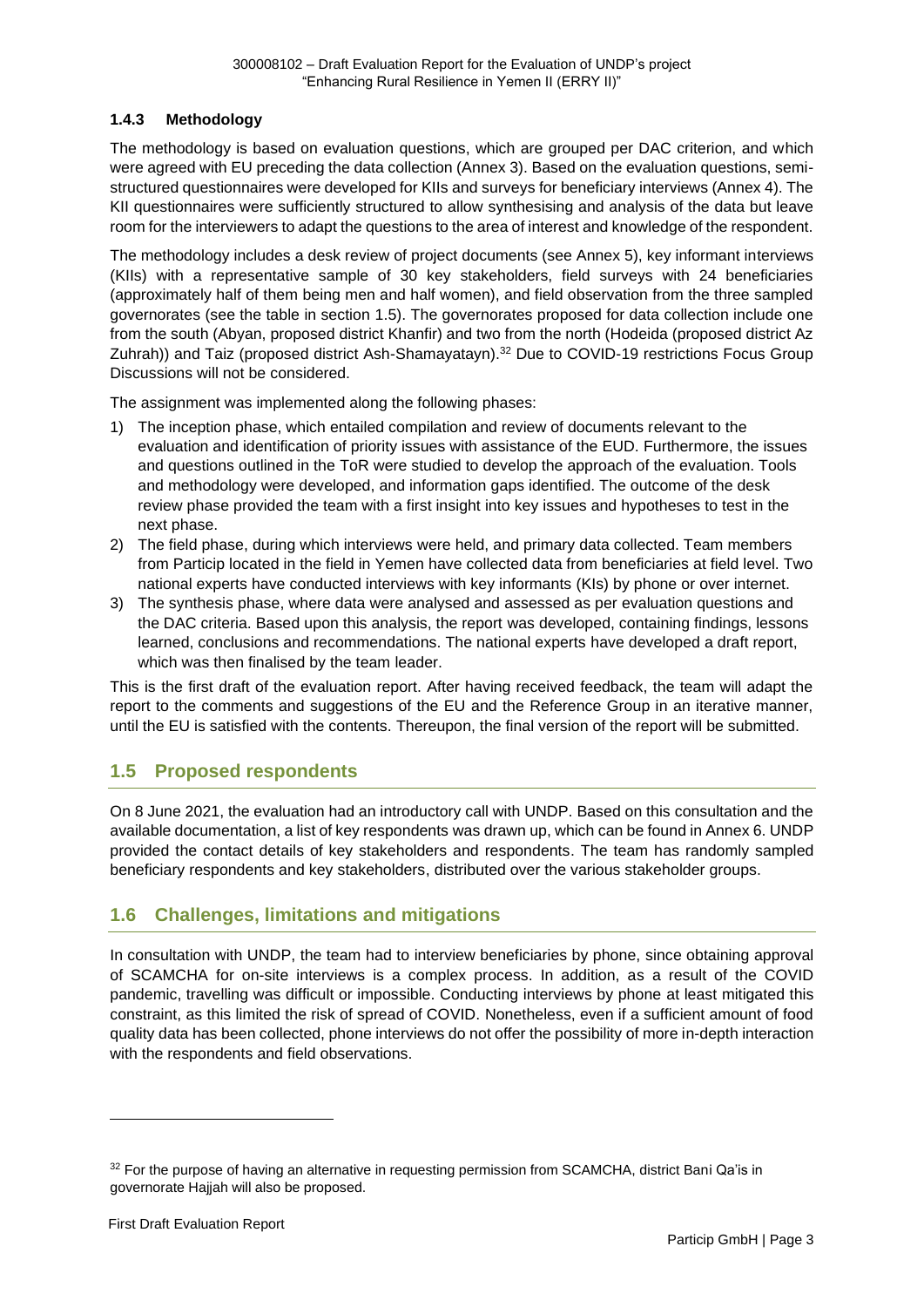### 1.4.3 Methodology

The methodology is based on evaluation questions, which are grouped per DAC criterion, and which were agreed with EU preceding the data collection (Annex 3). Based on the evaluation questions, semi-structured questionnaires were developed for KIIs and surveys for beneficiary interviews (Annex 4). The KII questionnaires were sufficiently structured to allow synthesising and analysis of the data but leave room for the interviewers to adapt the questions to the area of interest and knowledge of the respondent.

The methodology includes a desk review of project documents (see Annex 5), key informant interviews (KIIs) with a representative sample of 30 key stakeholders, field surveys with 24 beneficiaries (approximately half of them being men and half women), and field observation from the three sampled governorates (see the table in section 1.5). The governorates proposed for data collection include one from the south (Abyan, proposed district Khanfir) and two from the north (Hodeida (proposed district Az Zuhrah)) and Taiz (proposed district Ash-Shamayatayn).[32] Due to COVID-19 restrictions Focus Group Discussions will not be considered.

The assignment was implemented along the following phases:

1) The inception phase, which entailed compilation and review of documents relevant to the evaluation and identification of priority issues with assistance of the EUD. Furthermore, the issues and questions outlined in the ToR were studied to develop the approach of the evaluation. Tools and methodology were developed, and information gaps identified. The outcome of the desk review phase provided the team with a first insight into key issues and hypotheses to test in the next phase.
2) The field phase, during which interviews were held, and primary data collected. Team members from Particip located in the field in Yemen have collected data from beneficiaries at field level. Two national experts have conducted interviews with key informants (KIs) by phone or over internet.
3) The synthesis phase, where data were analysed and assessed as per evaluation questions and the DAC criteria. Based upon this analysis, the report was developed, containing findings, lessons learned, conclusions and recommendations. The national experts have developed a draft report, which was then finalised by the team leader.

This is the first draft of the evaluation report. After having received feedback, the team will adapt the report to the comments and suggestions of the EU and the Reference Group in an iterative manner, until the EU is satisfied with the contents. Thereupon, the final version of the report will be submitted.

## 1.5 Proposed respondents

On 8 June 2021, the evaluation had an introductory call with UNDP. Based on this consultation and the available documentation, a list of key respondents was drawn up, which can be found in Annex 6. UNDP provided the contact details of key stakeholders and respondents. The team has randomly sampled beneficiary respondents and key stakeholders, distributed over the various stakeholder groups.

## 1.6 Challenges, limitations and mitigations

In consultation with UNDP, the team had to interview beneficiaries by phone, since obtaining approval of SCAMCHA for on-site interviews is a complex process. In addition, as a result of the COVID pandemic, travelling was difficult or impossible. Conducting interviews by phone at least mitigated this constraint, as this limited the risk of spread of COVID. Nonetheless, even if a sufficient amount of food quality data has been collected, phone interviews do not offer the possibility of more in-depth interaction with the respondents and field observations.

---

[32] For the purpose of having an alternative in requesting permission from SCAMCHA, district Bani Qa'is in governorate Hajjah will also be proposed.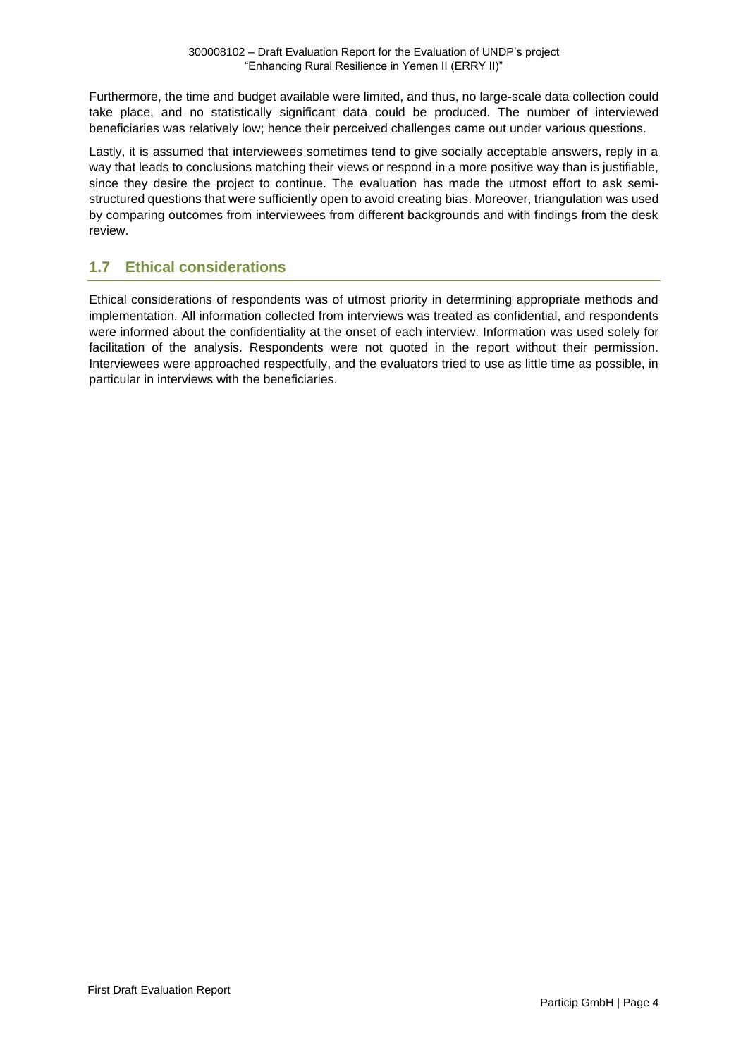Furthermore, the time and budget available were limited, and thus, no large-scale data collection could take place, and no statistically significant data could be produced. The number of interviewed beneficiaries was relatively low; hence their perceived challenges came out under various questions.

Lastly, it is assumed that interviewees sometimes tend to give socially acceptable answers, reply in a way that leads to conclusions matching their views or respond in a more positive way than is justifiable, since they desire the project to continue. The evaluation has made the utmost effort to ask semi-structured questions that were sufficiently open to avoid creating bias. Moreover, triangulation was used by comparing outcomes from interviewees from different backgrounds and with findings from the desk review.

## 1.7 Ethical considerations

Ethical considerations of respondents was of utmost priority in determining appropriate methods and implementation. All information collected from interviews was treated as confidential, and respondents were informed about the confidentiality at the onset of each interview. Information was used solely for facilitation of the analysis. Respondents were not quoted in the report without their permission. Interviewees were approached respectfully, and the evaluators tried to use as little time as possible, in particular in interviews with the beneficiaries.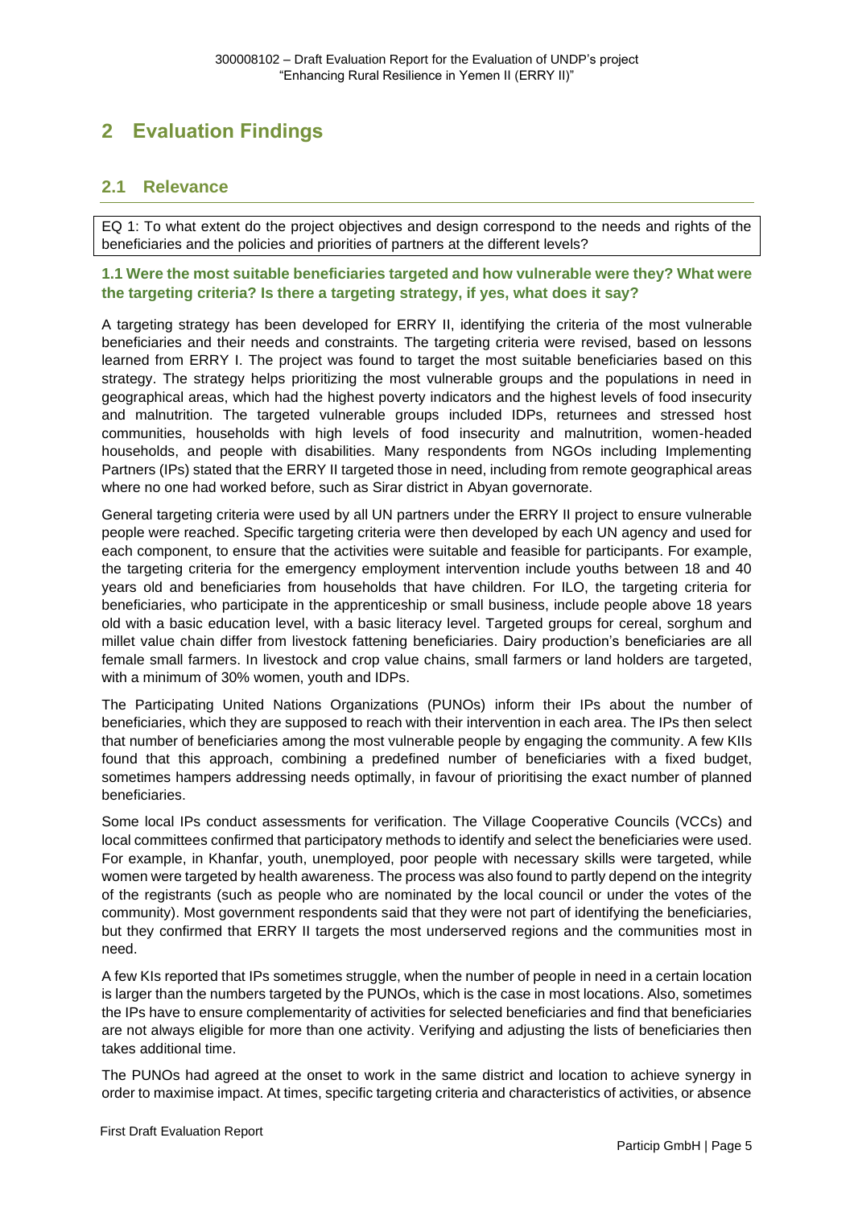# 2 Evaluation Findings

## 2.1 Relevance

EQ 1: To what extent do the project objectives and design correspond to the needs and rights of the beneficiaries and the policies and priorities of partners at the different levels?

### 1.1 Were the most suitable beneficiaries targeted and how vulnerable were they? What were the targeting criteria? Is there a targeting strategy, if yes, what does it say?

A targeting strategy has been developed for ERRY II, identifying the criteria of the most vulnerable beneficiaries and their needs and constraints. The targeting criteria were revised, based on lessons learned from ERRY I. The project was found to target the most suitable beneficiaries based on this strategy. The strategy helps prioritizing the most vulnerable groups and the populations in need in geographical areas, which had the highest poverty indicators and the highest levels of food insecurity and malnutrition. The targeted vulnerable groups included IDPs, returnees and stressed host communities, households with high levels of food insecurity and malnutrition, women-headed households, and people with disabilities. Many respondents from NGOs including Implementing Partners (IPs) stated that the ERRY II targeted those in need, including from remote geographical areas where no one had worked before, such as Sirar district in Abyan governorate.

General targeting criteria were used by all UN partners under the ERRY II project to ensure vulnerable people were reached. Specific targeting criteria were then developed by each UN agency and used for each component, to ensure that the activities were suitable and feasible for participants. For example, the targeting criteria for the emergency employment intervention include youths between 18 and 40 years old and beneficiaries from households that have children. For ILO, the targeting criteria for beneficiaries, who participate in the apprenticeship or small business, include people above 18 years old with a basic education level, with a basic literacy level. Targeted groups for cereal, sorghum and millet value chain differ from livestock fattening beneficiaries. Dairy production's beneficiaries are all female small farmers. In livestock and crop value chains, small farmers or land holders are targeted, with a minimum of 30% women, youth and IDPs.

The Participating United Nations Organizations (PUNOs) inform their IPs about the number of beneficiaries, which they are supposed to reach with their intervention in each area. The IPs then select that number of beneficiaries among the most vulnerable people by engaging the community. A few KIIs found that this approach, combining a predefined number of beneficiaries with a fixed budget, sometimes hampers addressing needs optimally, in favour of prioritising the exact number of planned beneficiaries.

Some local IPs conduct assessments for verification. The Village Cooperative Councils (VCCs) and local committees confirmed that participatory methods to identify and select the beneficiaries were used. For example, in Khanfar, youth, unemployed, poor people with necessary skills were targeted, while women were targeted by health awareness. The process was also found to partly depend on the integrity of the registrants (such as people who are nominated by the local council or under the votes of the community). Most government respondents said that they were not part of identifying the beneficiaries, but they confirmed that ERRY II targets the most underserved regions and the communities most in need.

A few KIs reported that IPs sometimes struggle, when the number of people in need in a certain location is larger than the numbers targeted by the PUNOs, which is the case in most locations. Also, sometimes the IPs have to ensure complementarity of activities for selected beneficiaries and find that beneficiaries are not always eligible for more than one activity. Verifying and adjusting the lists of beneficiaries then takes additional time.

The PUNOs had agreed at the onset to work in the same district and location to achieve synergy in order to maximise impact. At times, specific targeting criteria and characteristics of activities, or absence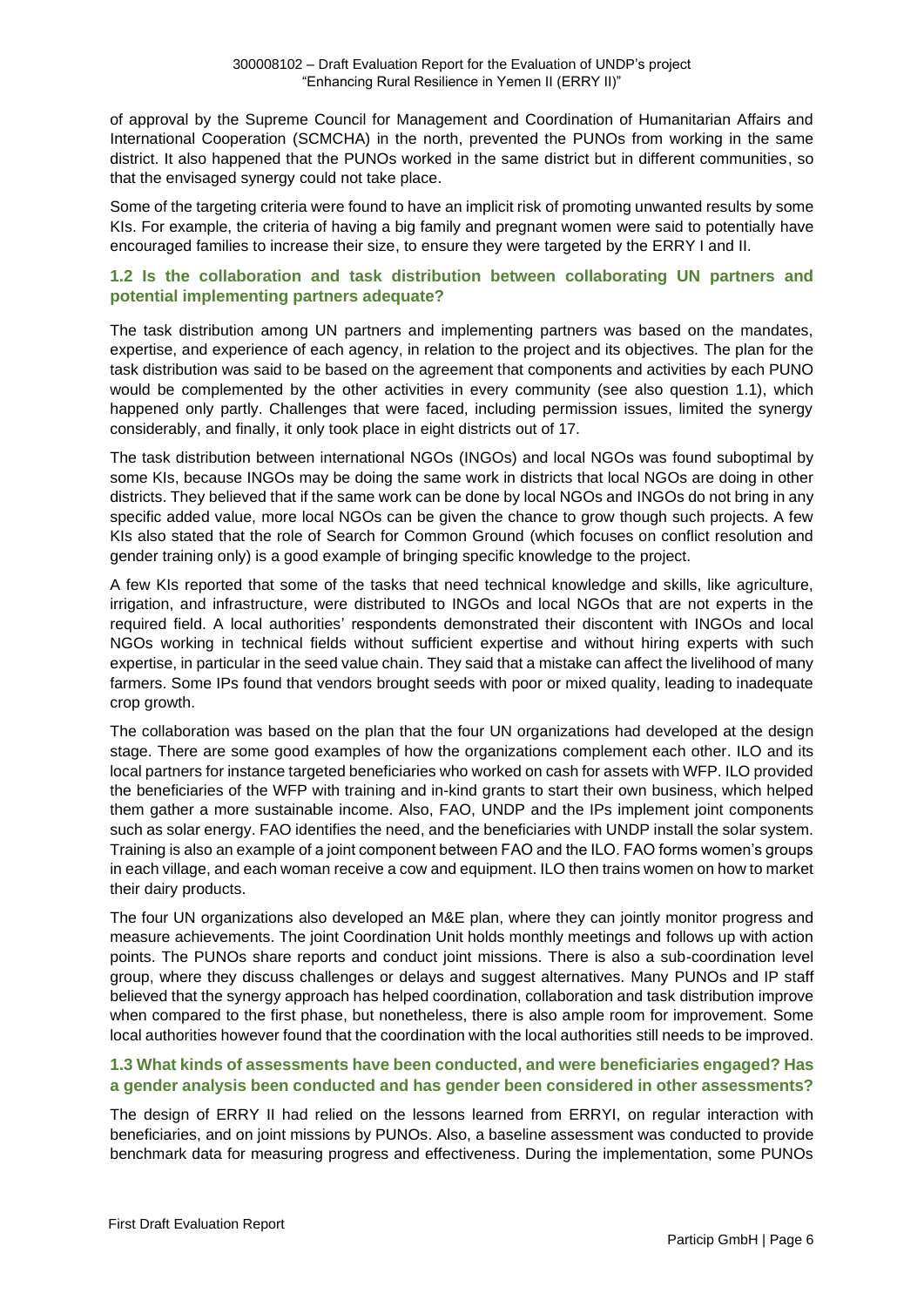of approval by the Supreme Council for Management and Coordination of Humanitarian Affairs and International Cooperation (SCMCHA) in the north, prevented the PUNOs from working in the same district. It also happened that the PUNOs worked in the same district but in different communities, so that the envisaged synergy could not take place.

Some of the targeting criteria were found to have an implicit risk of promoting unwanted results by some KIs. For example, the criteria of having a big family and pregnant women were said to potentially have encouraged families to increase their size, to ensure they were targeted by the ERRY I and II.

### 1.2 Is the collaboration and task distribution between collaborating UN partners and potential implementing partners adequate?

The task distribution among UN partners and implementing partners was based on the mandates, expertise, and experience of each agency, in relation to the project and its objectives. The plan for the task distribution was said to be based on the agreement that components and activities by each PUNO would be complemented by the other activities in every community (see also question 1.1), which happened only partly. Challenges that were faced, including permission issues, limited the synergy considerably, and finally, it only took place in eight districts out of 17.

The task distribution between international NGOs (INGOs) and local NGOs was found suboptimal by some KIs, because INGOs may be doing the same work in districts that local NGOs are doing in other districts. They believed that if the same work can be done by local NGOs and INGOs do not bring in any specific added value, more local NGOs can be given the chance to grow though such projects. A few KIs also stated that the role of Search for Common Ground (which focuses on conflict resolution and gender training only) is a good example of bringing specific knowledge to the project.

A few KIs reported that some of the tasks that need technical knowledge and skills, like agriculture, irrigation, and infrastructure, were distributed to INGOs and local NGOs that are not experts in the required field. A local authorities' respondents demonstrated their discontent with INGOs and local NGOs working in technical fields without sufficient expertise and without hiring experts with such expertise, in particular in the seed value chain. They said that a mistake can affect the livelihood of many farmers. Some IPs found that vendors brought seeds with poor or mixed quality, leading to inadequate crop growth.

The collaboration was based on the plan that the four UN organizations had developed at the design stage. There are some good examples of how the organizations complement each other. ILO and its local partners for instance targeted beneficiaries who worked on cash for assets with WFP. ILO provided the beneficiaries of the WFP with training and in-kind grants to start their own business, which helped them gather a more sustainable income. Also, FAO, UNDP and the IPs implement joint components such as solar energy. FAO identifies the need, and the beneficiaries with UNDP install the solar system. Training is also an example of a joint component between FAO and the ILO. FAO forms women's groups in each village, and each woman receive a cow and equipment. ILO then trains women on how to market their dairy products.

The four UN organizations also developed an M&E plan, where they can jointly monitor progress and measure achievements. The joint Coordination Unit holds monthly meetings and follows up with action points. The PUNOs share reports and conduct joint missions. There is also a sub-coordination level group, where they discuss challenges or delays and suggest alternatives. Many PUNOs and IP staff believed that the synergy approach has helped coordination, collaboration and task distribution improve when compared to the first phase, but nonetheless, there is also ample room for improvement. Some local authorities however found that the coordination with the local authorities still needs to be improved.

### 1.3 What kinds of assessments have been conducted, and were beneficiaries engaged? Has a gender analysis been conducted and has gender been considered in other assessments?

The design of ERRY II had relied on the lessons learned from ERRYI, on regular interaction with beneficiaries, and on joint missions by PUNOs. Also, a baseline assessment was conducted to provide benchmark data for measuring progress and effectiveness. During the implementation, some PUNOs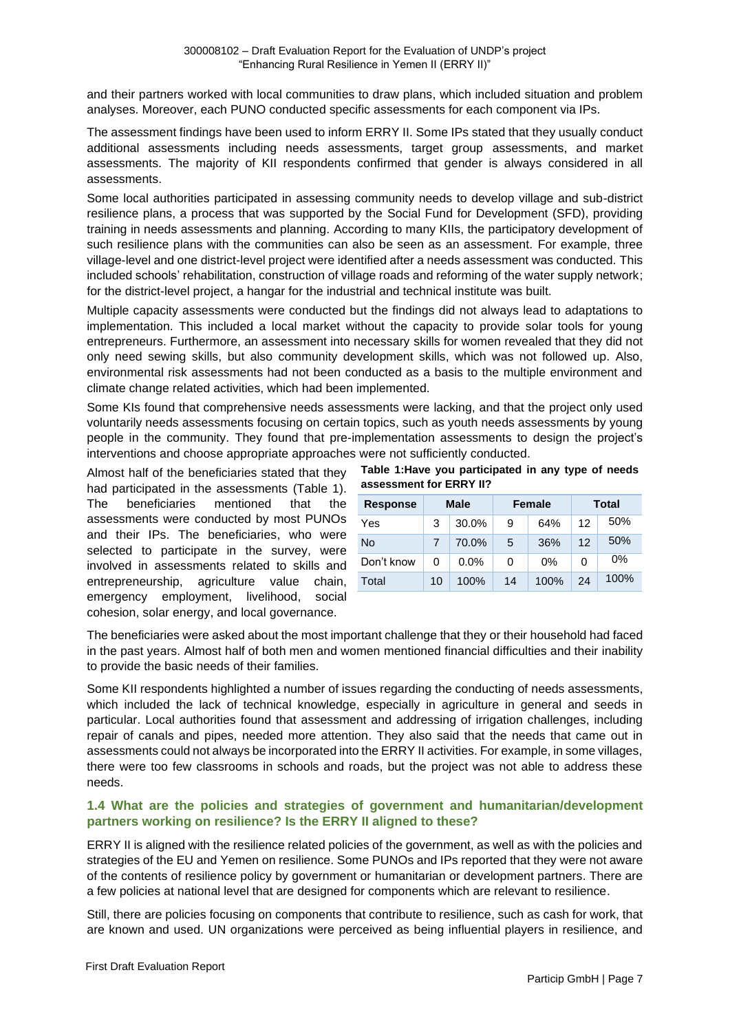and their partners worked with local communities to draw plans, which included situation and problem analyses. Moreover, each PUNO conducted specific assessments for each component via IPs.

The assessment findings have been used to inform ERRY II. Some IPs stated that they usually conduct additional assessments including needs assessments, target group assessments, and market assessments. The majority of KII respondents confirmed that gender is always considered in all assessments.

Some local authorities participated in assessing community needs to develop village and sub-district resilience plans, a process that was supported by the Social Fund for Development (SFD), providing training in needs assessments and planning. According to many KIIs, the participatory development of such resilience plans with the communities can also be seen as an assessment. For example, three village-level and one district-level project were identified after a needs assessment was conducted. This included schools' rehabilitation, construction of village roads and reforming of the water supply network; for the district-level project, a hangar for the industrial and technical institute was built.

Multiple capacity assessments were conducted but the findings did not always lead to adaptations to implementation. This included a local market without the capacity to provide solar tools for young entrepreneurs. Furthermore, an assessment into necessary skills for women revealed that they did not only need sewing skills, but also community development skills, which was not followed up. Also, environmental risk assessments had not been conducted as a basis to the multiple environment and climate change related activities, which had been implemented.

Some KIs found that comprehensive needs assessments were lacking, and that the project only used voluntarily needs assessments focusing on certain topics, such as youth needs assessments by young people in the community. They found that pre-implementation assessments to design the project's interventions and choose appropriate approaches were not sufficiently conducted.

Almost half of the beneficiaries stated that they had participated in the assessments (Table 1). The beneficiaries mentioned that the assessments were conducted by most PUNOs and their IPs. The beneficiaries, who were selected to participate in the survey, were involved in assessments related to skills and entrepreneurship, agriculture value chain, emergency employment, livelihood, social cohesion, solar energy, and local governance.

**Table 1:Have you participated in any type of needs assessment for ERRY II?**

| Response | Male | | Female | | Total | |
|---|---|---|---|---|---|---|
| Yes | 3 | 30.0% | 9 | 64% | 12 | 50% |
| No | 7 | 70.0% | 5 | 36% | 12 | 50% |
| Don't know | 0 | 0.0% | 0 | 0% | 0 | 0% |
| Total | 10 | 100% | 14 | 100% | 24 | 100% |

The beneficiaries were asked about the most important challenge that they or their household had faced in the past years. Almost half of both men and women mentioned financial difficulties and their inability to provide the basic needs of their families.

Some KII respondents highlighted a number of issues regarding the conducting of needs assessments, which included the lack of technical knowledge, especially in agriculture in general and seeds in particular. Local authorities found that assessment and addressing of irrigation challenges, including repair of canals and pipes, needed more attention. They also said that the needs that came out in assessments could not always be incorporated into the ERRY II activities. For example, in some villages, there were too few classrooms in schools and roads, but the project was not able to address these needs.

### 1.4 What are the policies and strategies of government and humanitarian/development partners working on resilience? Is the ERRY II aligned to these?

ERRY II is aligned with the resilience related policies of the government, as well as with the policies and strategies of the EU and Yemen on resilience. Some PUNOs and IPs reported that they were not aware of the contents of resilience policy by government or humanitarian or development partners. There are a few policies at national level that are designed for components which are relevant to resilience.

Still, there are policies focusing on components that contribute to resilience, such as cash for work, that are known and used. UN organizations were perceived as being influential players in resilience, and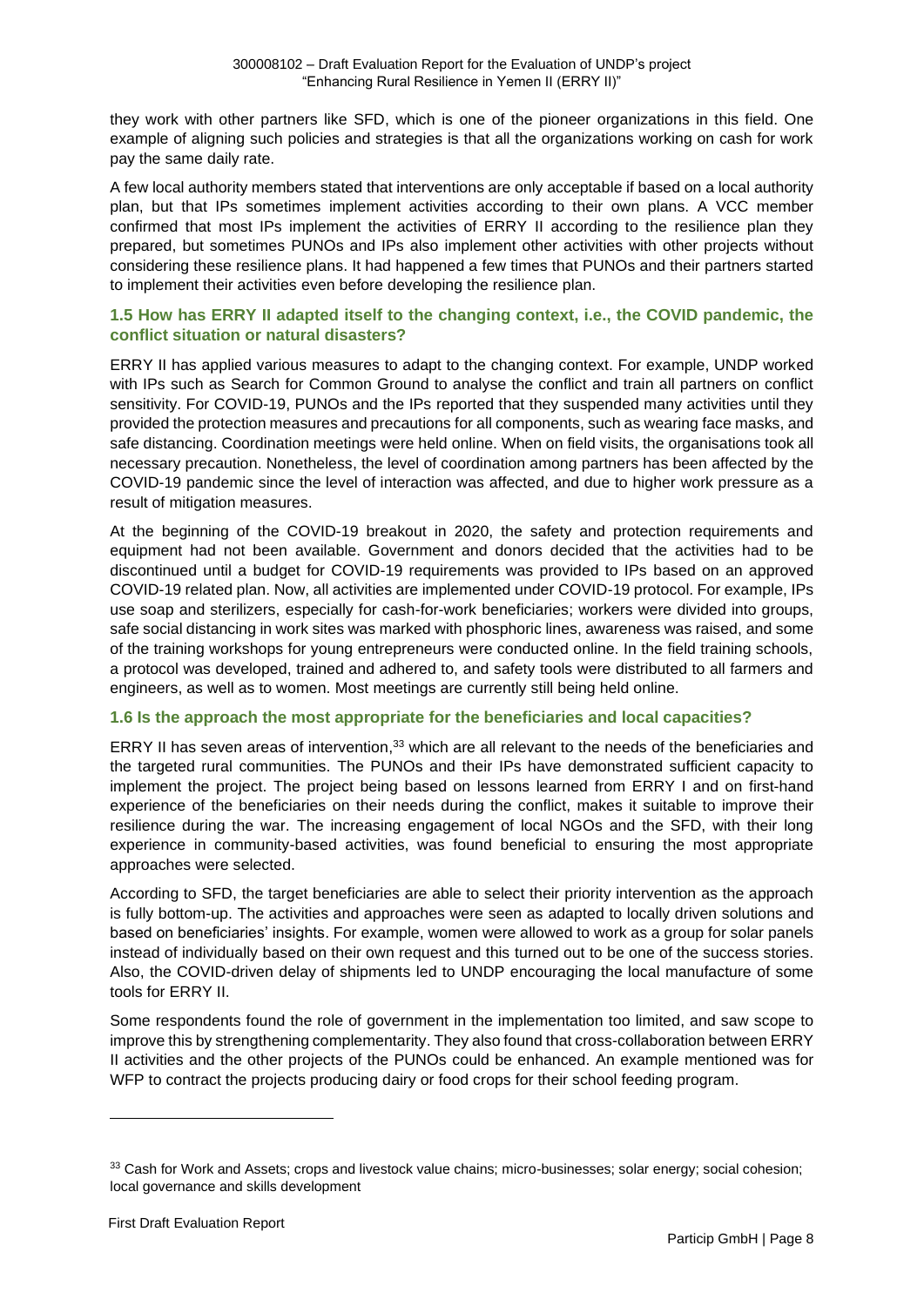they work with other partners like SFD, which is one of the pioneer organizations in this field. One example of aligning such policies and strategies is that all the organizations working on cash for work pay the same daily rate.

A few local authority members stated that interventions are only acceptable if based on a local authority plan, but that IPs sometimes implement activities according to their own plans. A VCC member confirmed that most IPs implement the activities of ERRY II according to the resilience plan they prepared, but sometimes PUNOs and IPs also implement other activities with other projects without considering these resilience plans. It had happened a few times that PUNOs and their partners started to implement their activities even before developing the resilience plan.

### 1.5 How has ERRY II adapted itself to the changing context, i.e., the COVID pandemic, the conflict situation or natural disasters?

ERRY II has applied various measures to adapt to the changing context. For example, UNDP worked with IPs such as Search for Common Ground to analyse the conflict and train all partners on conflict sensitivity. For COVID-19, PUNOs and the IPs reported that they suspended many activities until they provided the protection measures and precautions for all components, such as wearing face masks, and safe distancing. Coordination meetings were held online. When on field visits, the organisations took all necessary precaution. Nonetheless, the level of coordination among partners has been affected by the COVID-19 pandemic since the level of interaction was affected, and due to higher work pressure as a result of mitigation measures.

At the beginning of the COVID-19 breakout in 2020, the safety and protection requirements and equipment had not been available. Government and donors decided that the activities had to be discontinued until a budget for COVID-19 requirements was provided to IPs based on an approved COVID-19 related plan. Now, all activities are implemented under COVID-19 protocol. For example, IPs use soap and sterilizers, especially for cash-for-work beneficiaries; workers were divided into groups, safe social distancing in work sites was marked with phosphoric lines, awareness was raised, and some of the training workshops for young entrepreneurs were conducted online. In the field training schools, a protocol was developed, trained and adhered to, and safety tools were distributed to all farmers and engineers, as well as to women. Most meetings are currently still being held online.

### 1.6 Is the approach the most appropriate for the beneficiaries and local capacities?

ERRY II has seven areas of intervention,[33] which are all relevant to the needs of the beneficiaries and the targeted rural communities. The PUNOs and their IPs have demonstrated sufficient capacity to implement the project. The project being based on lessons learned from ERRY I and on first-hand experience of the beneficiaries on their needs during the conflict, makes it suitable to improve their resilience during the war. The increasing engagement of local NGOs and the SFD, with their long experience in community-based activities, was found beneficial to ensuring the most appropriate approaches were selected.

According to SFD, the target beneficiaries are able to select their priority intervention as the approach is fully bottom-up. The activities and approaches were seen as adapted to locally driven solutions and based on beneficiaries' insights. For example, women were allowed to work as a group for solar panels instead of individually based on their own request and this turned out to be one of the success stories. Also, the COVID-driven delay of shipments led to UNDP encouraging the local manufacture of some tools for ERRY II.

Some respondents found the role of government in the implementation too limited, and saw scope to improve this by strengthening complementarity. They also found that cross-collaboration between ERRY II activities and the other projects of the PUNOs could be enhanced. An example mentioned was for WFP to contract the projects producing dairy or food crops for their school feeding program.

---

[33] Cash for Work and Assets; crops and livestock value chains; micro-businesses; solar energy; social cohesion; local governance and skills development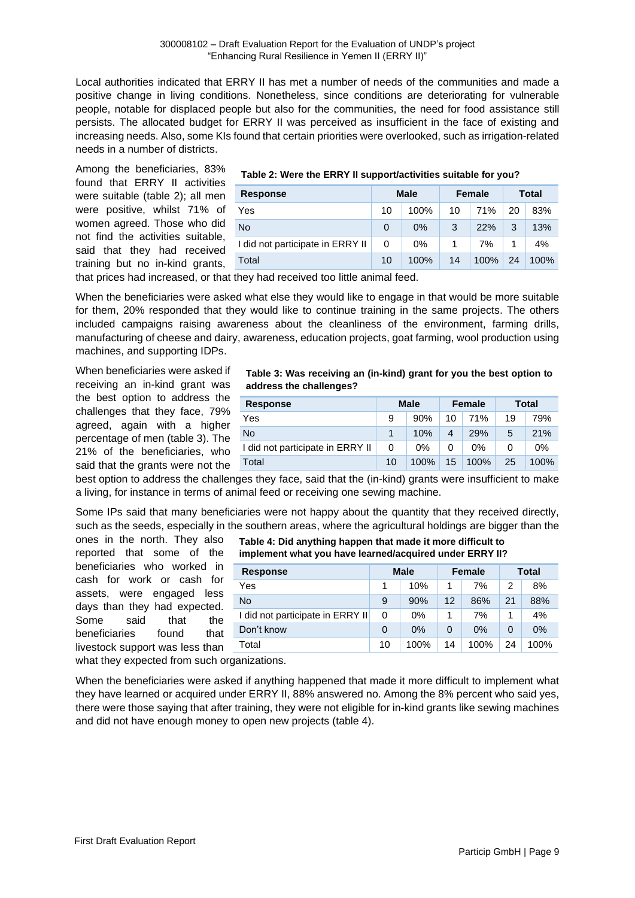Local authorities indicated that ERRY II has met a number of needs of the communities and made a positive change in living conditions. Nonetheless, since conditions are deteriorating for vulnerable people, notable for displaced people but also for the communities, the need for food assistance still persists. The allocated budget for ERRY II was perceived as insufficient in the face of existing and increasing needs. Also, some KIs found that certain priorities were overlooked, such as irrigation-related needs in a number of districts.

Among the beneficiaries, 83% found that ERRY II activities were suitable (table 2); all men were positive, whilst 71% of women agreed. Those who did not find the activities suitable, said that they had received training but no in-kind grants, that prices had increased, or that they had received too little animal feed.

**Table 2: Were the ERRY II support/activities suitable for you?**

| Response | Male | | Female | | Total | |
|---|---|---|---|---|---|---|
| Yes | 10 | 100% | 10 | 71% | 20 | 83% |
| No | 0 | 0% | 3 | 22% | 3 | 13% |
| I did not participate in ERRY II | 0 | 0% | 1 | 7% | 1 | 4% |
| Total | 10 | 100% | 14 | 100% | 24 | 100% |

When the beneficiaries were asked what else they would like to engage in that would be more suitable for them, 20% responded that they would like to continue training in the same projects. The others included campaigns raising awareness about the cleanliness of the environment, farming drills, manufacturing of cheese and dairy, awareness, education projects, goat farming, wool production using machines, and supporting IDPs.

When beneficiaries were asked if receiving an in-kind grant was the best option to address the challenges that they face, 79% agreed, again with a higher percentage of men (table 3). The 21% of the beneficiaries, who said that the grants were not the best option to address the challenges they face, said that the (in-kind) grants were insufficient to make a living, for instance in terms of animal feed or receiving one sewing machine.

**Table 3: Was receiving an (in-kind) grant for you the best option to address the challenges?**

| Response | Male | | Female | | Total | |
|---|---|---|---|---|---|---|
| Yes | 9 | 90% | 10 | 71% | 19 | 79% |
| No | 1 | 10% | 4 | 29% | 5 | 21% |
| I did not participate in ERRY II | 0 | 0% | 0 | 0% | 0 | 0% |
| Total | 10 | 100% | 15 | 100% | 25 | 100% |

Some IPs said that many beneficiaries were not happy about the quantity that they received directly, such as the seeds, especially in the southern areas, where the agricultural holdings are bigger than the ones in the north. They also reported that some of the beneficiaries who worked in cash for work or cash for assets, were engaged less days than they had expected. Some said that the beneficiaries found that livestock support was less than what they expected from such organizations.

**Table 4: Did anything happen that made it more difficult to implement what you have learned/acquired under ERRY II?**

| Response | Male | | Female | | Total | |
|---|---|---|---|---|---|---|
| Yes | 1 | 10% | 1 | 7% | 2 | 8% |
| No | 9 | 90% | 12 | 86% | 21 | 88% |
| I did not participate in ERRY II | 0 | 0% | 1 | 7% | 1 | 4% |
| Don't know | 0 | 0% | 0 | 0% | 0 | 0% |
| Total | 10 | 100% | 14 | 100% | 24 | 100% |

When the beneficiaries were asked if anything happened that made it more difficult to implement what they have learned or acquired under ERRY II, 88% answered no. Among the 8% percent who said yes, there were those saying that after training, they were not eligible for in-kind grants like sewing machines and did not have enough money to open new projects (table 4).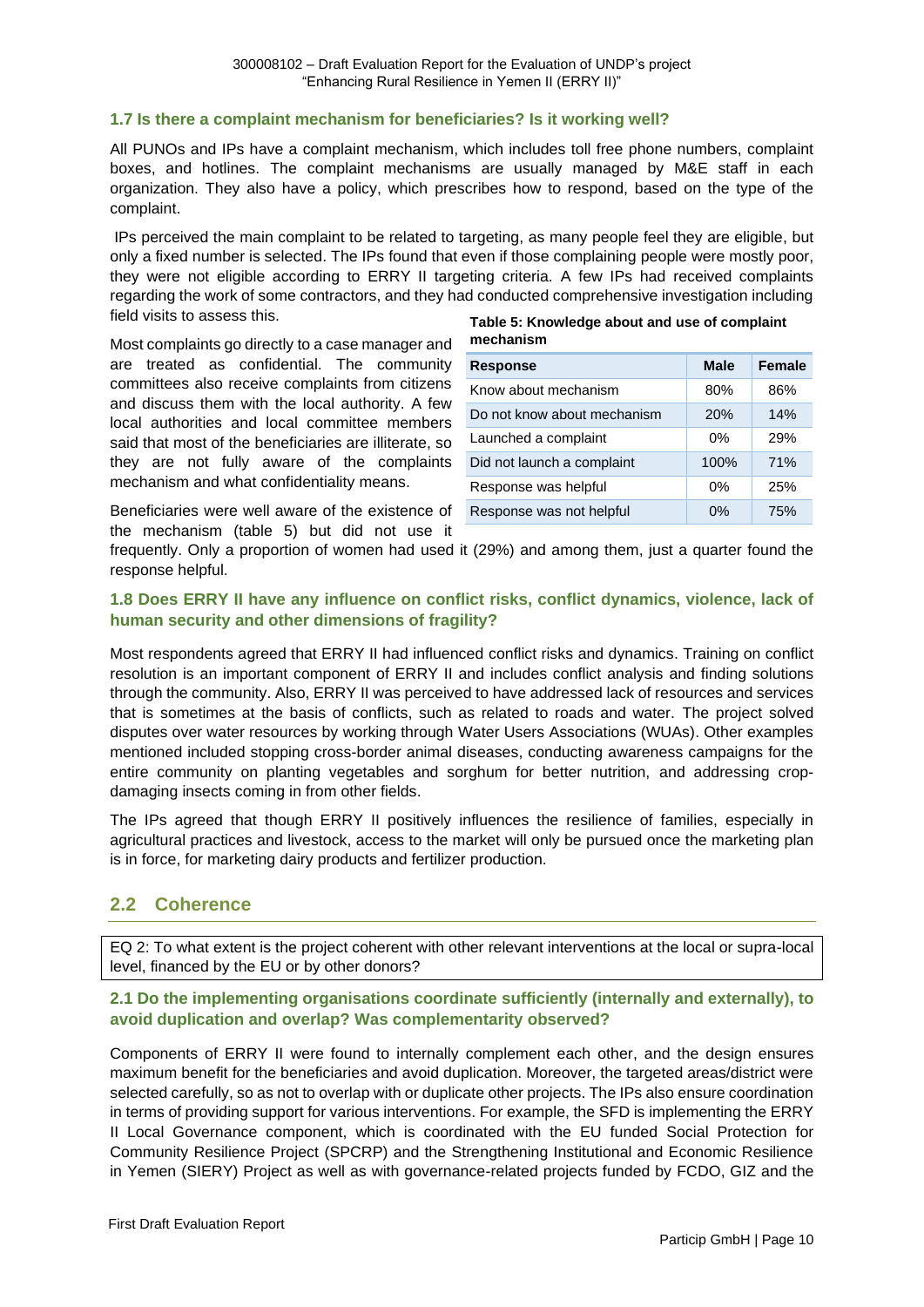### 1.7 Is there a complaint mechanism for beneficiaries? Is it working well?

All PUNOs and IPs have a complaint mechanism, which includes toll free phone numbers, complaint boxes, and hotlines. The complaint mechanisms are usually managed by M&E staff in each organization. They also have a policy, which prescribes how to respond, based on the type of the complaint.

IPs perceived the main complaint to be related to targeting, as many people feel they are eligible, but only a fixed number is selected. The IPs found that even if those complaining people were mostly poor, they were not eligible according to ERRY II targeting criteria. A few IPs had received complaints regarding the work of some contractors, and they had conducted comprehensive investigation including field visits to assess this.

Most complaints go directly to a case manager and are treated as confidential. The community committees also receive complaints from citizens and discuss them with the local authority. A few local authorities and local committee members said that most of the beneficiaries are illiterate, so they are not fully aware of the complaints mechanism and what confidentiality means.

**Table 5: Knowledge about and use of complaint mechanism**

| Response | Male | Female |
|---|---|---|
| Know about mechanism | 80% | 86% |
| Do not know about mechanism | 20% | 14% |
| Launched a complaint | 0% | 29% |
| Did not launch a complaint | 100% | 71% |
| Response was helpful | 0% | 25% |
| Response was not helpful | 0% | 75% |

Beneficiaries were well aware of the existence of the mechanism (table 5) but did not use it frequently. Only a proportion of women had used it (29%) and among them, just a quarter found the response helpful.

### 1.8 Does ERRY II have any influence on conflict risks, conflict dynamics, violence, lack of human security and other dimensions of fragility?

Most respondents agreed that ERRY II had influenced conflict risks and dynamics. Training on conflict resolution is an important component of ERRY II and includes conflict analysis and finding solutions through the community. Also, ERRY II was perceived to have addressed lack of resources and services that is sometimes at the basis of conflicts, such as related to roads and water. The project solved disputes over water resources by working through Water Users Associations (WUAs). Other examples mentioned included stopping cross-border animal diseases, conducting awareness campaigns for the entire community on planting vegetables and sorghum for better nutrition, and addressing crop-damaging insects coming in from other fields.

The IPs agreed that though ERRY II positively influences the resilience of families, especially in agricultural practices and livestock, access to the market will only be pursued once the marketing plan is in force, for marketing dairy products and fertilizer production.

## 2.2 Coherence

EQ 2: To what extent is the project coherent with other relevant interventions at the local or supra-local level, financed by the EU or by other donors?

### 2.1 Do the implementing organisations coordinate sufficiently (internally and externally), to avoid duplication and overlap? Was complementarity observed?

Components of ERRY II were found to internally complement each other, and the design ensures maximum benefit for the beneficiaries and avoid duplication. Moreover, the targeted areas/district were selected carefully, so as not to overlap with or duplicate other projects. The IPs also ensure coordination in terms of providing support for various interventions. For example, the SFD is implementing the ERRY II Local Governance component, which is coordinated with the EU funded Social Protection for Community Resilience Project (SPCRP) and the Strengthening Institutional and Economic Resilience in Yemen (SIERY) Project as well as with governance-related projects funded by FCDO, GIZ and the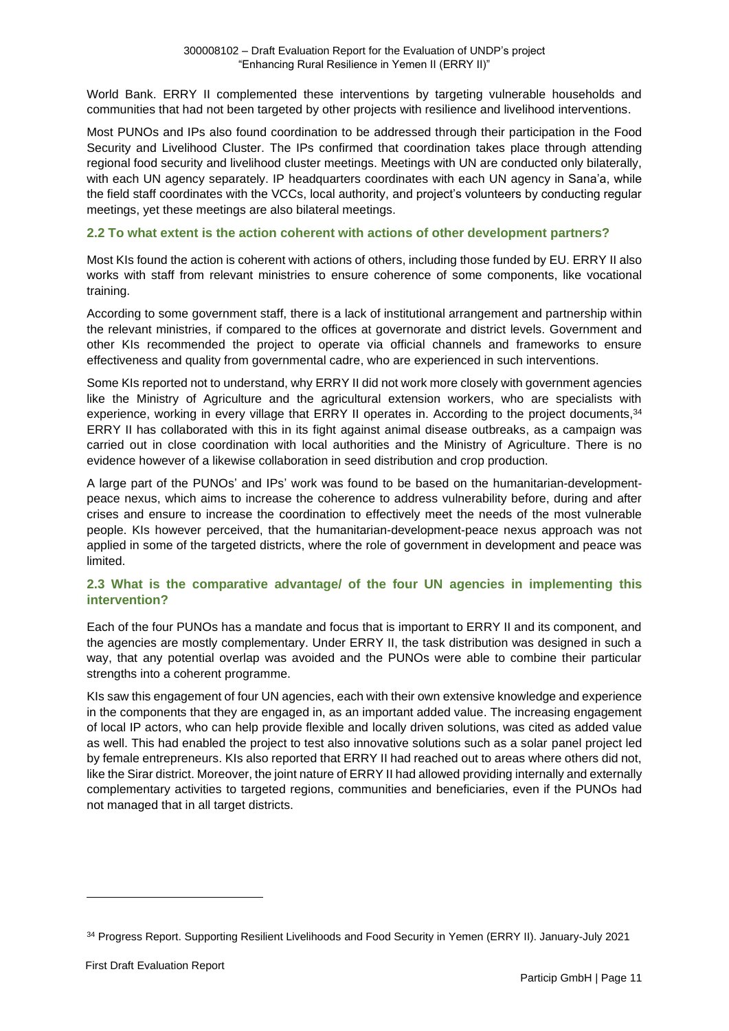World Bank. ERRY II complemented these interventions by targeting vulnerable households and communities that had not been targeted by other projects with resilience and livelihood interventions.

Most PUNOs and IPs also found coordination to be addressed through their participation in the Food Security and Livelihood Cluster. The IPs confirmed that coordination takes place through attending regional food security and livelihood cluster meetings. Meetings with UN are conducted only bilaterally, with each UN agency separately. IP headquarters coordinates with each UN agency in Sana'a, while the field staff coordinates with the VCCs, local authority, and project's volunteers by conducting regular meetings, yet these meetings are also bilateral meetings.

### 2.2 To what extent is the action coherent with actions of other development partners?

Most KIs found the action is coherent with actions of others, including those funded by EU. ERRY II also works with staff from relevant ministries to ensure coherence of some components, like vocational training.

According to some government staff, there is a lack of institutional arrangement and partnership within the relevant ministries, if compared to the offices at governorate and district levels. Government and other KIs recommended the project to operate via official channels and frameworks to ensure effectiveness and quality from governmental cadre, who are experienced in such interventions.

Some KIs reported not to understand, why ERRY II did not work more closely with government agencies like the Ministry of Agriculture and the agricultural extension workers, who are specialists with experience, working in every village that ERRY II operates in. According to the project documents,[34] ERRY II has collaborated with this in its fight against animal disease outbreaks, as a campaign was carried out in close coordination with local authorities and the Ministry of Agriculture. There is no evidence however of a likewise collaboration in seed distribution and crop production.

A large part of the PUNOs' and IPs' work was found to be based on the humanitarian-development-peace nexus, which aims to increase the coherence to address vulnerability before, during and after crises and ensure to increase the coordination to effectively meet the needs of the most vulnerable people. KIs however perceived, that the humanitarian-development-peace nexus approach was not applied in some of the targeted districts, where the role of government in development and peace was limited.

### 2.3 What is the comparative advantage/ of the four UN agencies in implementing this intervention?

Each of the four PUNOs has a mandate and focus that is important to ERRY II and its component, and the agencies are mostly complementary. Under ERRY II, the task distribution was designed in such a way, that any potential overlap was avoided and the PUNOs were able to combine their particular strengths into a coherent programme.

KIs saw this engagement of four UN agencies, each with their own extensive knowledge and experience in the components that they are engaged in, as an important added value. The increasing engagement of local IP actors, who can help provide flexible and locally driven solutions, was cited as added value as well. This had enabled the project to test also innovative solutions such as a solar panel project led by female entrepreneurs. KIs also reported that ERRY II had reached out to areas where others did not, like the Sirar district. Moreover, the joint nature of ERRY II had allowed providing internally and externally complementary activities to targeted regions, communities and beneficiaries, even if the PUNOs had not managed that in all target districts.

[34] Progress Report. Supporting Resilient Livelihoods and Food Security in Yemen (ERRY II). January-July 2021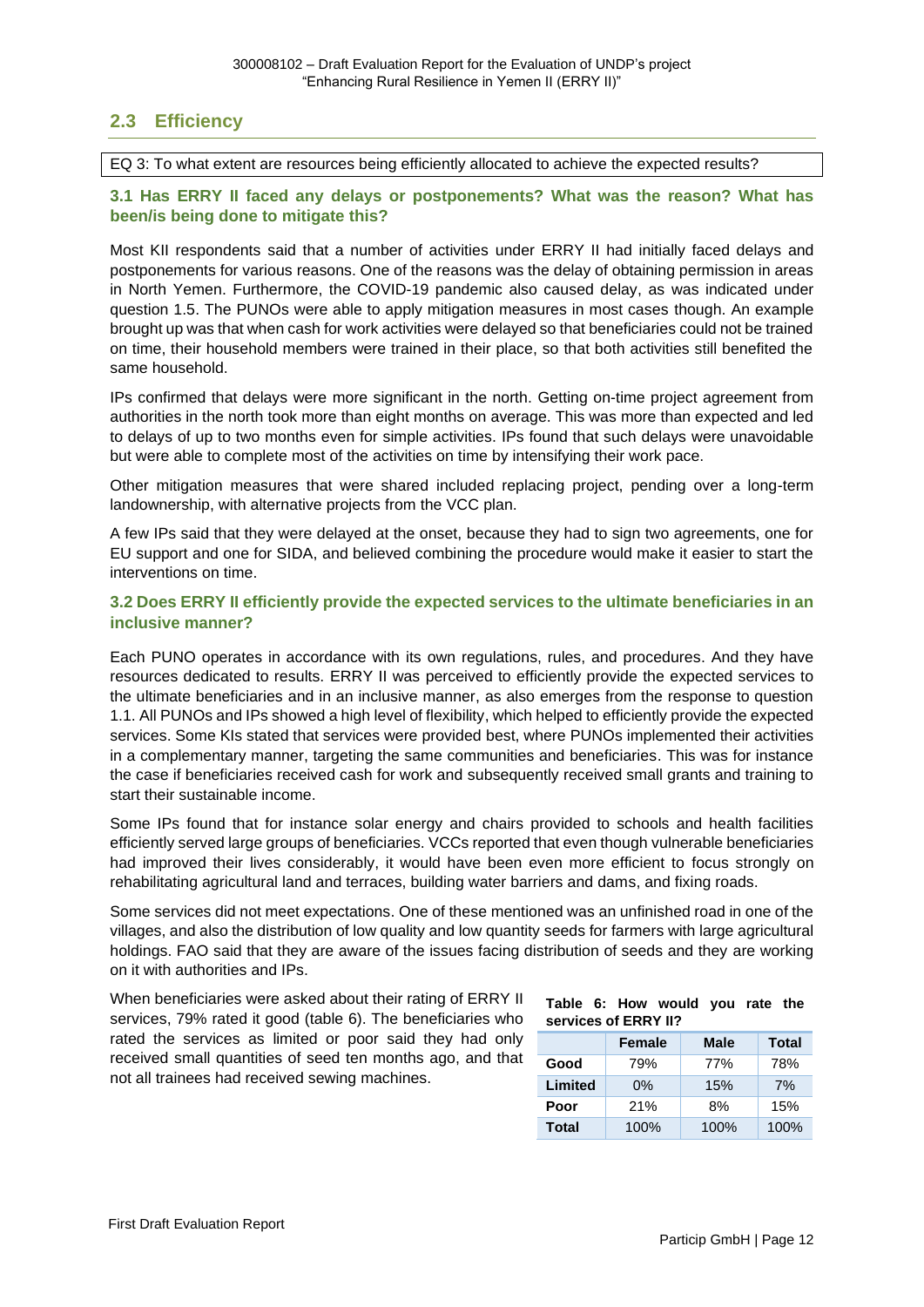## 2.3 Efficiency

EQ 3: To what extent are resources being efficiently allocated to achieve the expected results?

### 3.1 Has ERRY II faced any delays or postponements? What was the reason? What has been/is being done to mitigate this?

Most KII respondents said that a number of activities under ERRY II had initially faced delays and postponements for various reasons. One of the reasons was the delay of obtaining permission in areas in North Yemen. Furthermore, the COVID-19 pandemic also caused delay, as was indicated under question 1.5. The PUNOs were able to apply mitigation measures in most cases though. An example brought up was that when cash for work activities were delayed so that beneficiaries could not be trained on time, their household members were trained in their place, so that both activities still benefited the same household.

IPs confirmed that delays were more significant in the north. Getting on-time project agreement from authorities in the north took more than eight months on average. This was more than expected and led to delays of up to two months even for simple activities. IPs found that such delays were unavoidable but were able to complete most of the activities on time by intensifying their work pace.

Other mitigation measures that were shared included replacing project, pending over a long-term landownership, with alternative projects from the VCC plan.

A few IPs said that they were delayed at the onset, because they had to sign two agreements, one for EU support and one for SIDA, and believed combining the procedure would make it easier to start the interventions on time.

### 3.2 Does ERRY II efficiently provide the expected services to the ultimate beneficiaries in an inclusive manner?

Each PUNO operates in accordance with its own regulations, rules, and procedures. And they have resources dedicated to results. ERRY II was perceived to efficiently provide the expected services to the ultimate beneficiaries and in an inclusive manner, as also emerges from the response to question 1.1. All PUNOs and IPs showed a high level of flexibility, which helped to efficiently provide the expected services. Some KIs stated that services were provided best, where PUNOs implemented their activities in a complementary manner, targeting the same communities and beneficiaries. This was for instance the case if beneficiaries received cash for work and subsequently received small grants and training to start their sustainable income.

Some IPs found that for instance solar energy and chairs provided to schools and health facilities efficiently served large groups of beneficiaries. VCCs reported that even though vulnerable beneficiaries had improved their lives considerably, it would have been even more efficient to focus strongly on rehabilitating agricultural land and terraces, building water barriers and dams, and fixing roads.

Some services did not meet expectations. One of these mentioned was an unfinished road in one of the villages, and also the distribution of low quality and low quantity seeds for farmers with large agricultural holdings. FAO said that they are aware of the issues facing distribution of seeds and they are working on it with authorities and IPs.

When beneficiaries were asked about their rating of ERRY II services, 79% rated it good (table 6). The beneficiaries who rated the services as limited or poor said they had only received small quantities of seed ten months ago, and that not all trainees had received sewing machines.

**Table 6: How would you rate the services of ERRY II?**

| | Female | Male | Total |
|---|---|---|---|
| **Good** | 79% | 77% | 78% |
| **Limited** | 0% | 15% | 7% |
| **Poor** | 21% | 8% | 15% |
| **Total** | 100% | 100% | 100% |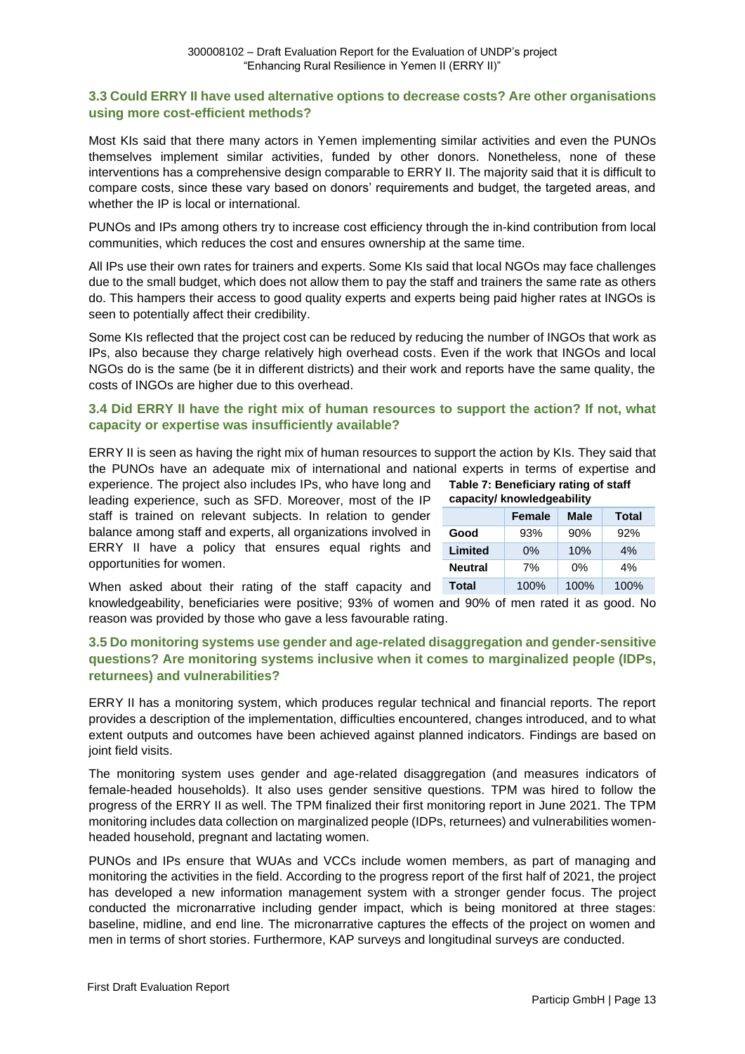### 3.3 Could ERRY II have used alternative options to decrease costs? Are other organisations using more cost-efficient methods?

Most KIs said that there many actors in Yemen implementing similar activities and even the PUNOs themselves implement similar activities, funded by other donors. Nonetheless, none of these interventions has a comprehensive design comparable to ERRY II. The majority said that it is difficult to compare costs, since these vary based on donors' requirements and budget, the targeted areas, and whether the IP is local or international.

PUNOs and IPs among others try to increase cost efficiency through the in-kind contribution from local communities, which reduces the cost and ensures ownership at the same time.

All IPs use their own rates for trainers and experts. Some KIs said that local NGOs may face challenges due to the small budget, which does not allow them to pay the staff and trainers the same rate as others do. This hampers their access to good quality experts and experts being paid higher rates at INGOs is seen to potentially affect their credibility.

Some KIs reflected that the project cost can be reduced by reducing the number of INGOs that work as IPs, also because they charge relatively high overhead costs. Even if the work that INGOs and local NGOs do is the same (be it in different districts) and their work and reports have the same quality, the costs of INGOs are higher due to this overhead.

### 3.4 Did ERRY II have the right mix of human resources to support the action? If not, what capacity or expertise was insufficiently available?

ERRY II is seen as having the right mix of human resources to support the action by KIs. They said that the PUNOs have an adequate mix of international and national experts in terms of expertise and experience. The project also includes IPs, who have long and leading experience, such as SFD. Moreover, most of the IP staff is trained on relevant subjects. In relation to gender balance among staff and experts, all organizations involved in ERRY II have a policy that ensures equal rights and opportunities for women.

**Table 7: Beneficiary rating of staff capacity/ knowledgeability**

| | Female | Male | Total |
|---|---|---|---|
| **Good** | 93% | 90% | 92% |
| **Limited** | 0% | 10% | 4% |
| **Neutral** | 7% | 0% | 4% |
| **Total** | 100% | 100% | 100% |

When asked about their rating of the staff capacity and knowledgeability, beneficiaries were positive; 93% of women and 90% of men rated it as good. No reason was provided by those who gave a less favourable rating.

### 3.5 Do monitoring systems use gender and age-related disaggregation and gender-sensitive questions? Are monitoring systems inclusive when it comes to marginalized people (IDPs, returnees) and vulnerabilities?

ERRY II has a monitoring system, which produces regular technical and financial reports. The report provides a description of the implementation, difficulties encountered, changes introduced, and to what extent outputs and outcomes have been achieved against planned indicators. Findings are based on joint field visits.

The monitoring system uses gender and age-related disaggregation (and measures indicators of female-headed households). It also uses gender sensitive questions. TPM was hired to follow the progress of the ERRY II as well. The TPM finalized their first monitoring report in June 2021. The TPM monitoring includes data collection on marginalized people (IDPs, returnees) and vulnerabilities women-headed household, pregnant and lactating women.

PUNOs and IPs ensure that WUAs and VCCs include women members, as part of managing and monitoring the activities in the field. According to the progress report of the first half of 2021, the project has developed a new information management system with a stronger gender focus. The project conducted the micronarrative including gender impact, which is being monitored at three stages: baseline, midline, and end line. The micronarrative captures the effects of the project on women and men in terms of short stories. Furthermore, KAP surveys and longitudinal surveys are conducted.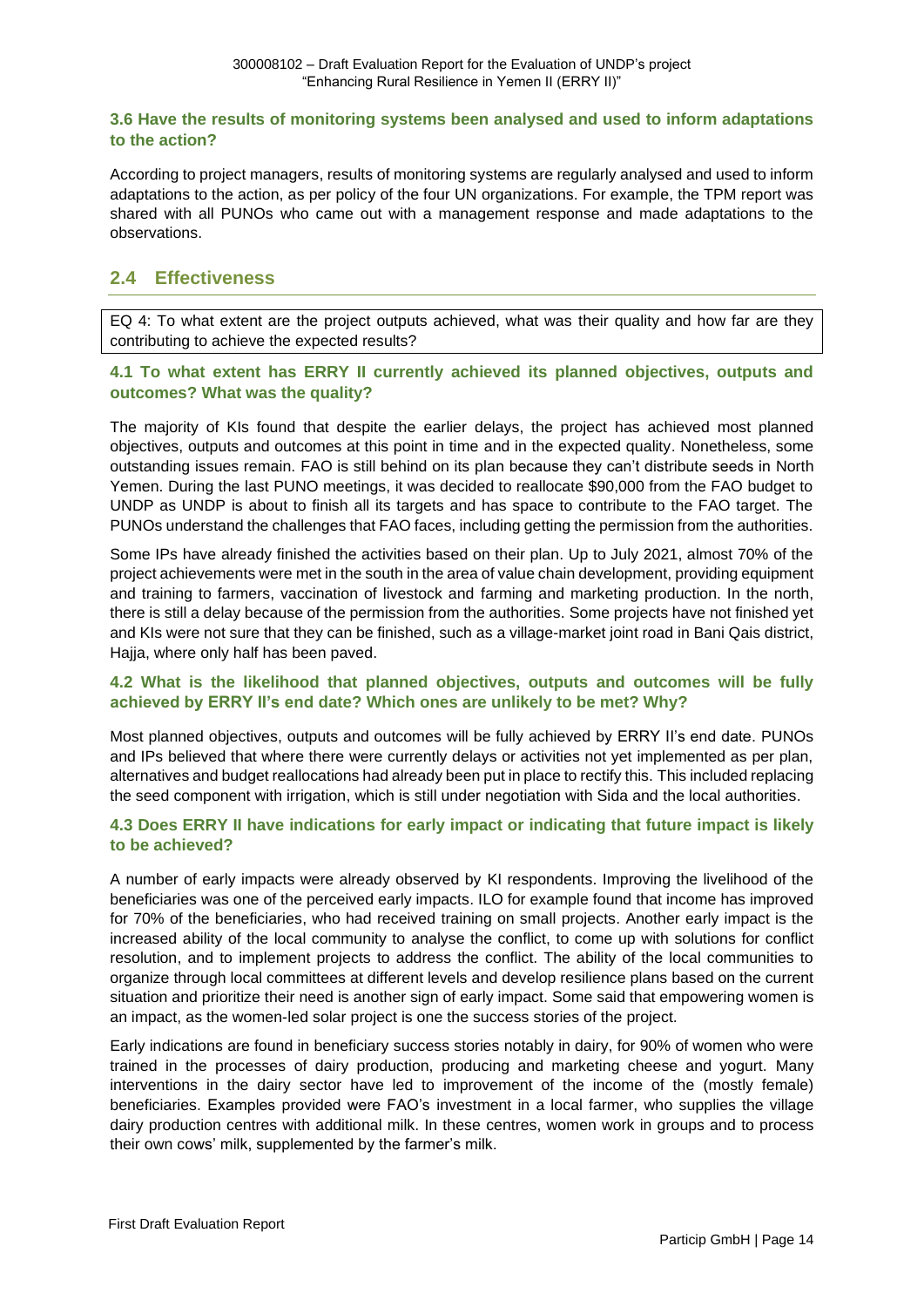### 3.6 Have the results of monitoring systems been analysed and used to inform adaptations to the action?

According to project managers, results of monitoring systems are regularly analysed and used to inform adaptations to the action, as per policy of the four UN organizations. For example, the TPM report was shared with all PUNOs who came out with a management response and made adaptations to the observations.

## 2.4 Effectiveness

EQ 4: To what extent are the project outputs achieved, what was their quality and how far are they contributing to achieve the expected results?

### 4.1 To what extent has ERRY II currently achieved its planned objectives, outputs and outcomes? What was the quality?

The majority of KIs found that despite the earlier delays, the project has achieved most planned objectives, outputs and outcomes at this point in time and in the expected quality. Nonetheless, some outstanding issues remain. FAO is still behind on its plan because they can't distribute seeds in North Yemen. During the last PUNO meetings, it was decided to reallocate $90,000 from the FAO budget to UNDP as UNDP is about to finish all its targets and has space to contribute to the FAO target. The PUNOs understand the challenges that FAO faces, including getting the permission from the authorities.

Some IPs have already finished the activities based on their plan. Up to July 2021, almost 70% of the project achievements were met in the south in the area of value chain development, providing equipment and training to farmers, vaccination of livestock and farming and marketing production. In the north, there is still a delay because of the permission from the authorities. Some projects have not finished yet and KIs were not sure that they can be finished, such as a village-market joint road in Bani Qais district, Hajja, where only half has been paved.

### 4.2 What is the likelihood that planned objectives, outputs and outcomes will be fully achieved by ERRY II's end date? Which ones are unlikely to be met? Why?

Most planned objectives, outputs and outcomes will be fully achieved by ERRY II's end date. PUNOs and IPs believed that where there were currently delays or activities not yet implemented as per plan, alternatives and budget reallocations had already been put in place to rectify this. This included replacing the seed component with irrigation, which is still under negotiation with Sida and the local authorities.

### 4.3 Does ERRY II have indications for early impact or indicating that future impact is likely to be achieved?

A number of early impacts were already observed by KI respondents. Improving the livelihood of the beneficiaries was one of the perceived early impacts. ILO for example found that income has improved for 70% of the beneficiaries, who had received training on small projects. Another early impact is the increased ability of the local community to analyse the conflict, to come up with solutions for conflict resolution, and to implement projects to address the conflict. The ability of the local communities to organize through local committees at different levels and develop resilience plans based on the current situation and prioritize their need is another sign of early impact. Some said that empowering women is an impact, as the women-led solar project is one the success stories of the project.

Early indications are found in beneficiary success stories notably in dairy, for 90% of women who were trained in the processes of dairy production, producing and marketing cheese and yogurt. Many interventions in the dairy sector have led to improvement of the income of the (mostly female) beneficiaries. Examples provided were FAO's investment in a local farmer, who supplies the village dairy production centres with additional milk. In these centres, women work in groups and to process their own cows' milk, supplemented by the farmer's milk.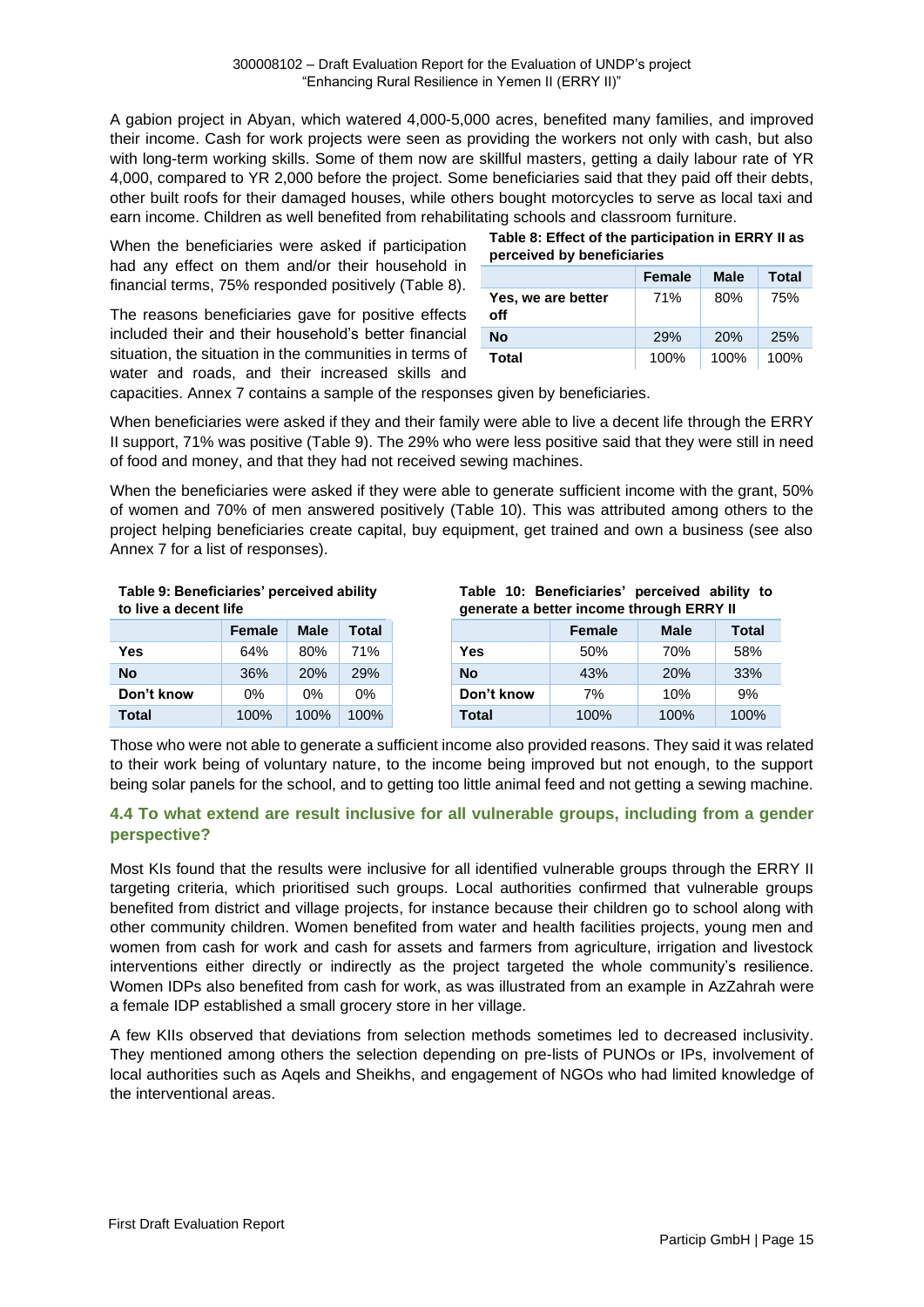A gabion project in Abyan, which watered 4,000-5,000 acres, benefited many families, and improved their income. Cash for work projects were seen as providing the workers not only with cash, but also with long-term working skills. Some of them now are skillful masters, getting a daily labour rate of YR 4,000, compared to YR 2,000 before the project. Some beneficiaries said that they paid off their debts, other built roofs for their damaged houses, while others bought motorcycles to serve as local taxi and earn income. Children as well benefited from rehabilitating schools and classroom furniture.

When the beneficiaries were asked if participation had any effect on them and/or their household in financial terms, 75% responded positively (Table 8).

**Table 8: Effect of the participation in ERRY II as perceived by beneficiaries**

| | Female | Male | Total |
|---|---|---|---|
| **Yes, we are better off** | 71% | 80% | 75% |
| **No** | 29% | 20% | 25% |
| **Total** | 100% | 100% | 100% |

The reasons beneficiaries gave for positive effects included their and their household's better financial situation, the situation in the communities in terms of water and roads, and their increased skills and capacities. Annex 7 contains a sample of the responses given by beneficiaries.

When beneficiaries were asked if they and their family were able to live a decent life through the ERRY II support, 71% was positive (Table 9). The 29% who were less positive said that they were still in need of food and money, and that they had not received sewing machines.

When the beneficiaries were asked if they were able to generate sufficient income with the grant, 50% of women and 70% of men answered positively (Table 10). This was attributed among others to the project helping beneficiaries create capital, buy equipment, get trained and own a business (see also Annex 7 for a list of responses).

**Table 9: Beneficiaries' perceived ability to live a decent life**

| | Female | Male | Total |
|---|---|---|---|
| **Yes** | 64% | 80% | 71% |
| **No** | 36% | 20% | 29% |
| **Don't know** | 0% | 0% | 0% |
| **Total** | 100% | 100% | 100% |

**Table 10: Beneficiaries' perceived ability to generate a better income through ERRY II**

| | Female | Male | Total |
|---|---|---|---|
| **Yes** | 50% | 70% | 58% |
| **No** | 43% | 20% | 33% |
| **Don't know** | 7% | 10% | 9% |
| **Total** | 100% | 100% | 100% |

Those who were not able to generate a sufficient income also provided reasons. They said it was related to their work being of voluntary nature, to the income being improved but not enough, to the support being solar panels for the school, and to getting too little animal feed and not getting a sewing machine.

### 4.4 To what extend are result inclusive for all vulnerable groups, including from a gender perspective?

Most KIs found that the results were inclusive for all identified vulnerable groups through the ERRY II targeting criteria, which prioritised such groups. Local authorities confirmed that vulnerable groups benefited from district and village projects, for instance because their children go to school along with other community children. Women benefited from water and health facilities projects, young men and women from cash for work and cash for assets and farmers from agriculture, irrigation and livestock interventions either directly or indirectly as the project targeted the whole community's resilience. Women IDPs also benefited from cash for work, as was illustrated from an example in AzZahrah were a female IDP established a small grocery store in her village.

A few KIIs observed that deviations from selection methods sometimes led to decreased inclusivity. They mentioned among others the selection depending on pre-lists of PUNOs or IPs, involvement of local authorities such as Aqels and Sheikhs, and engagement of NGOs who had limited knowledge of the interventional areas.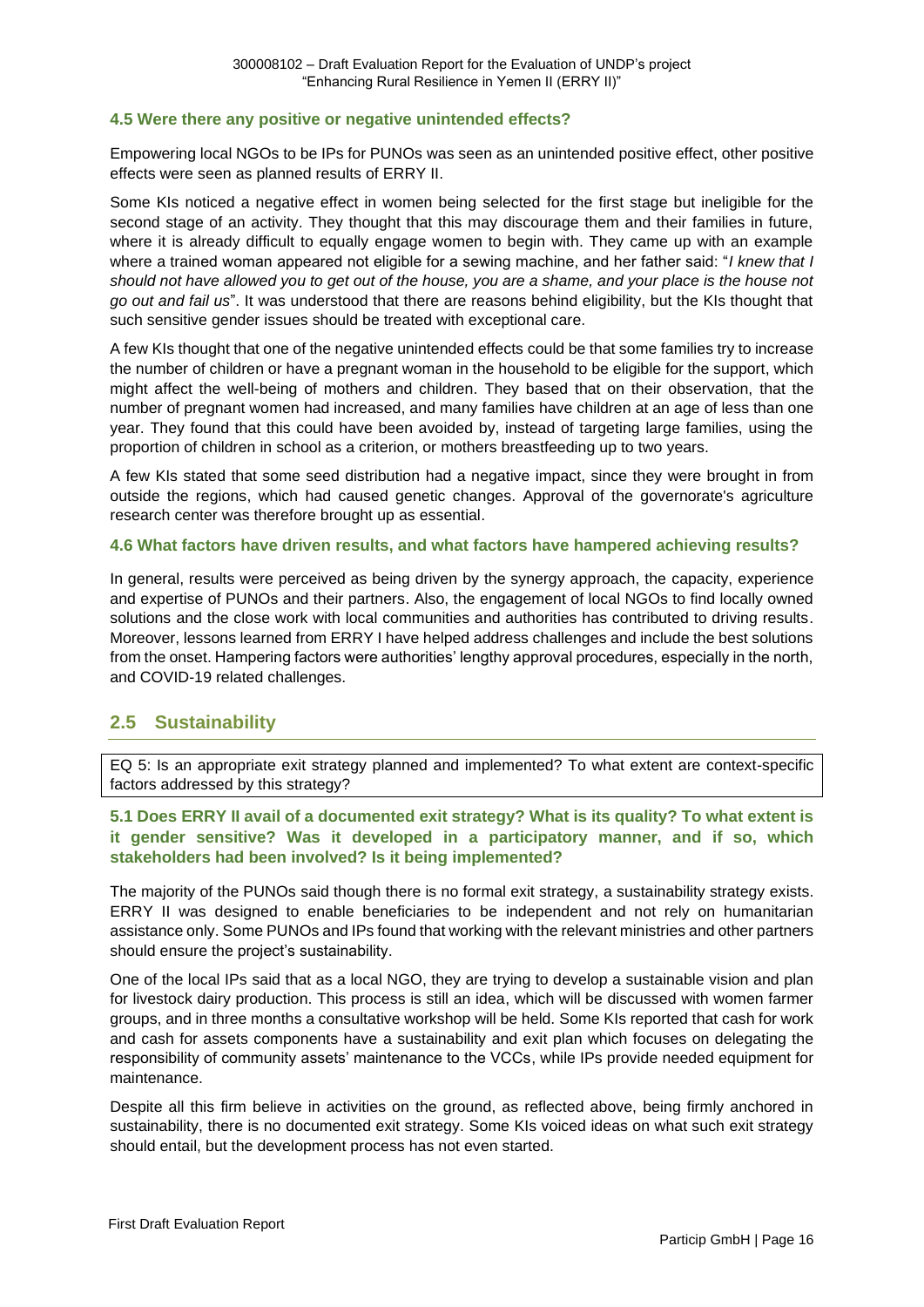### 4.5 Were there any positive or negative unintended effects?

Empowering local NGOs to be IPs for PUNOs was seen as an unintended positive effect, other positive effects were seen as planned results of ERRY II.

Some KIs noticed a negative effect in women being selected for the first stage but ineligible for the second stage of an activity. They thought that this may discourage them and their families in future, where it is already difficult to equally engage women to begin with. They came up with an example where a trained woman appeared not eligible for a sewing machine, and her father said: "*I knew that I should not have allowed you to get out of the house, you are a shame, and your place is the house not go out and fail us*". It was understood that there are reasons behind eligibility, but the KIs thought that such sensitive gender issues should be treated with exceptional care.

A few KIs thought that one of the negative unintended effects could be that some families try to increase the number of children or have a pregnant woman in the household to be eligible for the support, which might affect the well-being of mothers and children. They based that on their observation, that the number of pregnant women had increased, and many families have children at an age of less than one year. They found that this could have been avoided by, instead of targeting large families, using the proportion of children in school as a criterion, or mothers breastfeeding up to two years.

A few KIs stated that some seed distribution had a negative impact, since they were brought in from outside the regions, which had caused genetic changes. Approval of the governorate's agriculture research center was therefore brought up as essential.

### 4.6 What factors have driven results, and what factors have hampered achieving results?

In general, results were perceived as being driven by the synergy approach, the capacity, experience and expertise of PUNOs and their partners. Also, the engagement of local NGOs to find locally owned solutions and the close work with local communities and authorities has contributed to driving results. Moreover, lessons learned from ERRY I have helped address challenges and include the best solutions from the onset. Hampering factors were authorities' lengthy approval procedures, especially in the north, and COVID-19 related challenges.

## 2.5 Sustainability

EQ 5: Is an appropriate exit strategy planned and implemented? To what extent are context-specific factors addressed by this strategy?

### 5.1 Does ERRY II avail of a documented exit strategy? What is its quality? To what extent is it gender sensitive? Was it developed in a participatory manner, and if so, which stakeholders had been involved? Is it being implemented?

The majority of the PUNOs said though there is no formal exit strategy, a sustainability strategy exists. ERRY II was designed to enable beneficiaries to be independent and not rely on humanitarian assistance only. Some PUNOs and IPs found that working with the relevant ministries and other partners should ensure the project's sustainability.

One of the local IPs said that as a local NGO, they are trying to develop a sustainable vision and plan for livestock dairy production. This process is still an idea, which will be discussed with women farmer groups, and in three months a consultative workshop will be held. Some KIs reported that cash for work and cash for assets components have a sustainability and exit plan which focuses on delegating the responsibility of community assets' maintenance to the VCCs, while IPs provide needed equipment for maintenance.

Despite all this firm believe in activities on the ground, as reflected above, being firmly anchored in sustainability, there is no documented exit strategy. Some KIs voiced ideas on what such exit strategy should entail, but the development process has not even started.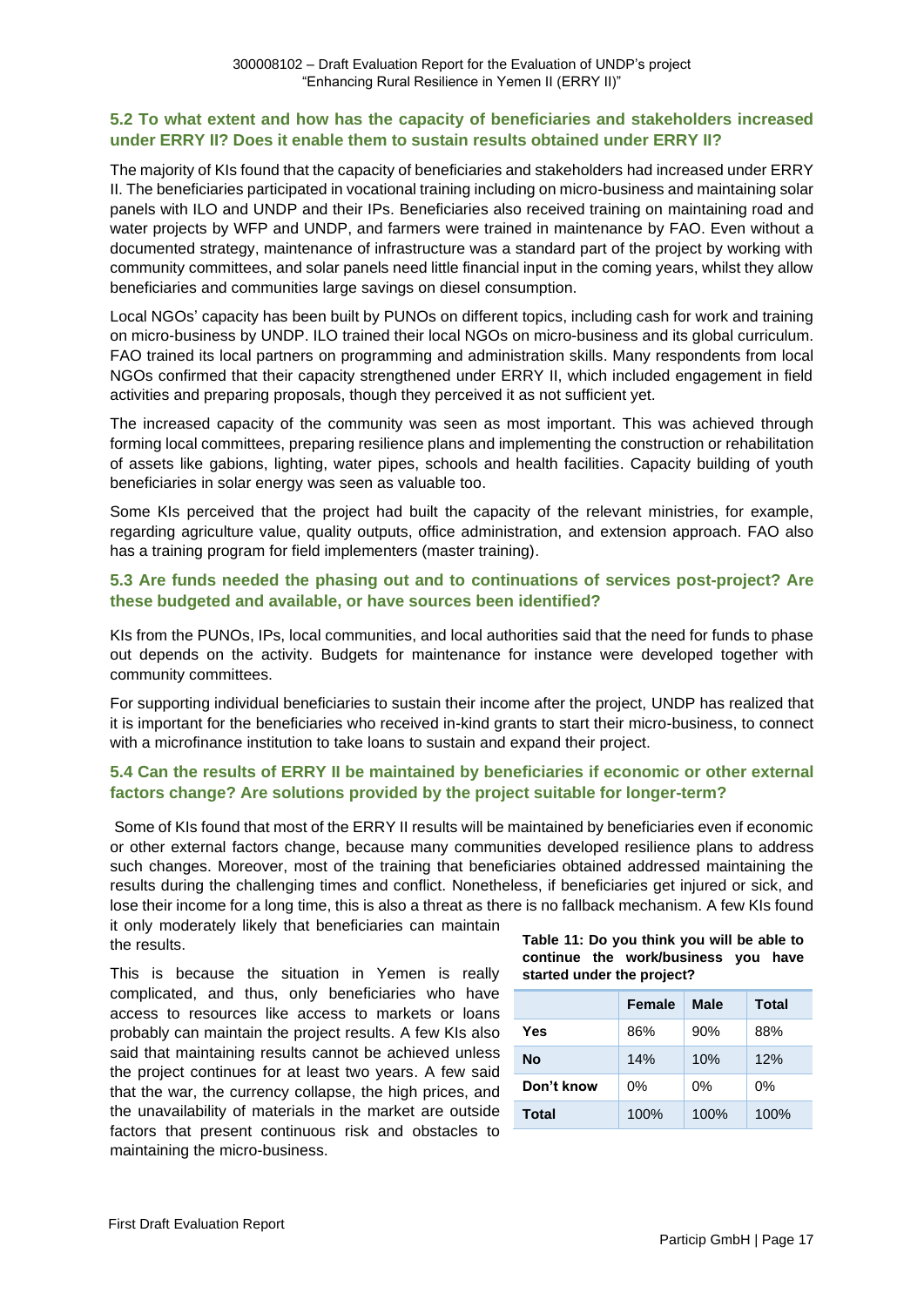### 5.2 To what extent and how has the capacity of beneficiaries and stakeholders increased under ERRY II? Does it enable them to sustain results obtained under ERRY II?

The majority of KIs found that the capacity of beneficiaries and stakeholders had increased under ERRY II. The beneficiaries participated in vocational training including on micro-business and maintaining solar panels with ILO and UNDP and their IPs. Beneficiaries also received training on maintaining road and water projects by WFP and UNDP, and farmers were trained in maintenance by FAO. Even without a documented strategy, maintenance of infrastructure was a standard part of the project by working with community committees, and solar panels need little financial input in the coming years, whilst they allow beneficiaries and communities large savings on diesel consumption.

Local NGOs' capacity has been built by PUNOs on different topics, including cash for work and training on micro-business by UNDP. ILO trained their local NGOs on micro-business and its global curriculum. FAO trained its local partners on programming and administration skills. Many respondents from local NGOs confirmed that their capacity strengthened under ERRY II, which included engagement in field activities and preparing proposals, though they perceived it as not sufficient yet.

The increased capacity of the community was seen as most important. This was achieved through forming local committees, preparing resilience plans and implementing the construction or rehabilitation of assets like gabions, lighting, water pipes, schools and health facilities. Capacity building of youth beneficiaries in solar energy was seen as valuable too.

Some KIs perceived that the project had built the capacity of the relevant ministries, for example, regarding agriculture value, quality outputs, office administration, and extension approach. FAO also has a training program for field implementers (master training).

### 5.3 Are funds needed the phasing out and to continuations of services post-project? Are these budgeted and available, or have sources been identified?

KIs from the PUNOs, IPs, local communities, and local authorities said that the need for funds to phase out depends on the activity. Budgets for maintenance for instance were developed together with community committees.

For supporting individual beneficiaries to sustain their income after the project, UNDP has realized that it is important for the beneficiaries who received in-kind grants to start their micro-business, to connect with a microfinance institution to take loans to sustain and expand their project.

### 5.4 Can the results of ERRY II be maintained by beneficiaries if economic or other external factors change? Are solutions provided by the project suitable for longer-term?

Some of KIs found that most of the ERRY II results will be maintained by beneficiaries even if economic or other external factors change, because many communities developed resilience plans to address such changes. Moreover, most of the training that beneficiaries obtained addressed maintaining the results during the challenging times and conflict. Nonetheless, if beneficiaries get injured or sick, and lose their income for a long time, this is also a threat as there is no fallback mechanism. A few KIs found it only moderately likely that beneficiaries can maintain the results.

This is because the situation in Yemen is really complicated, and thus, only beneficiaries who have access to resources like access to markets or loans probably can maintain the project results. A few KIs also said that maintaining results cannot be achieved unless the project continues for at least two years. A few said that the war, the currency collapse, the high prices, and the unavailability of materials in the market are outside factors that present continuous risk and obstacles to maintaining the micro-business.

**Table 11: Do you think you will be able to continue the work/business you have started under the project?**

| | Female | Male | Total |
|---|---|---|---|
| **Yes** | 86% | 90% | 88% |
| **No** | 14% | 10% | 12% |
| **Don't know** | 0% | 0% | 0% |
| **Total** | 100% | 100% | 100% |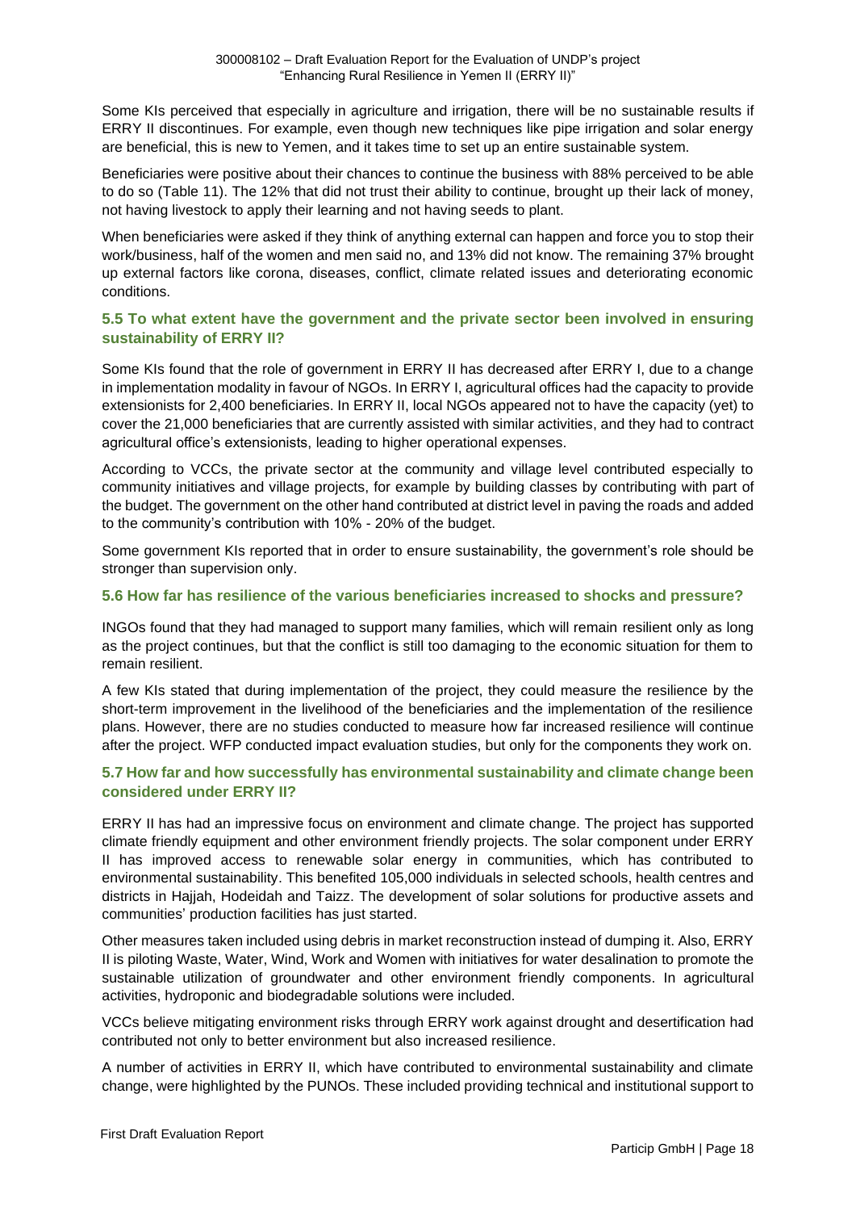Some KIs perceived that especially in agriculture and irrigation, there will be no sustainable results if ERRY II discontinues. For example, even though new techniques like pipe irrigation and solar energy are beneficial, this is new to Yemen, and it takes time to set up an entire sustainable system.

Beneficiaries were positive about their chances to continue the business with 88% perceived to be able to do so (Table 11). The 12% that did not trust their ability to continue, brought up their lack of money, not having livestock to apply their learning and not having seeds to plant.

When beneficiaries were asked if they think of anything external can happen and force you to stop their work/business, half of the women and men said no, and 13% did not know. The remaining 37% brought up external factors like corona, diseases, conflict, climate related issues and deteriorating economic conditions.

### 5.5 To what extent have the government and the private sector been involved in ensuring sustainability of ERRY II?

Some KIs found that the role of government in ERRY II has decreased after ERRY I, due to a change in implementation modality in favour of NGOs. In ERRY I, agricultural offices had the capacity to provide extensionists for 2,400 beneficiaries. In ERRY II, local NGOs appeared not to have the capacity (yet) to cover the 21,000 beneficiaries that are currently assisted with similar activities, and they had to contract agricultural office's extensionists, leading to higher operational expenses.

According to VCCs, the private sector at the community and village level contributed especially to community initiatives and village projects, for example by building classes by contributing with part of the budget. The government on the other hand contributed at district level in paving the roads and added to the community's contribution with 10% - 20% of the budget.

Some government KIs reported that in order to ensure sustainability, the government's role should be stronger than supervision only.

### 5.6 How far has resilience of the various beneficiaries increased to shocks and pressure?

INGOs found that they had managed to support many families, which will remain resilient only as long as the project continues, but that the conflict is still too damaging to the economic situation for them to remain resilient.

A few KIs stated that during implementation of the project, they could measure the resilience by the short-term improvement in the livelihood of the beneficiaries and the implementation of the resilience plans. However, there are no studies conducted to measure how far increased resilience will continue after the project. WFP conducted impact evaluation studies, but only for the components they work on.

### 5.7 How far and how successfully has environmental sustainability and climate change been considered under ERRY II?

ERRY II has had an impressive focus on environment and climate change. The project has supported climate friendly equipment and other environment friendly projects. The solar component under ERRY II has improved access to renewable solar energy in communities, which has contributed to environmental sustainability. This benefited 105,000 individuals in selected schools, health centres and districts in Hajjah, Hodeidah and Taizz. The development of solar solutions for productive assets and communities' production facilities has just started.

Other measures taken included using debris in market reconstruction instead of dumping it. Also, ERRY II is piloting Waste, Water, Wind, Work and Women with initiatives for water desalination to promote the sustainable utilization of groundwater and other environment friendly components. In agricultural activities, hydroponic and biodegradable solutions were included.

VCCs believe mitigating environment risks through ERRY work against drought and desertification had contributed not only to better environment but also increased resilience.

A number of activities in ERRY II, which have contributed to environmental sustainability and climate change, were highlighted by the PUNOs. These included providing technical and institutional support to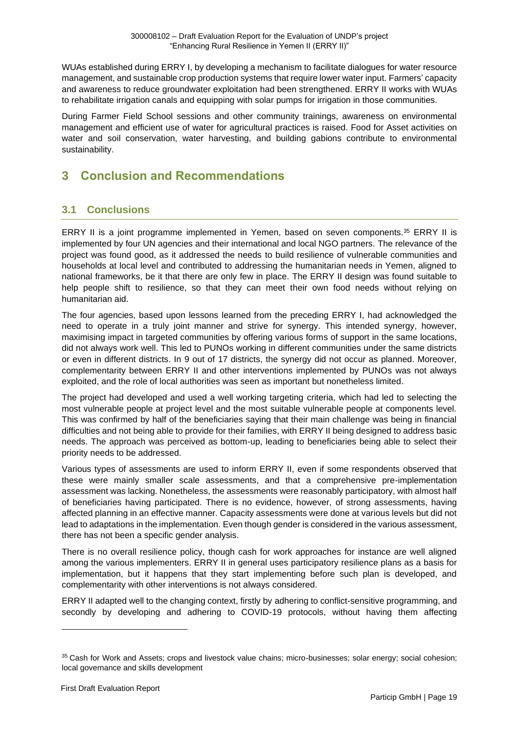WUAs established during ERRY I, by developing a mechanism to facilitate dialogues for water resource management, and sustainable crop production systems that require lower water input. Farmers' capacity and awareness to reduce groundwater exploitation had been strengthened. ERRY II works with WUAs to rehabilitate irrigation canals and equipping with solar pumps for irrigation in those communities.

During Farmer Field School sessions and other community trainings, awareness on environmental management and efficient use of water for agricultural practices is raised. Food for Asset activities on water and soil conservation, water harvesting, and building gabions contribute to environmental sustainability.

# 3 Conclusion and Recommendations

## 3.1 Conclusions

ERRY II is a joint programme implemented in Yemen, based on seven components.[35] ERRY II is implemented by four UN agencies and their international and local NGO partners. The relevance of the project was found good, as it addressed the needs to build resilience of vulnerable communities and households at local level and contributed to addressing the humanitarian needs in Yemen, aligned to national frameworks, be it that there are only few in place. The ERRY II design was found suitable to help people shift to resilience, so that they can meet their own food needs without relying on humanitarian aid.

The four agencies, based upon lessons learned from the preceding ERRY I, had acknowledged the need to operate in a truly joint manner and strive for synergy. This intended synergy, however, maximising impact in targeted communities by offering various forms of support in the same locations, did not always work well. This led to PUNOs working in different communities under the same districts or even in different districts. In 9 out of 17 districts, the synergy did not occur as planned. Moreover, complementarity between ERRY II and other interventions implemented by PUNOs was not always exploited, and the role of local authorities was seen as important but nonetheless limited.

The project had developed and used a well working targeting criteria, which had led to selecting the most vulnerable people at project level and the most suitable vulnerable people at components level. This was confirmed by half of the beneficiaries saying that their main challenge was being in financial difficulties and not being able to provide for their families, with ERRY II being designed to address basic needs. The approach was perceived as bottom-up, leading to beneficiaries being able to select their priority needs to be addressed.

Various types of assessments are used to inform ERRY II, even if some respondents observed that these were mainly smaller scale assessments, and that a comprehensive pre-implementation assessment was lacking. Nonetheless, the assessments were reasonably participatory, with almost half of beneficiaries having participated. There is no evidence, however, of strong assessments, having affected planning in an effective manner. Capacity assessments were done at various levels but did not lead to adaptations in the implementation. Even though gender is considered in the various assessment, there has not been a specific gender analysis.

There is no overall resilience policy, though cash for work approaches for instance are well aligned among the various implementers. ERRY II in general uses participatory resilience plans as a basis for implementation, but it happens that they start implementing before such plan is developed, and complementarity with other interventions is not always considered.

ERRY II adapted well to the changing context, firstly by adhering to conflict-sensitive programming, and secondly by developing and adhering to COVID-19 protocols, without having them affecting

[35] Cash for Work and Assets; crops and livestock value chains; micro-businesses; solar energy; social cohesion; local governance and skills development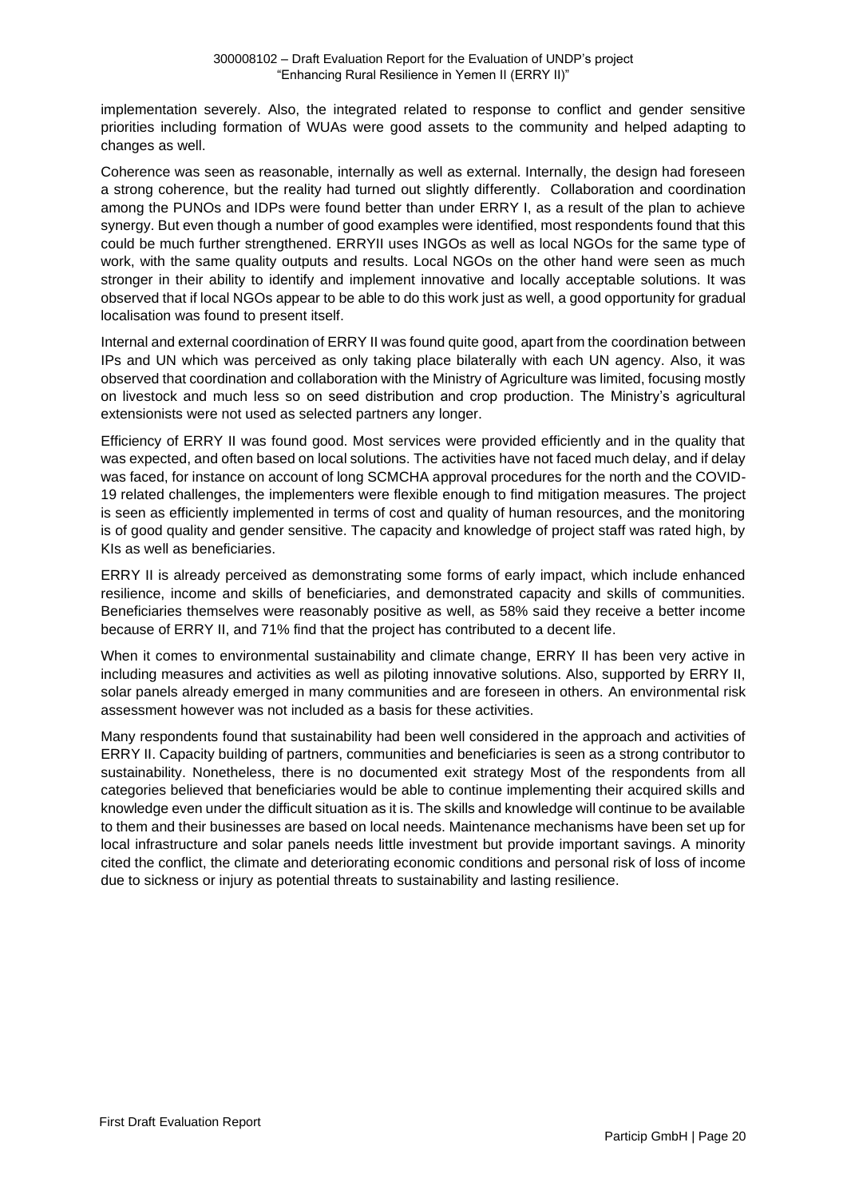implementation severely. Also, the integrated related to response to conflict and gender sensitive priorities including formation of WUAs were good assets to the community and helped adapting to changes as well.

Coherence was seen as reasonable, internally as well as external. Internally, the design had foreseen a strong coherence, but the reality had turned out slightly differently. Collaboration and coordination among the PUNOs and IDPs were found better than under ERRY I, as a result of the plan to achieve synergy. But even though a number of good examples were identified, most respondents found that this could be much further strengthened. ERRYII uses INGOs as well as local NGOs for the same type of work, with the same quality outputs and results. Local NGOs on the other hand were seen as much stronger in their ability to identify and implement innovative and locally acceptable solutions. It was observed that if local NGOs appear to be able to do this work just as well, a good opportunity for gradual localisation was found to present itself.

Internal and external coordination of ERRY II was found quite good, apart from the coordination between IPs and UN which was perceived as only taking place bilaterally with each UN agency. Also, it was observed that coordination and collaboration with the Ministry of Agriculture was limited, focusing mostly on livestock and much less so on seed distribution and crop production. The Ministry's agricultural extensionists were not used as selected partners any longer.

Efficiency of ERRY II was found good. Most services were provided efficiently and in the quality that was expected, and often based on local solutions. The activities have not faced much delay, and if delay was faced, for instance on account of long SCMCHA approval procedures for the north and the COVID-19 related challenges, the implementers were flexible enough to find mitigation measures. The project is seen as efficiently implemented in terms of cost and quality of human resources, and the monitoring is of good quality and gender sensitive. The capacity and knowledge of project staff was rated high, by KIs as well as beneficiaries.

ERRY II is already perceived as demonstrating some forms of early impact, which include enhanced resilience, income and skills of beneficiaries, and demonstrated capacity and skills of communities. Beneficiaries themselves were reasonably positive as well, as 58% said they receive a better income because of ERRY II, and 71% find that the project has contributed to a decent life.

When it comes to environmental sustainability and climate change, ERRY II has been very active in including measures and activities as well as piloting innovative solutions. Also, supported by ERRY II, solar panels already emerged in many communities and are foreseen in others. An environmental risk assessment however was not included as a basis for these activities.

Many respondents found that sustainability had been well considered in the approach and activities of ERRY II. Capacity building of partners, communities and beneficiaries is seen as a strong contributor to sustainability. Nonetheless, there is no documented exit strategy Most of the respondents from all categories believed that beneficiaries would be able to continue implementing their acquired skills and knowledge even under the difficult situation as it is. The skills and knowledge will continue to be available to them and their businesses are based on local needs. Maintenance mechanisms have been set up for local infrastructure and solar panels needs little investment but provide important savings. A minority cited the conflict, the climate and deteriorating economic conditions and personal risk of loss of income due to sickness or injury as potential threats to sustainability and lasting resilience.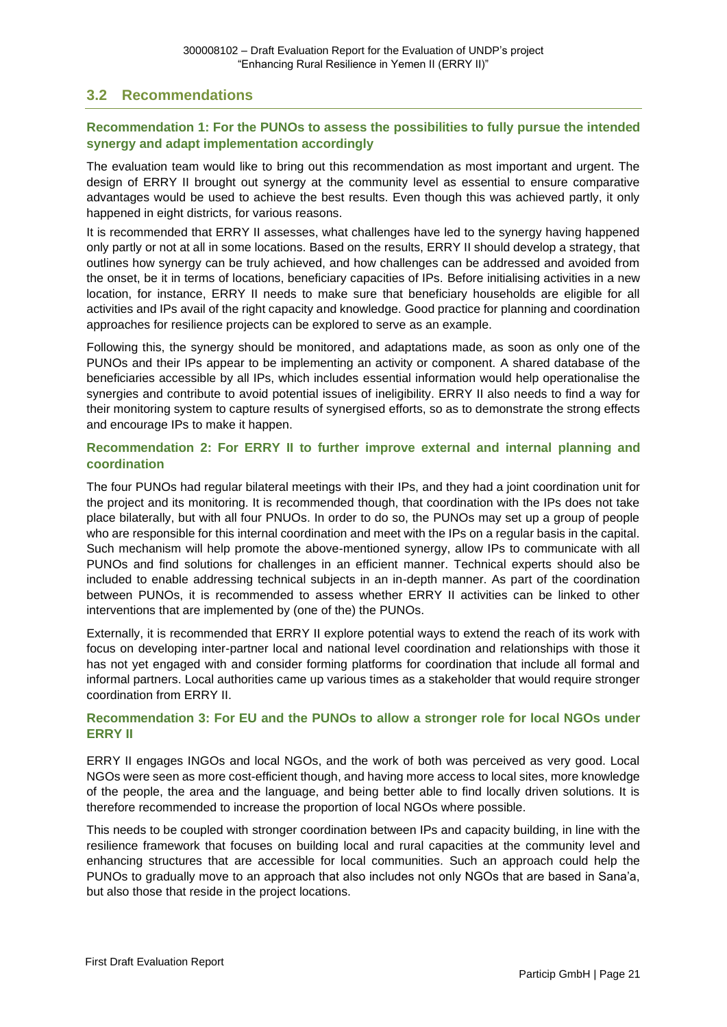## 3.2 Recommendations

### Recommendation 1: For the PUNOs to assess the possibilities to fully pursue the intended synergy and adapt implementation accordingly

The evaluation team would like to bring out this recommendation as most important and urgent. The design of ERRY II brought out synergy at the community level as essential to ensure comparative advantages would be used to achieve the best results. Even though this was achieved partly, it only happened in eight districts, for various reasons.

It is recommended that ERRY II assesses, what challenges have led to the synergy having happened only partly or not at all in some locations. Based on the results, ERRY II should develop a strategy, that outlines how synergy can be truly achieved, and how challenges can be addressed and avoided from the onset, be it in terms of locations, beneficiary capacities of IPs. Before initialising activities in a new location, for instance, ERRY II needs to make sure that beneficiary households are eligible for all activities and IPs avail of the right capacity and knowledge. Good practice for planning and coordination approaches for resilience projects can be explored to serve as an example.

Following this, the synergy should be monitored, and adaptations made, as soon as only one of the PUNOs and their IPs appear to be implementing an activity or component. A shared database of the beneficiaries accessible by all IPs, which includes essential information would help operationalise the synergies and contribute to avoid potential issues of ineligibility. ERRY II also needs to find a way for their monitoring system to capture results of synergised efforts, so as to demonstrate the strong effects and encourage IPs to make it happen.

### Recommendation 2: For ERRY II to further improve external and internal planning and coordination

The four PUNOs had regular bilateral meetings with their IPs, and they had a joint coordination unit for the project and its monitoring. It is recommended though, that coordination with the IPs does not take place bilaterally, but with all four PNUOs. In order to do so, the PUNOs may set up a group of people who are responsible for this internal coordination and meet with the IPs on a regular basis in the capital. Such mechanism will help promote the above-mentioned synergy, allow IPs to communicate with all PUNOs and find solutions for challenges in an efficient manner. Technical experts should also be included to enable addressing technical subjects in an in-depth manner. As part of the coordination between PUNOs, it is recommended to assess whether ERRY II activities can be linked to other interventions that are implemented by (one of the) the PUNOs.

Externally, it is recommended that ERRY II explore potential ways to extend the reach of its work with focus on developing inter-partner local and national level coordination and relationships with those it has not yet engaged with and consider forming platforms for coordination that include all formal and informal partners. Local authorities came up various times as a stakeholder that would require stronger coordination from ERRY II.

### Recommendation 3: For EU and the PUNOs to allow a stronger role for local NGOs under ERRY II

ERRY II engages INGOs and local NGOs, and the work of both was perceived as very good. Local NGOs were seen as more cost-efficient though, and having more access to local sites, more knowledge of the people, the area and the language, and being better able to find locally driven solutions. It is therefore recommended to increase the proportion of local NGOs where possible.

This needs to be coupled with stronger coordination between IPs and capacity building, in line with the resilience framework that focuses on building local and rural capacities at the community level and enhancing structures that are accessible for local communities. Such an approach could help the PUNOs to gradually move to an approach that also includes not only NGOs that are based in Sana'a, but also those that reside in the project locations.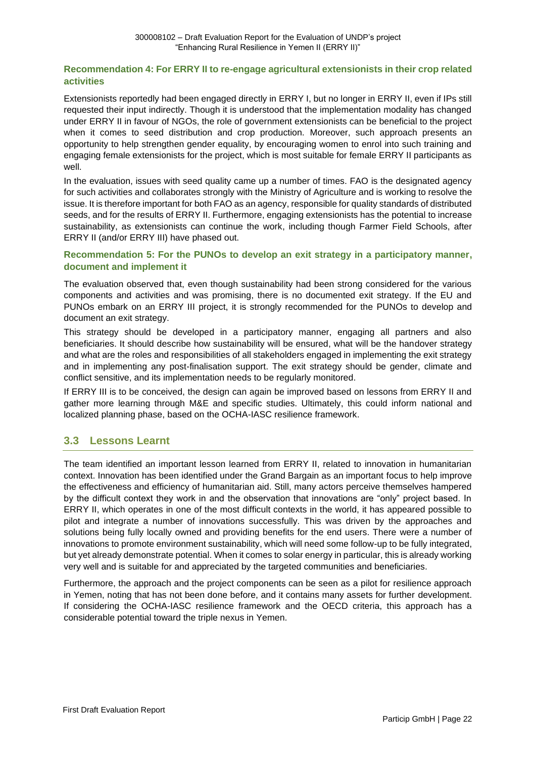### Recommendation 4: For ERRY II to re-engage agricultural extensionists in their crop related activities

Extensionists reportedly had been engaged directly in ERRY I, but no longer in ERRY II, even if IPs still requested their input indirectly. Though it is understood that the implementation modality has changed under ERRY II in favour of NGOs, the role of government extensionists can be beneficial to the project when it comes to seed distribution and crop production. Moreover, such approach presents an opportunity to help strengthen gender equality, by encouraging women to enrol into such training and engaging female extensionists for the project, which is most suitable for female ERRY II participants as well.

In the evaluation, issues with seed quality came up a number of times. FAO is the designated agency for such activities and collaborates strongly with the Ministry of Agriculture and is working to resolve the issue. It is therefore important for both FAO as an agency, responsible for quality standards of distributed seeds, and for the results of ERRY II. Furthermore, engaging extensionists has the potential to increase sustainability, as extensionists can continue the work, including though Farmer Field Schools, after ERRY II (and/or ERRY III) have phased out.

### Recommendation 5: For the PUNOs to develop an exit strategy in a participatory manner, document and implement it

The evaluation observed that, even though sustainability had been strong considered for the various components and activities and was promising, there is no documented exit strategy. If the EU and PUNOs embark on an ERRY III project, it is strongly recommended for the PUNOs to develop and document an exit strategy.

This strategy should be developed in a participatory manner, engaging all partners and also beneficiaries. It should describe how sustainability will be ensured, what will be the handover strategy and what are the roles and responsibilities of all stakeholders engaged in implementing the exit strategy and in implementing any post-finalisation support. The exit strategy should be gender, climate and conflict sensitive, and its implementation needs to be regularly monitored.

If ERRY III is to be conceived, the design can again be improved based on lessons from ERRY II and gather more learning through M&E and specific studies. Ultimately, this could inform national and localized planning phase, based on the OCHA-IASC resilience framework.

## 3.3 Lessons Learnt

The team identified an important lesson learned from ERRY II, related to innovation in humanitarian context. Innovation has been identified under the Grand Bargain as an important focus to help improve the effectiveness and efficiency of humanitarian aid. Still, many actors perceive themselves hampered by the difficult context they work in and the observation that innovations are "only" project based. In ERRY II, which operates in one of the most difficult contexts in the world, it has appeared possible to pilot and integrate a number of innovations successfully. This was driven by the approaches and solutions being fully locally owned and providing benefits for the end users. There were a number of innovations to promote environment sustainability, which will need some follow-up to be fully integrated, but yet already demonstrate potential. When it comes to solar energy in particular, this is already working very well and is suitable for and appreciated by the targeted communities and beneficiaries.

Furthermore, the approach and the project components can be seen as a pilot for resilience approach in Yemen, noting that has not been done before, and it contains many assets for further development. If considering the OCHA-IASC resilience framework and the OECD criteria, this approach has a considerable potential toward the triple nexus in Yemen.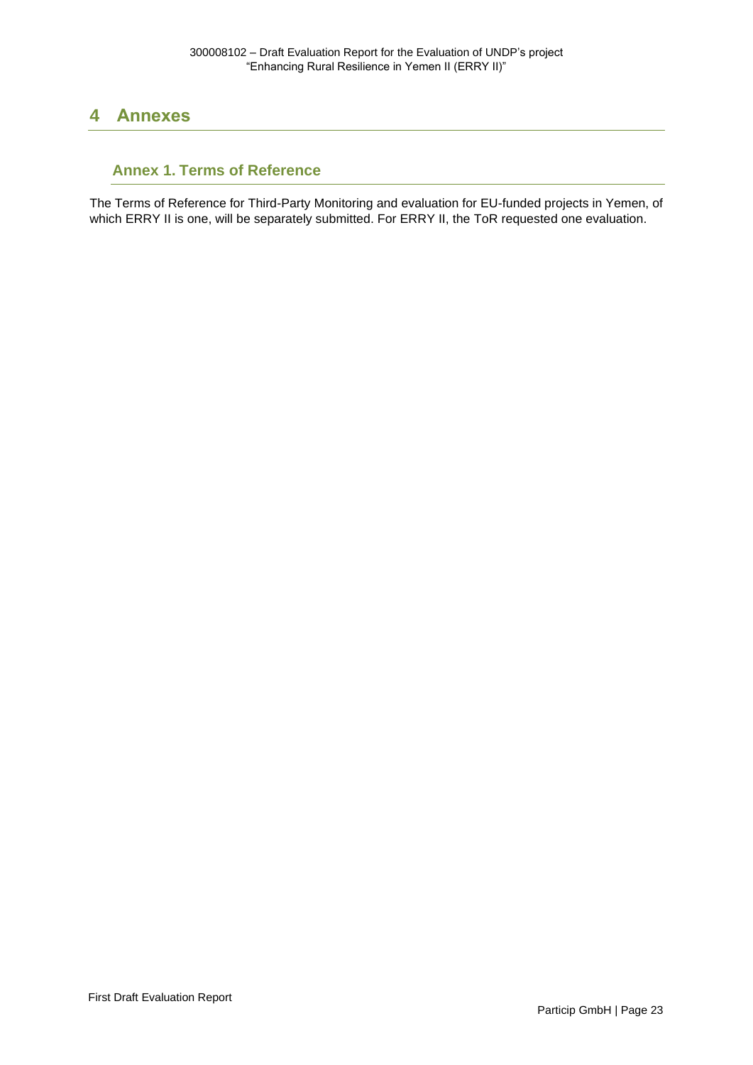# 4 Annexes

## Annex 1. Terms of Reference

The Terms of Reference for Third-Party Monitoring and evaluation for EU-funded projects in Yemen, of which ERRY II is one, will be separately submitted. For ERRY II, the ToR requested one evaluation.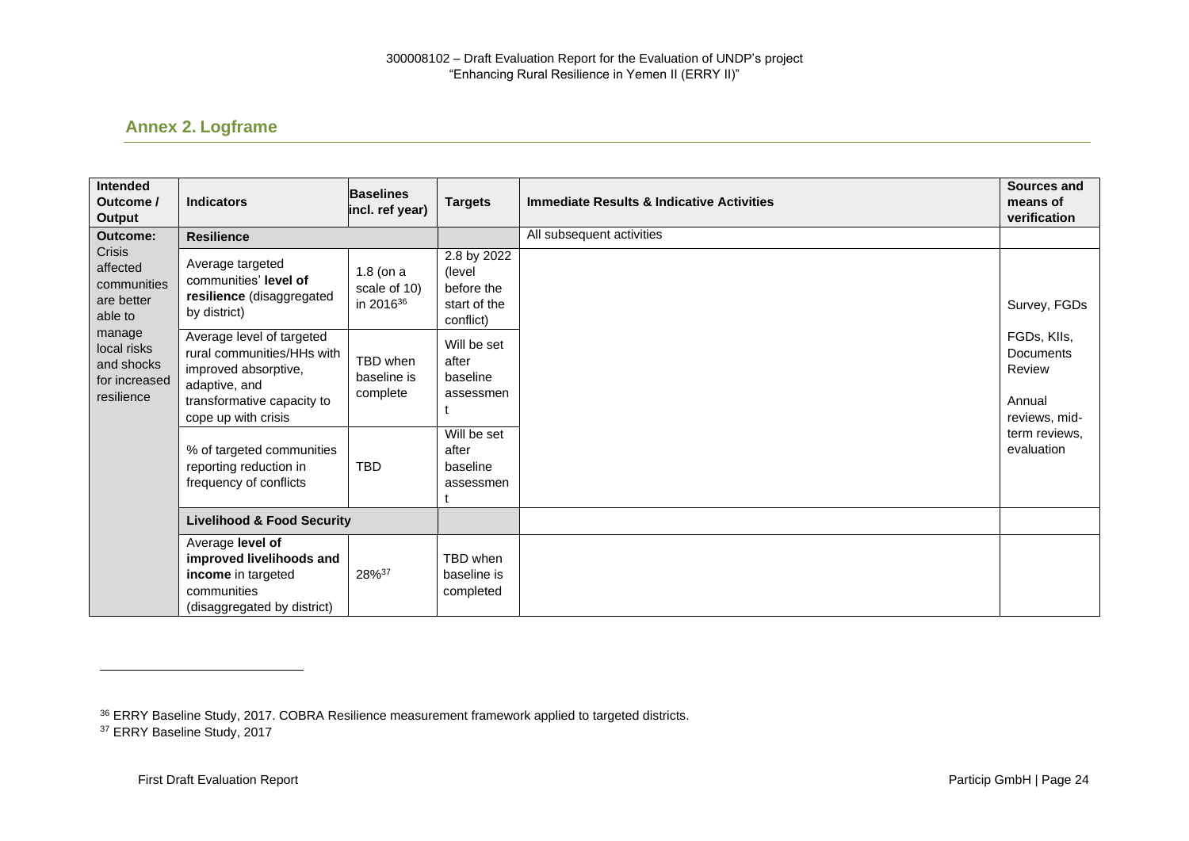## Annex 2. Logframe

| Intended Outcome / Output | Indicators | Baselines incl. ref year) | Targets | Immediate Results & Indicative Activities | Sources and means of verification |
|---|---|---|---|---|---|
| **Outcome:** Crisis affected communities are better able to manage local risks and shocks for increased resilience | **Resilience** | | | All subsequent activities | |
| | Average targeted communities' **level of resilience** (disaggregated by district) | 1.8 (on a scale of 10) in 2016[36] | 2.8 by 2022 (level before the start of the conflict) | | Survey, FGDs |
| | Average level of targeted rural communities/HHs with improved absorptive, adaptive, and transformative capacity to cope up with crisis | TBD when baseline is complete | Will be set after baseline assessment | | FGDs, KIIs, Documents Review<br><br>Annual reviews, mid-term reviews, evaluation |
| | % of targeted communities reporting reduction in frequency of conflicts | TBD | Will be set after baseline assessment | | |
| | **Livelihood & Food Security** | | | | |
| | Average **level of improved livelihoods and income** in targeted communities (disaggregated by district) | 28%[37] | TBD when baseline is completed | | |

[36] ERRY Baseline Study, 2017. COBRA Resilience measurement framework applied to targeted districts.

[37] ERRY Baseline Study, 2017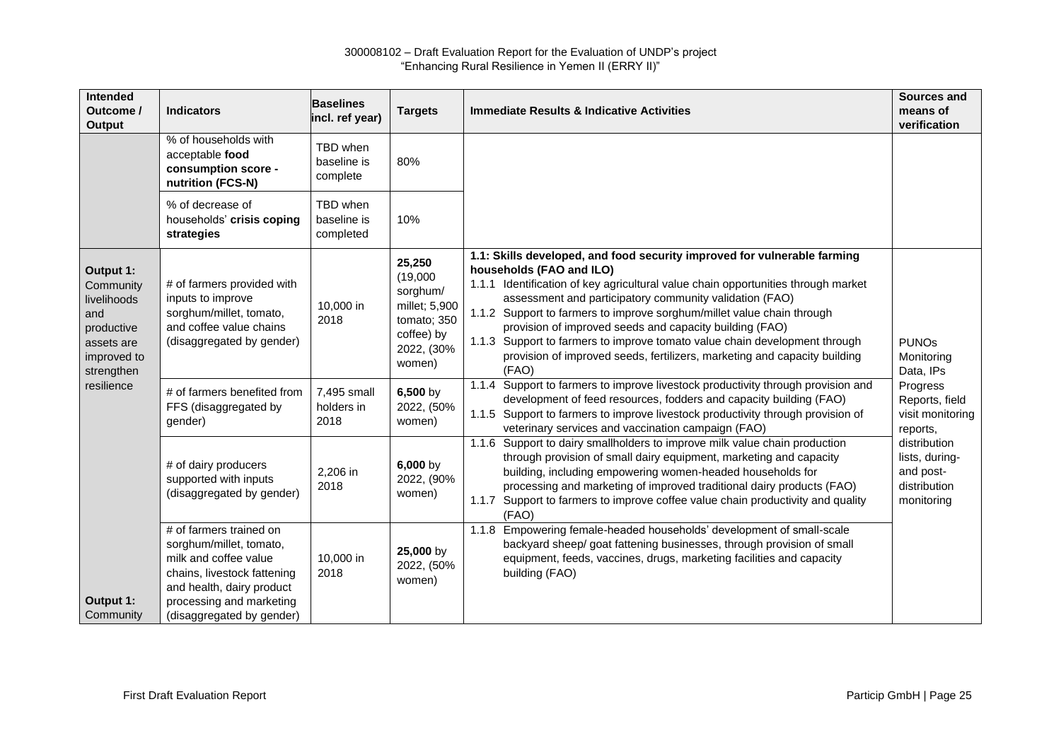| Intended Outcome / Output | Indicators | Baselines incl. ref year) | Targets | Immediate Results & Indicative Activities | Sources and means of verification |
|---|---|---|---|---|---|
| | % of households with acceptable **food consumption score - nutrition (FCS-N)** | TBD when baseline is complete | 80% | | |
| | % of decrease of households' **crisis coping strategies** | TBD when baseline is completed | 10% | | |
| **Output 1:** Community livelihoods and productive assets are improved to strengthen resilience | # of farmers provided with inputs to improve sorghum/millet, tomato, and coffee value chains (disaggregated by gender) | 10,000 in 2018 | **25,250** (19,000 sorghum/ millet; 5,900 tomato; 350 coffee) by 2022, (30% women) | **1.1: Skills developed, and food security improved for vulnerable farming households (FAO and ILO)**<br>1.1.1 Identification of key agricultural value chain opportunities through market assessment and participatory community validation (FAO)<br>1.1.2 Support to farmers to improve sorghum/millet value chain through provision of improved seeds and capacity building (FAO)<br>1.1.3 Support to farmers to improve tomato value chain development through provision of improved seeds, fertilizers, marketing and capacity building (FAO) | PUNOs Monitoring Data, IPs Progress Reports, field visit monitoring reports, distribution lists, during- and post-distribution monitoring |
| | # of farmers benefited from FFS (disaggregated by gender) | 7,495 small holders in 2018 | **6,500** by 2022, (50% women) | 1.1.4 Support to farmers to improve livestock productivity through provision and development of feed resources, fodders and capacity building (FAO)<br>1.1.5 Support to farmers to improve livestock productivity through provision of veterinary services and vaccination campaign (FAO) | |
| | # of dairy producers supported with inputs (disaggregated by gender) | 2,206 in 2018 | **6,000** by 2022, (90% women) | 1.1.6 Support to dairy smallholders to improve milk value chain production through provision of small dairy equipment, marketing and capacity building, including empowering women-headed households for processing and marketing of improved traditional dairy products (FAO)<br>1.1.7 Support to farmers to improve coffee value chain productivity and quality (FAO) | |
| **Output 1:** Community | # of farmers trained on sorghum/millet, tomato, milk and coffee value chains, livestock fattening and health, dairy product processing and marketing (disaggregated by gender) | 10,000 in 2018 | **25,000** by 2022, (50% women) | 1.1.8 Empowering female-headed households' development of small-scale backyard sheep/ goat fattening businesses, through provision of small equipment, feeds, vaccines, drugs, marketing facilities and capacity building (FAO) | |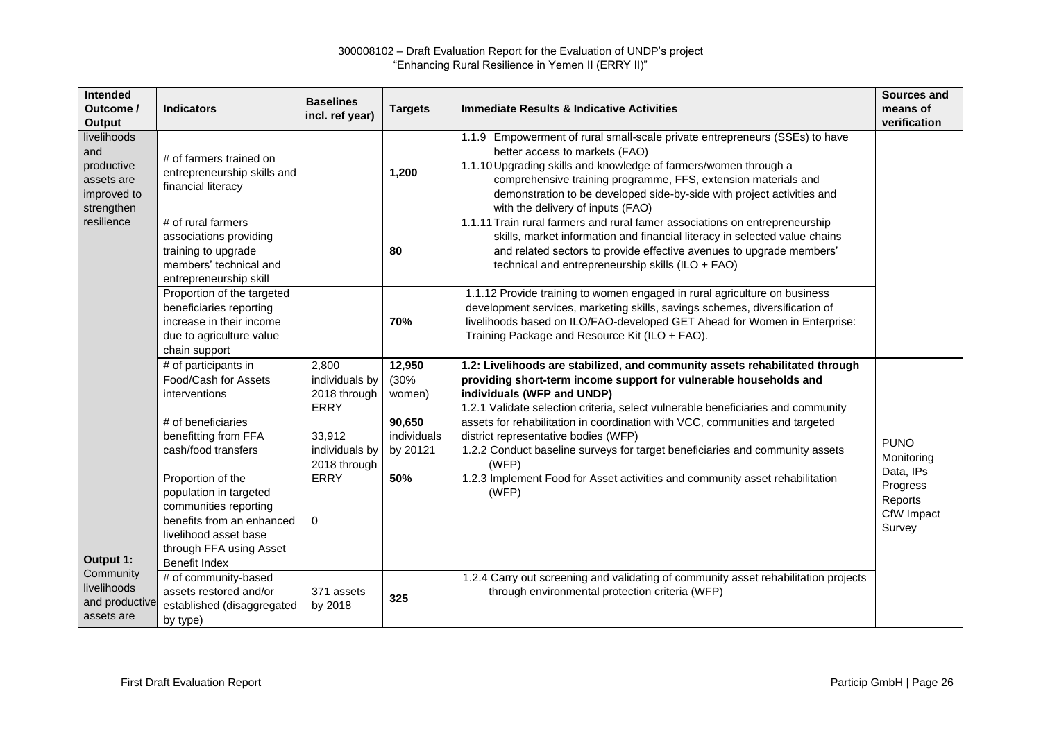| Intended Outcome / Output | Indicators | Baselines incl. ref year) | Targets | Immediate Results & Indicative Activities | Sources and means of verification |
|---|---|---|---|---|---|
| livelihoods and productive assets are improved to strengthen resilience | # of farmers trained on entrepreneurship skills and financial literacy | | **1,200** | 1.1.9 Empowerment of rural small-scale private entrepreneurs (SSEs) to have better access to markets (FAO)<br>1.1.10 Upgrading skills and knowledge of farmers/women through a comprehensive training programme, FFS, extension materials and demonstration to be developed side-by-side with project activities and with the delivery of inputs (FAO) | |
| | # of rural farmers associations providing training to upgrade members' technical and entrepreneurship skill | | **80** | 1.1.11 Train rural farmers and rural famer associations on entrepreneurship skills, market information and financial literacy in selected value chains and related sectors to provide effective avenues to upgrade members' technical and entrepreneurship skills (ILO + FAO) | |
| | Proportion of the targeted beneficiaries reporting increase in their income due to agriculture value chain support | | **70%** | 1.1.12 Provide training to women engaged in rural agriculture on business development services, marketing skills, savings schemes, diversification of livelihoods based on ILO/FAO-developed GET Ahead for Women in Enterprise: Training Package and Resource Kit (ILO + FAO). | |
| **Output 1:** Community livelihoods and productive assets are | # of participants in Food/Cash for Assets interventions<br><br># of beneficiaries benefitting from FFA cash/food transfers<br><br>Proportion of the population in targeted communities reporting benefits from an enhanced livelihood asset base through FFA using Asset Benefit Index | 2,800 individuals by 2018 through ERRY<br><br>33,912 individuals by 2018 through ERRY<br><br>0 | **12,950** (30% women)<br><br>**90,650** individuals by 20121<br><br>**50%** | **1.2: Livelihoods are stabilized, and community assets rehabilitated through providing short-term income support for vulnerable households and individuals (WFP and UNDP)**<br>1.2.1 Validate selection criteria, select vulnerable beneficiaries and community assets for rehabilitation in coordination with VCC, communities and targeted district representative bodies (WFP)<br>1.2.2 Conduct baseline surveys for target beneficiaries and community assets (WFP)<br>1.2.3 Implement Food for Asset activities and community asset rehabilitation (WFP) | PUNO Monitoring Data, IPs Progress Reports CfW Impact Survey |
| | # of community-based assets restored and/or established (disaggregated by type) | 371 assets by 2018 | **325** | 1.2.4 Carry out screening and validating of community asset rehabilitation projects through environmental protection criteria (WFP) | |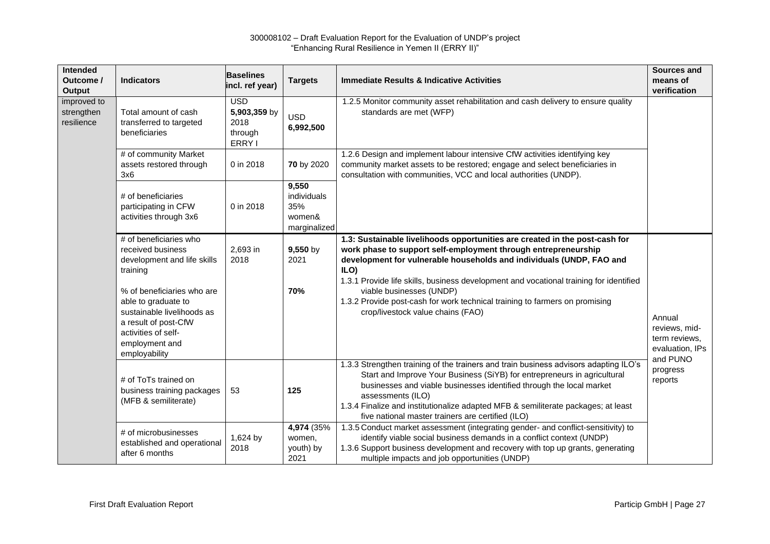| Intended Outcome / Output | Indicators | Baselines incl. ref year) | Targets | Immediate Results & Indicative Activities | Sources and means of verification |
|---|---|---|---|---|---|
| improved to strengthen resilience | Total amount of cash transferred to targeted beneficiaries | USD **5,903,359** by 2018 through ERRY I | USD **6,992,500** | 1.2.5 Monitor community asset rehabilitation and cash delivery to ensure quality standards are met (WFP) | |
| | # of community Market assets restored through 3x6 | 0 in 2018 | **70** by 2020 | 1.2.6 Design and implement labour intensive CfW activities identifying key community market assets to be restored; engage and select beneficiaries in consultation with communities, VCC and local authorities (UNDP). | |
| | # of beneficiaries participating in CFW activities through 3x6 | 0 in 2018 | **9,550** individuals 35% women& marginalized | | |
| | # of beneficiaries who received business development and life skills training<br><br>% of beneficiaries who are able to graduate to sustainable livelihoods as a result of post-CfW activities of self-employment and employability | 2,693 in 2018 | **9,550** by 2021<br><br>**70%** | **1.3: Sustainable livelihoods opportunities are created in the post-cash for work phase to support self-employment through entrepreneurship development for vulnerable households and individuals (UNDP, FAO and ILO)**<br>1.3.1 Provide life skills, business development and vocational training for identified viable businesses (UNDP)<br>1.3.2 Provide post-cash for work technical training to farmers on promising crop/livestock value chains (FAO) | Annual reviews, mid-term reviews, evaluation, IPs and PUNO progress reports |
| | # of ToTs trained on business training packages (MFB & semiliterate) | 53 | **125** | 1.3.3 Strengthen training of the trainers and train business advisors adapting ILO's Start and Improve Your Business (SiYB) for entrepreneurs in agricultural businesses and viable businesses identified through the local market assessments (ILO)<br>1.3.4 Finalize and institutionalize adapted MFB & semiliterate packages; at least five national master trainers are certified (ILO) | |
| | # of microbusinesses established and operational after 6 months | 1,624 by 2018 | **4,974** (35% women, youth) by 2021 | 1.3.5 Conduct market assessment (integrating gender- and conflict-sensitivity) to identify viable social business demands in a conflict context (UNDP)<br>1.3.6 Support business development and recovery with top up grants, generating multiple impacts and job opportunities (UNDP) | |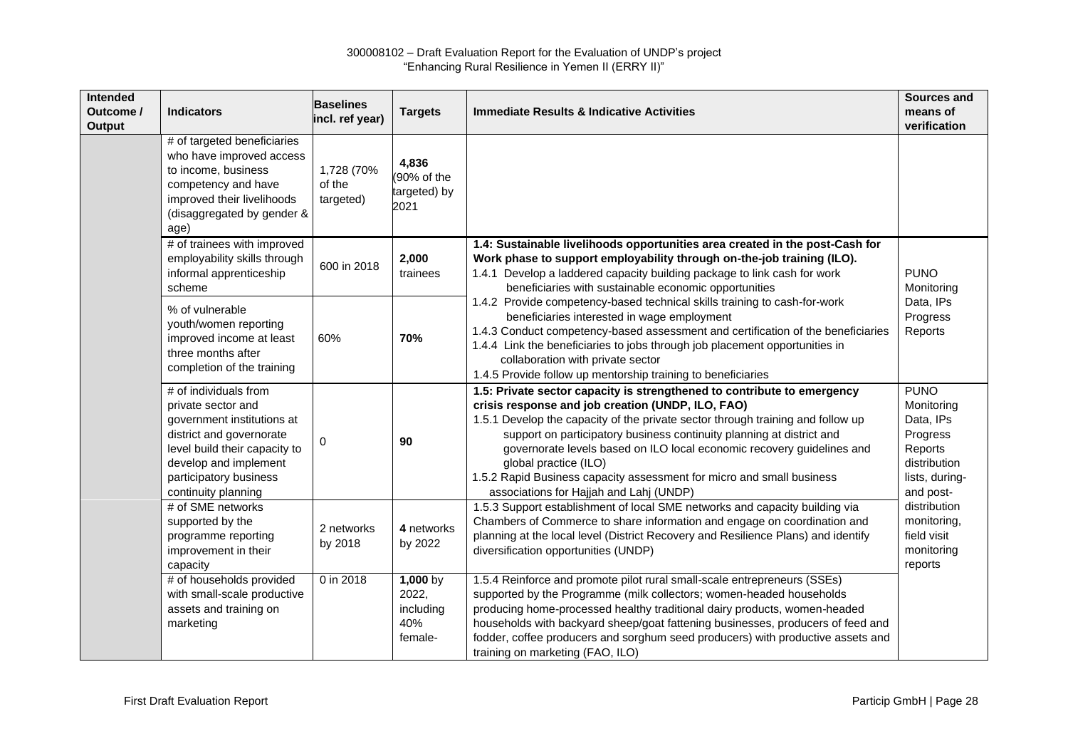| Intended Outcome / Output | Indicators | Baselines incl. ref year) | Targets | Immediate Results & Indicative Activities | Sources and means of verification |
|---|---|---|---|---|---|
| | # of targeted beneficiaries who have improved access to income, business competency and have improved their livelihoods (disaggregated by gender & age) | 1,728 (70% of the targeted) | **4,836** (90% of the targeted) by 2021 | | |
| | # of trainees with improved employability skills through informal apprenticeship scheme | 600 in 2018 | **2,000** trainees | **1.4: Sustainable livelihoods opportunities area created in the post-Cash for Work phase to support employability through on-the-job training (ILO).**<br>1.4.1 Develop a laddered capacity building package to link cash for work beneficiaries with sustainable economic opportunities<br>1.4.2 Provide competency-based technical skills training to cash-for-work beneficiaries interested in wage employment<br>1.4.3 Conduct competency-based assessment and certification of the beneficiaries<br>1.4.4 Link the beneficiaries to jobs through job placement opportunities in collaboration with private sector<br>1.4.5 Provide follow up mentorship training to beneficiaries | PUNO Monitoring Data, IPs Progress Reports |
| | % of vulnerable youth/women reporting improved income at least three months after completion of the training | 60% | **70%** | | |
| | # of individuals from private sector and government institutions at district and governorate level build their capacity to develop and implement participatory business continuity planning | 0 | **90** | **1.5: Private sector capacity is strengthened to contribute to emergency crisis response and job creation (UNDP, ILO, FAO)**<br>1.5.1 Develop the capacity of the private sector through training and follow up support on participatory business continuity planning at district and governorate levels based on ILO local economic recovery guidelines and global practice (ILO)<br>1.5.2 Rapid Business capacity assessment for micro and small business associations for Hajjah and Lahj (UNDP) | PUNO Monitoring Data, IPs Progress Reports distribution lists, during- and post-distribution monitoring, field visit monitoring reports |
| | # of SME networks supported by the programme reporting improvement in their capacity | 2 networks by 2018 | **4** networks by 2022 | 1.5.3 Support establishment of local SME networks and capacity building via Chambers of Commerce to share information and engage on coordination and planning at the local level (District Recovery and Resilience Plans) and identify diversification opportunities (UNDP) | |
| | # of households provided with small-scale productive assets and training on marketing | 0 in 2018 | **1,000** by 2022, including 40% female- | 1.5.4 Reinforce and promote pilot rural small-scale entrepreneurs (SSEs) supported by the Programme (milk collectors; women-headed households producing home-processed healthy traditional dairy products, women-headed households with backyard sheep/goat fattening businesses, producers of feed and fodder, coffee producers and sorghum seed producers) with productive assets and training on marketing (FAO, ILO) | |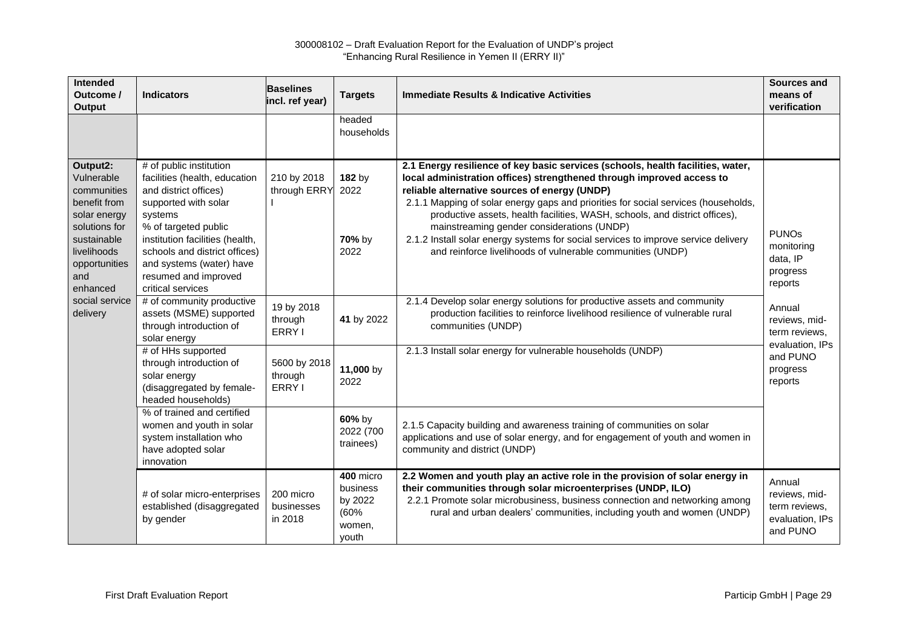| Intended Outcome / Output | Indicators | Baselines incl. ref year) | Targets | Immediate Results & Indicative Activities | Sources and means of verification |
|---|---|---|---|---|---|
| | | | headed households | | |
| **Output2:** Vulnerable communities benefit from solar energy solutions for sustainable livelihoods opportunities and enhanced social service delivery | # of public institution facilities (health, education and district offices) supported with solar systems | 210 by 2018 through ERRY I | **182** by 2022 | **2.1 Energy resilience of key basic services (schools, health facilities, water, local administration offices) strengthened through improved access to reliable alternative sources of energy (UNDP)**<br>2.1.1 Mapping of solar energy gaps and priorities for social services (households, productive assets, health facilities, WASH, schools, and district offices), mainstreaming gender considerations (UNDP)<br>2.1.2 Install solar energy systems for social services to improve service delivery and reinforce livelihoods of vulnerable communities (UNDP) | PUNOs monitoring data, IP progress reports<br><br>Annual reviews, mid-term reviews, evaluation, IPs and PUNO progress reports |
| | % of targeted public institution facilities (health, schools and district offices) and systems (water) have resumed and improved critical services | | **70%** by 2022 | | |
| | # of community productive assets (MSME) supported through introduction of solar energy | 19 by 2018 through ERRY I | **41** by 2022 | 2.1.4 Develop solar energy solutions for productive assets and community production facilities to reinforce livelihood resilience of vulnerable rural communities (UNDP) | |
| | # of HHs supported through introduction of solar energy (disaggregated by female-headed households) | 5600 by 2018 through ERRY I | **11,000** by 2022 | 2.1.3 Install solar energy for vulnerable households (UNDP) | |
| | % of trained and certified women and youth in solar system installation who have adopted solar innovation | | **60%** by 2022 (700 trainees) | 2.1.5 Capacity building and awareness training of communities on solar applications and use of solar energy, and for engagement of youth and women in community and district (UNDP) | |
| | # of solar micro-enterprises established (disaggregated by gender | 200 micro businesses in 2018 | **400** micro business by 2022 (60% women, youth | **2.2 Women and youth play an active role in the provision of solar energy in their communities through solar microenterprises (UNDP, ILO)**<br>2.2.1 Promote solar microbusiness, business connection and networking among rural and urban dealers' communities, including youth and women (UNDP) | Annual reviews, mid-term reviews, evaluation, IPs and PUNO |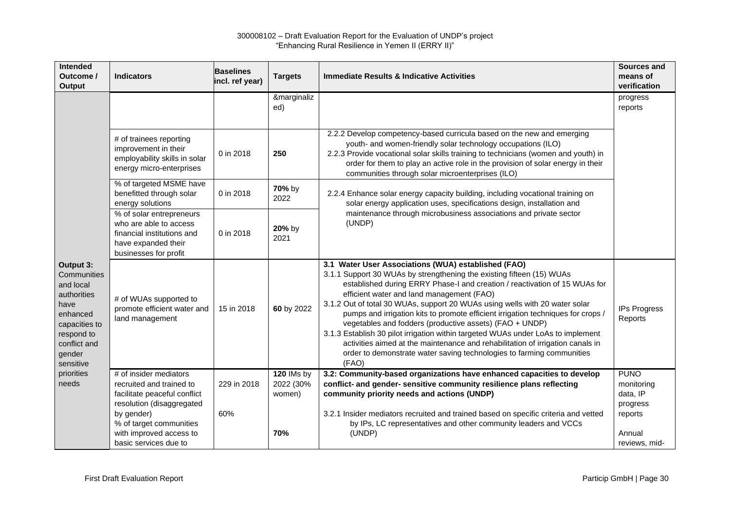| Intended Outcome / Output | Indicators | Baselines incl. ref year) | Targets | Immediate Results & Indicative Activities | Sources and means of verification |
|---|---|---|---|---|---|
| | | | &marginalized) | | progress reports |
| | # of trainees reporting improvement in their employability skills in solar energy micro-enterprises | 0 in 2018 | **250** | 2.2.2 Develop competency-based curricula based on the new and emerging youth- and women-friendly solar technology occupations (ILO)<br>2.2.3 Provide vocational solar skills training to technicians (women and youth) in order for them to play an active role in the provision of solar energy in their communities through solar microenterprises (ILO) | |
| | % of targeted MSME have benefitted through solar energy solutions | 0 in 2018 | **70%** by 2022 | 2.2.4 Enhance solar energy capacity building, including vocational training on solar energy application uses, specifications design, installation and maintenance through microbusiness associations and private sector (UNDP) | |
| | % of solar entrepreneurs who are able to access financial institutions and have expanded their businesses for profit | 0 in 2018 | **20%** by 2021 | | |
| **Output 3:** Communities and local authorities have enhanced capacities to respond to conflict and gender sensitive priorities needs | # of WUAs supported to promote efficient water and land management | 15 in 2018 | **60** by 2022 | **3.1 Water User Associations (WUA) established (FAO)**<br>3.1.1 Support 30 WUAs by strengthening the existing fifteen (15) WUAs established during ERRY Phase-I and creation / reactivation of 15 WUAs for efficient water and land management (FAO)<br>3.1.2 Out of total 30 WUAs, support 20 WUAs using wells with 20 water solar pumps and irrigation kits to promote efficient irrigation techniques for crops / vegetables and fodders (productive assets) (FAO + UNDP)<br>3.1.3 Establish 30 pilot irrigation within targeted WUAs under LoAs to implement activities aimed at the maintenance and rehabilitation of irrigation canals in order to demonstrate water saving technologies to farming communities (FAO) | IPs Progress Reports |
| | # of insider mediators recruited and trained to facilitate peaceful conflict resolution (disaggregated by gender)<br>% of target communities with improved access to basic services due to | 229 in 2018<br><br>60% | **120** IMs by 2022 (30% women)<br><br>**70%** | **3.2: Community-based organizations have enhanced capacities to develop conflict- and gender- sensitive community resilience plans reflecting community priority needs and actions (UNDP)**<br><br>3.2.1 Insider mediators recruited and trained based on specific criteria and vetted by IPs, LC representatives and other community leaders and VCCs (UNDP) | PUNO monitoring data, IP progress reports<br><br>Annual reviews, mid- |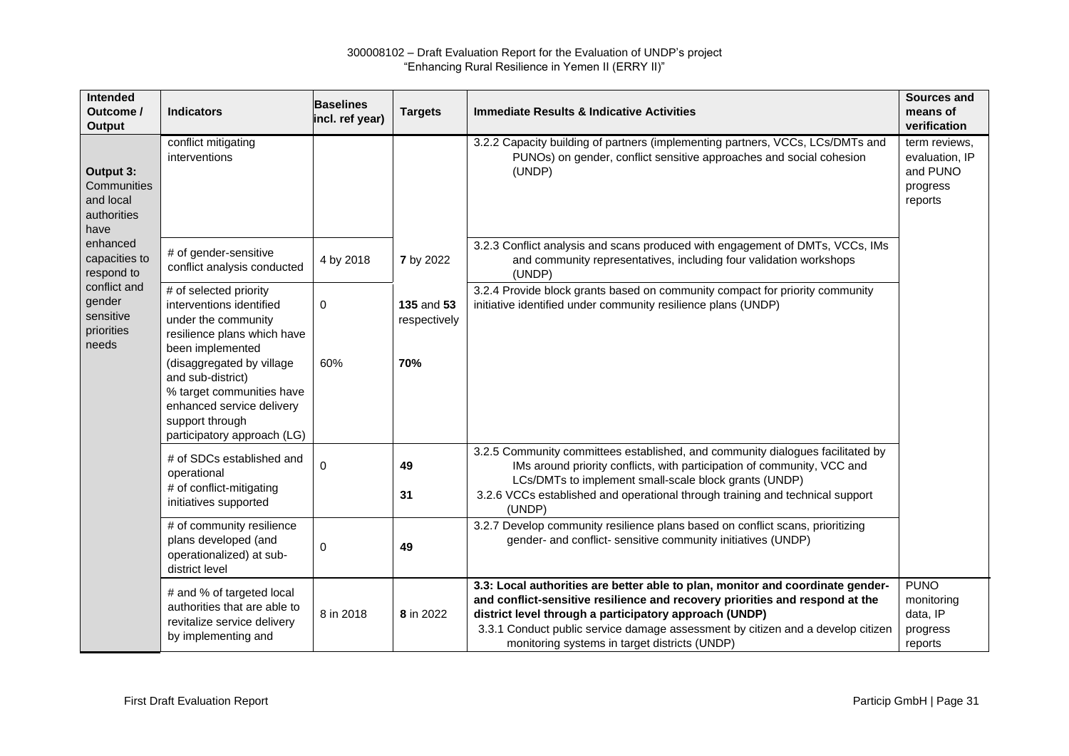| Intended Outcome / Output | Indicators | Baselines incl. ref year) | Targets | Immediate Results & Indicative Activities | Sources and means of verification |
|---|---|---|---|---|---|
| **Output 3:** Communities and local authorities have enhanced capacities to respond to conflict and gender sensitive priorities needs | conflict mitigating interventions | | | 3.2.2 Capacity building of partners (implementing partners, VCCs, LCs/DMTs and PUNOs) on gender, conflict sensitive approaches and social cohesion (UNDP) | term reviews, evaluation, IP and PUNO progress reports |
| | # of gender-sensitive conflict analysis conducted | 4 by 2018 | **7** by 2022 | 3.2.3 Conflict analysis and scans produced with engagement of DMTs, VCCs, IMs and community representatives, including four validation workshops (UNDP) | |
| | # of selected priority interventions identified under the community resilience plans which have been implemented (disaggregated by village and sub-district)<br>% target communities have enhanced service delivery support through participatory approach (LG) | 0<br><br>60% | **135** and **53** respectively<br><br>**70%** | 3.2.4 Provide block grants based on community compact for priority community initiative identified under community resilience plans (UNDP) | |
| | # of SDCs established and operational<br># of conflict-mitigating initiatives supported | 0 | **49**<br><br>**31** | 3.2.5 Community committees established, and community dialogues facilitated by IMs around priority conflicts, with participation of community, VCC and LCs/DMTs to implement small-scale block grants (UNDP)<br>3.2.6 VCCs established and operational through training and technical support (UNDP) | |
| | # of community resilience plans developed (and operationalized) at sub-district level | 0 | **49** | 3.2.7 Develop community resilience plans based on conflict scans, prioritizing gender- and conflict- sensitive community initiatives (UNDP) | |
| | # and % of targeted local authorities that are able to revitalize service delivery by implementing and | 8 in 2018 | **8** in 2022 | **3.3: Local authorities are better able to plan, monitor and coordinate gender- and conflict-sensitive resilience and recovery priorities and respond at the district level through a participatory approach (UNDP)**<br>3.3.1 Conduct public service damage assessment by citizen and a develop citizen monitoring systems in target districts (UNDP) | PUNO monitoring data, IP progress reports |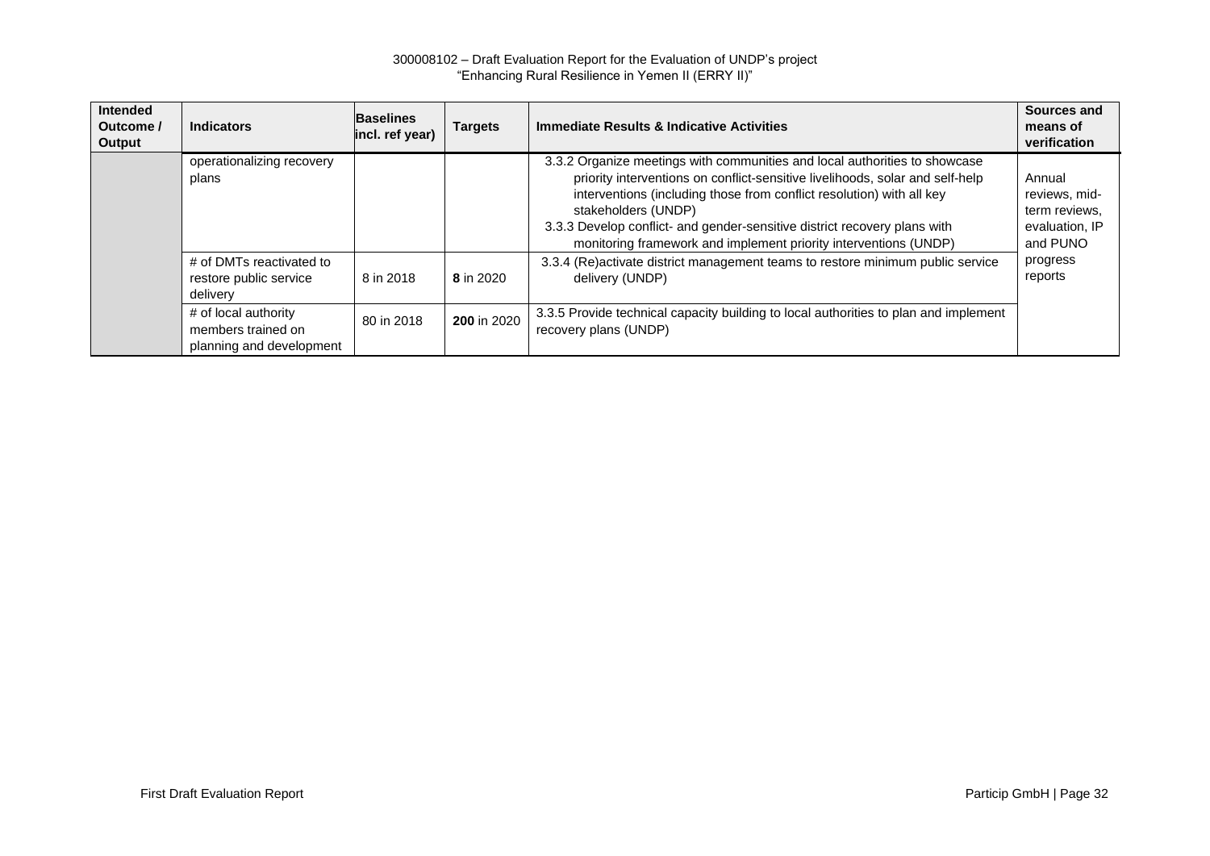| Intended Outcome / Output | Indicators | Baselines incl. ref year) | Targets | Immediate Results & Indicative Activities | Sources and means of verification |
|---|---|---|---|---|---|
| | operationalizing recovery plans | | | 3.3.2 Organize meetings with communities and local authorities to showcase priority interventions on conflict-sensitive livelihoods, solar and self-help interventions (including those from conflict resolution) with all key stakeholders (UNDP)<br>3.3.3 Develop conflict- and gender-sensitive district recovery plans with monitoring framework and implement priority interventions (UNDP) | Annual reviews, mid-term reviews, evaluation, IP and PUNO progress reports |
| | # of DMTs reactivated to restore public service delivery | 8 in 2018 | **8** in 2020 | 3.3.4 (Re)activate district management teams to restore minimum public service delivery (UNDP) | |
| | # of local authority members trained on planning and development | 80 in 2018 | **200** in 2020 | 3.3.5 Provide technical capacity building to local authorities to plan and implement recovery plans (UNDP) | |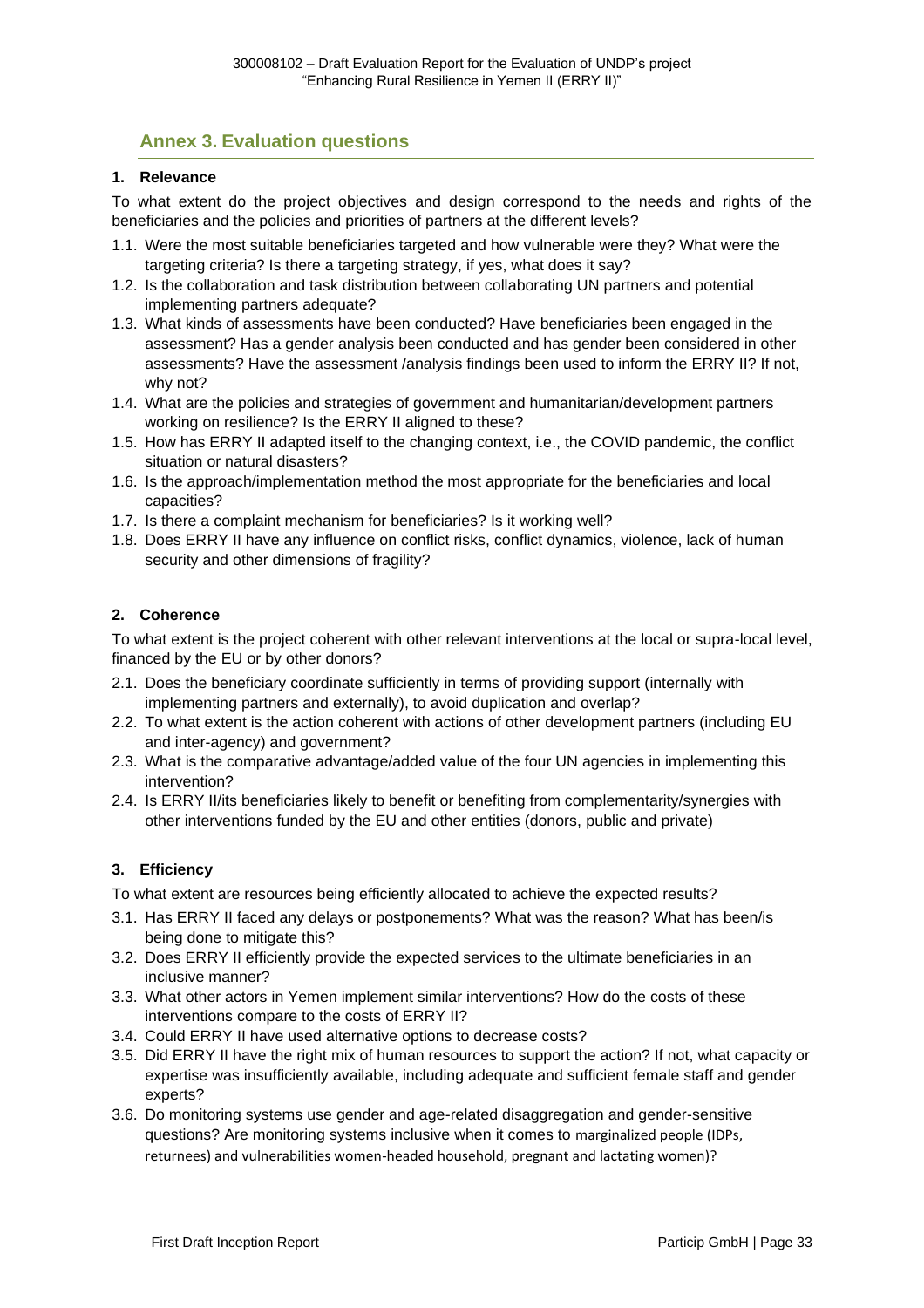## Annex 3. Evaluation questions

### 1. Relevance

To what extent do the project objectives and design correspond to the needs and rights of the beneficiaries and the policies and priorities of partners at the different levels?

1.1. Were the most suitable beneficiaries targeted and how vulnerable were they? What were the targeting criteria? Is there a targeting strategy, if yes, what does it say?

1.2. Is the collaboration and task distribution between collaborating UN partners and potential implementing partners adequate?

1.3. What kinds of assessments have been conducted? Have beneficiaries been engaged in the assessment? Has a gender analysis been conducted and has gender been considered in other assessments? Have the assessment /analysis findings been used to inform the ERRY II? If not, why not?

1.4. What are the policies and strategies of government and humanitarian/development partners working on resilience? Is the ERRY II aligned to these?

1.5. How has ERRY II adapted itself to the changing context, i.e., the COVID pandemic, the conflict situation or natural disasters?

1.6. Is the approach/implementation method the most appropriate for the beneficiaries and local capacities?

1.7. Is there a complaint mechanism for beneficiaries? Is it working well?

1.8. Does ERRY II have any influence on conflict risks, conflict dynamics, violence, lack of human security and other dimensions of fragility?

### 2. Coherence

To what extent is the project coherent with other relevant interventions at the local or supra-local level, financed by the EU or by other donors?

2.1. Does the beneficiary coordinate sufficiently in terms of providing support (internally with implementing partners and externally), to avoid duplication and overlap?

2.2. To what extent is the action coherent with actions of other development partners (including EU and inter-agency) and government?

2.3. What is the comparative advantage/added value of the four UN agencies in implementing this intervention?

2.4. Is ERRY II/its beneficiaries likely to benefit or benefiting from complementarity/synergies with other interventions funded by the EU and other entities (donors, public and private)

### 3. Efficiency

To what extent are resources being efficiently allocated to achieve the expected results?

3.1. Has ERRY II faced any delays or postponements? What was the reason? What has been/is being done to mitigate this?

3.2. Does ERRY II efficiently provide the expected services to the ultimate beneficiaries in an inclusive manner?

3.3. What other actors in Yemen implement similar interventions? How do the costs of these interventions compare to the costs of ERRY II?

3.4. Could ERRY II have used alternative options to decrease costs?

3.5. Did ERRY II have the right mix of human resources to support the action? If not, what capacity or expertise was insufficiently available, including adequate and sufficient female staff and gender experts?

3.6. Do monitoring systems use gender and age-related disaggregation and gender-sensitive questions? Are monitoring systems inclusive when it comes to marginalized people (IDPs, returnees) and vulnerabilities women-headed household, pregnant and lactating women)?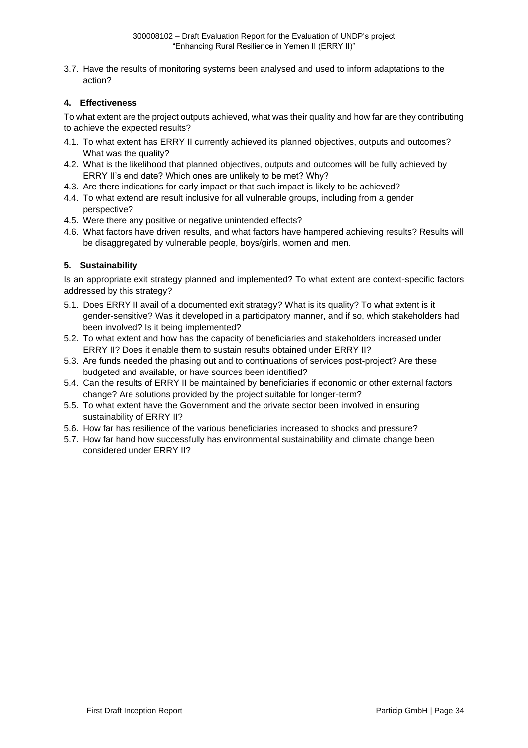3.7. Have the results of monitoring systems been analysed and used to inform adaptations to the action?

## 4. Effectiveness

To what extent are the project outputs achieved, what was their quality and how far are they contributing to achieve the expected results?

4.1. To what extent has ERRY II currently achieved its planned objectives, outputs and outcomes? What was the quality?
4.2. What is the likelihood that planned objectives, outputs and outcomes will be fully achieved by ERRY II's end date? Which ones are unlikely to be met? Why?
4.3. Are there indications for early impact or that such impact is likely to be achieved?
4.4. To what extend are result inclusive for all vulnerable groups, including from a gender perspective?
4.5. Were there any positive or negative unintended effects?
4.6. What factors have driven results, and what factors have hampered achieving results? Results will be disaggregated by vulnerable people, boys/girls, women and men.

## 5. Sustainability

Is an appropriate exit strategy planned and implemented? To what extent are context-specific factors addressed by this strategy?

5.1. Does ERRY II avail of a documented exit strategy? What is its quality? To what extent is it gender-sensitive? Was it developed in a participatory manner, and if so, which stakeholders had been involved? Is it being implemented?
5.2. To what extent and how has the capacity of beneficiaries and stakeholders increased under ERRY II? Does it enable them to sustain results obtained under ERRY II?
5.3. Are funds needed the phasing out and to continuations of services post-project? Are these budgeted and available, or have sources been identified?
5.4. Can the results of ERRY II be maintained by beneficiaries if economic or other external factors change? Are solutions provided by the project suitable for longer-term?
5.5. To what extent have the Government and the private sector been involved in ensuring sustainability of ERRY II?
5.6. How far has resilience of the various beneficiaries increased to shocks and pressure?
5.7. How far hand how successfully has environmental sustainability and climate change been considered under ERRY II?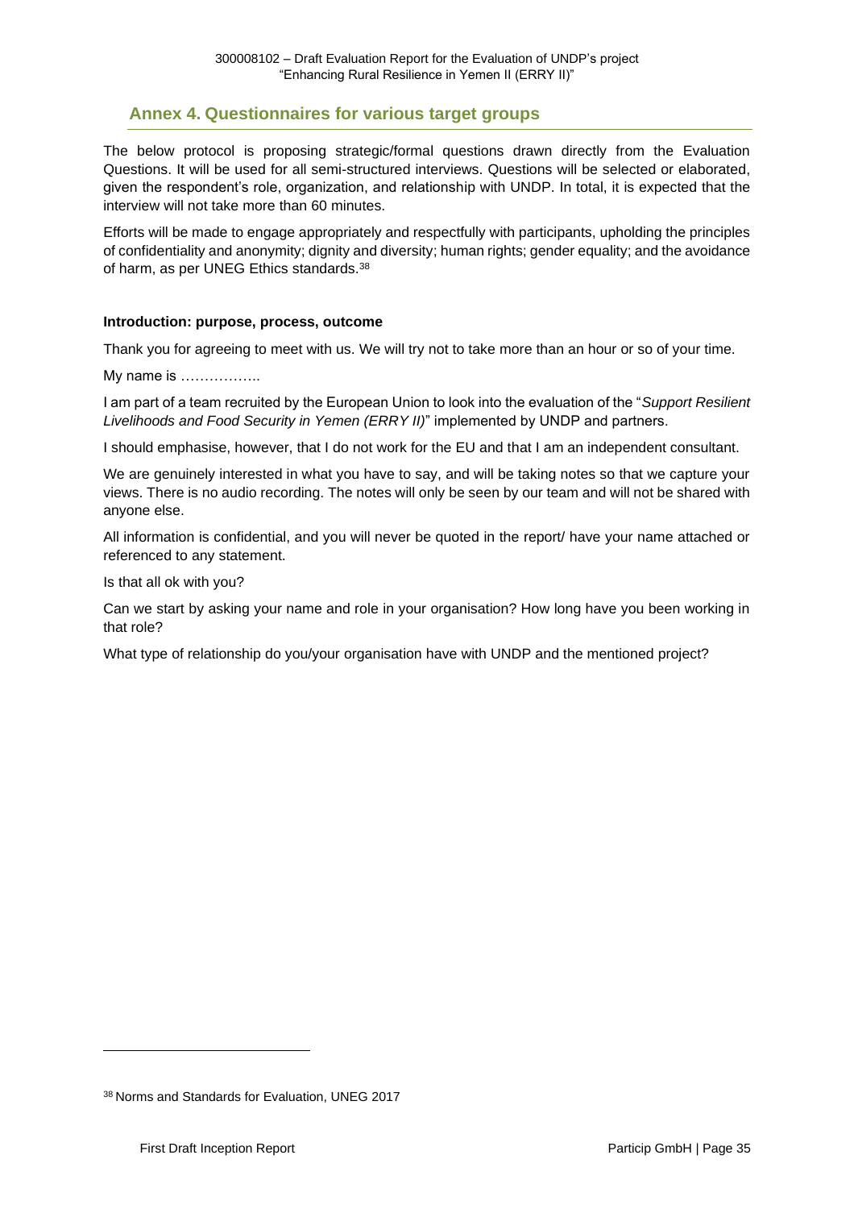## Annex 4. Questionnaires for various target groups

The below protocol is proposing strategic/formal questions drawn directly from the Evaluation Questions. It will be used for all semi-structured interviews. Questions will be selected or elaborated, given the respondent's role, organization, and relationship with UNDP. In total, it is expected that the interview will not take more than 60 minutes.

Efforts will be made to engage appropriately and respectfully with participants, upholding the principles of confidentiality and anonymity; dignity and diversity; human rights; gender equality; and the avoidance of harm, as per UNEG Ethics standards.[38]

**Introduction: purpose, process, outcome**

Thank you for agreeing to meet with us. We will try not to take more than an hour or so of your time.

My name is ……………..

I am part of a team recruited by the European Union to look into the evaluation of the "*Support Resilient Livelihoods and Food Security in Yemen (ERRY II)*" implemented by UNDP and partners.

I should emphasise, however, that I do not work for the EU and that I am an independent consultant.

We are genuinely interested in what you have to say, and will be taking notes so that we capture your views. There is no audio recording. The notes will only be seen by our team and will not be shared with anyone else.

All information is confidential, and you will never be quoted in the report/ have your name attached or referenced to any statement.

Is that all ok with you?

Can we start by asking your name and role in your organisation? How long have you been working in that role?

What type of relationship do you/your organisation have with UNDP and the mentioned project?

---

[38] Norms and Standards for Evaluation, UNEG 2017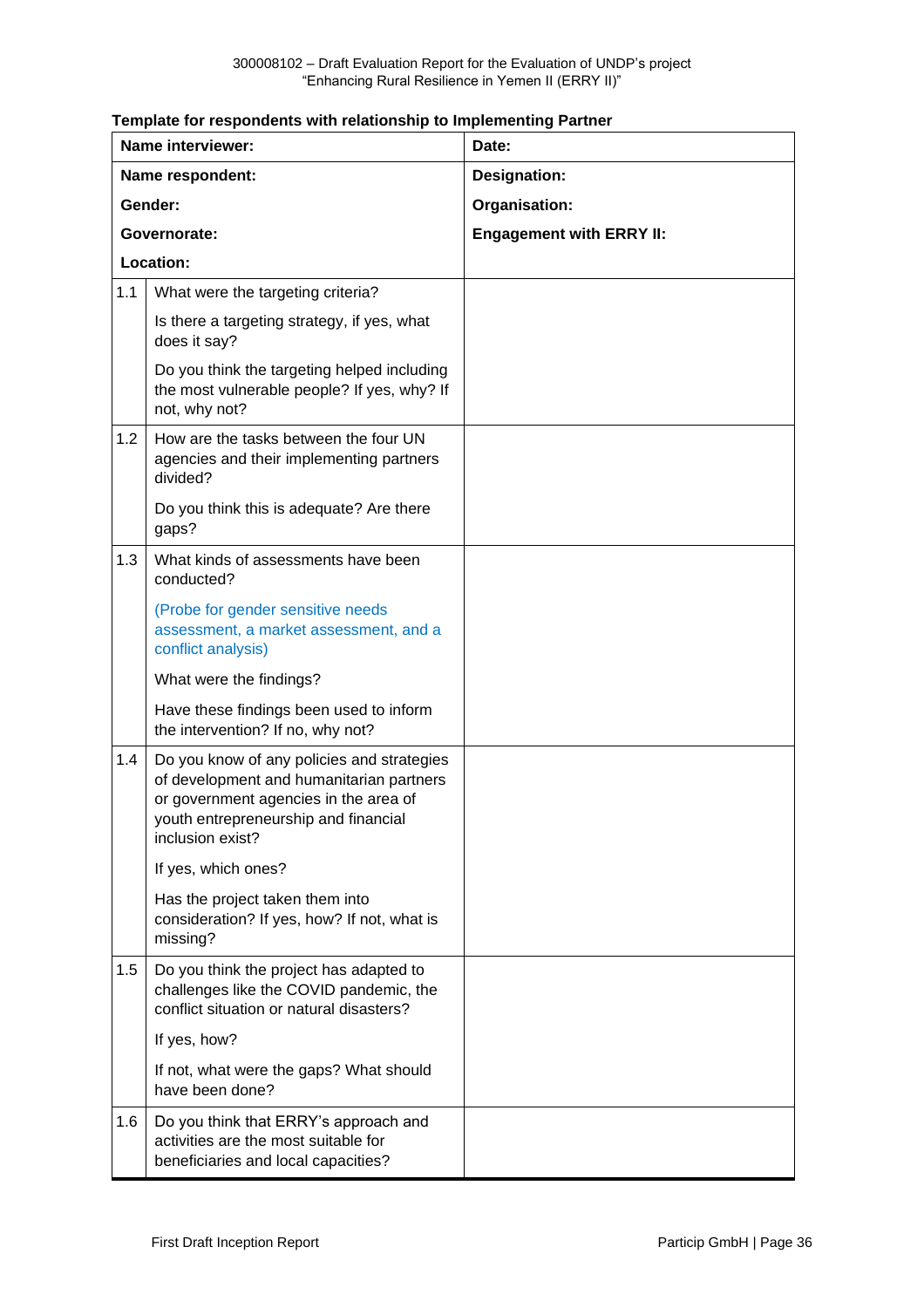**Template for respondents with relationship to Implementing Partner**

| Name interviewer: | | Date: |
|---|---|---|
| Name respondent: | | Designation: |
| Gender: | | Organisation: |
| Governorate: | | Engagement with ERRY II: |
| Location: | | |
| 1.1 | What were the targeting criteria?<br><br>Is there a targeting strategy, if yes, what does it say?<br><br>Do you think the targeting helped including the most vulnerable people? If yes, why? If not, why not? | |
| 1.2 | How are the tasks between the four UN agencies and their implementing partners divided?<br><br>Do you think this is adequate? Are there gaps? | |
| 1.3 | What kinds of assessments have been conducted?<br><br>(Probe for gender sensitive needs assessment, a market assessment, and a conflict analysis)<br><br>What were the findings?<br><br>Have these findings been used to inform the intervention? If no, why not? | |
| 1.4 | Do you know of any policies and strategies of development and humanitarian partners or government agencies in the area of youth entrepreneurship and financial inclusion exist?<br><br>If yes, which ones?<br><br>Has the project taken them into consideration? If yes, how? If not, what is missing? | |
| 1.5 | Do you think the project has adapted to challenges like the COVID pandemic, the conflict situation or natural disasters?<br><br>If yes, how?<br><br>If not, what were the gaps? What should have been done? | |
| 1.6 | Do you think that ERRY's approach and activities are the most suitable for beneficiaries and local capacities? | |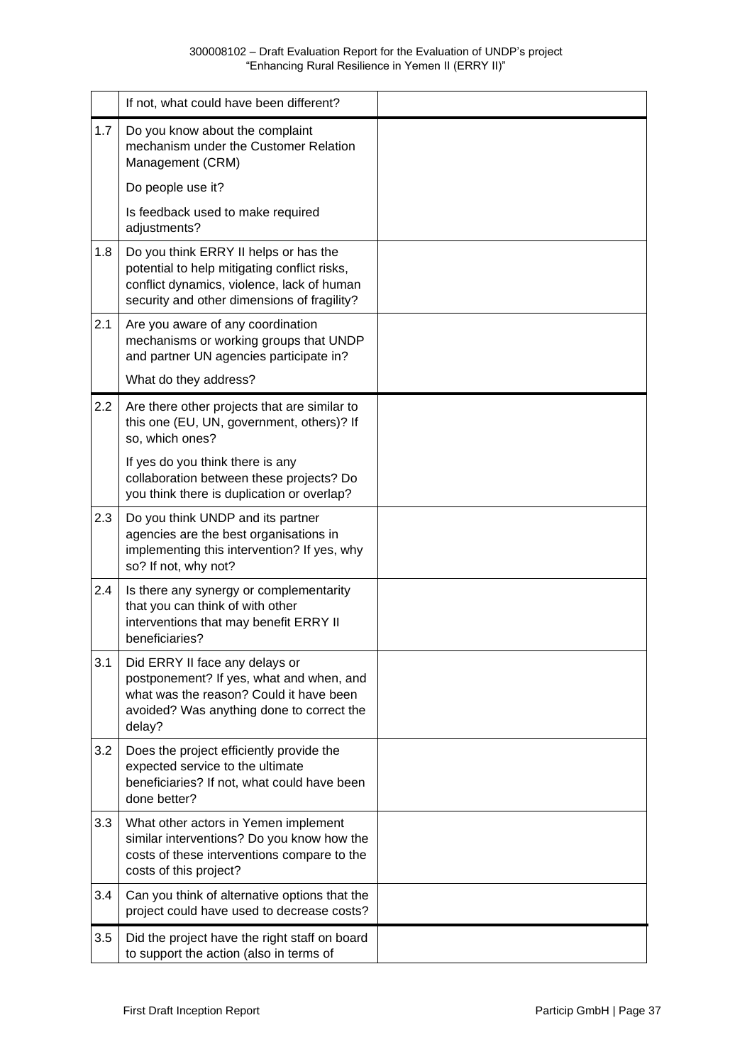| | | |
|---|---|---|
| | If not, what could have been different? | |
| 1.7 | Do you know about the complaint mechanism under the Customer Relation Management (CRM)<br><br>Do people use it?<br><br>Is feedback used to make required adjustments? | |
| 1.8 | Do you think ERRY II helps or has the potential to help mitigating conflict risks, conflict dynamics, violence, lack of human security and other dimensions of fragility? | |
| 2.1 | Are you aware of any coordination mechanisms or working groups that UNDP and partner UN agencies participate in?<br><br>What do they address? | |
| 2.2 | Are there other projects that are similar to this one (EU, UN, government, others)? If so, which ones?<br><br>If yes do you think there is any collaboration between these projects? Do you think there is duplication or overlap? | |
| 2.3 | Do you think UNDP and its partner agencies are the best organisations in implementing this intervention? If yes, why so? If not, why not? | |
| 2.4 | Is there any synergy or complementarity that you can think of with other interventions that may benefit ERRY II beneficiaries? | |
| 3.1 | Did ERRY II face any delays or postponement? If yes, what and when, and what was the reason? Could it have been avoided? Was anything done to correct the delay? | |
| 3.2 | Does the project efficiently provide the expected service to the ultimate beneficiaries? If not, what could have been done better? | |
| 3.3 | What other actors in Yemen implement similar interventions? Do you know how the costs of these interventions compare to the costs of this project? | |
| 3.4 | Can you think of alternative options that the project could have used to decrease costs? | |
| 3.5 | Did the project have the right staff on board to support the action (also in terms of | |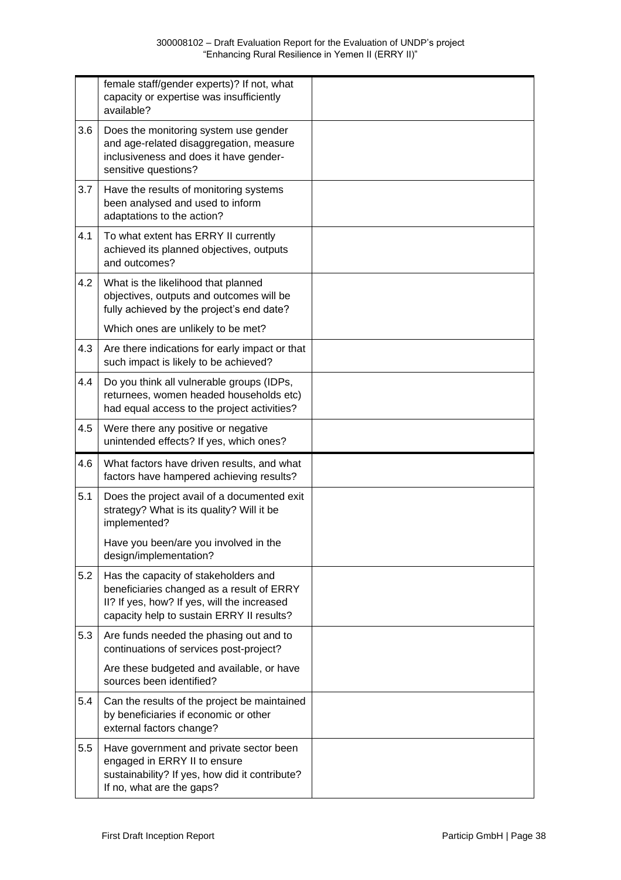| | | |
|---|---|---|
| | female staff/gender experts)? If not, what capacity or expertise was insufficiently available? | |
| 3.6 | Does the monitoring system use gender and age-related disaggregation, measure inclusiveness and does it have gender-sensitive questions? | |
| 3.7 | Have the results of monitoring systems been analysed and used to inform adaptations to the action? | |
| 4.1 | To what extent has ERRY II currently achieved its planned objectives, outputs and outcomes? | |
| 4.2 | What is the likelihood that planned objectives, outputs and outcomes will be fully achieved by the project's end date?<br><br>Which ones are unlikely to be met? | |
| 4.3 | Are there indications for early impact or that such impact is likely to be achieved? | |
| 4.4 | Do you think all vulnerable groups (IDPs, returnees, women headed households etc) had equal access to the project activities? | |
| 4.5 | Were there any positive or negative unintended effects? If yes, which ones? | |
| 4.6 | What factors have driven results, and what factors have hampered achieving results? | |
| 5.1 | Does the project avail of a documented exit strategy? What is its quality? Will it be implemented?<br><br>Have you been/are you involved in the design/implementation? | |
| 5.2 | Has the capacity of stakeholders and beneficiaries changed as a result of ERRY II? If yes, how? If yes, will the increased capacity help to sustain ERRY II results? | |
| 5.3 | Are funds needed the phasing out and to continuations of services post-project?<br><br>Are these budgeted and available, or have sources been identified? | |
| 5.4 | Can the results of the project be maintained by beneficiaries if economic or other external factors change? | |
| 5.5 | Have government and private sector been engaged in ERRY II to ensure sustainability? If yes, how did it contribute? If no, what are the gaps? | |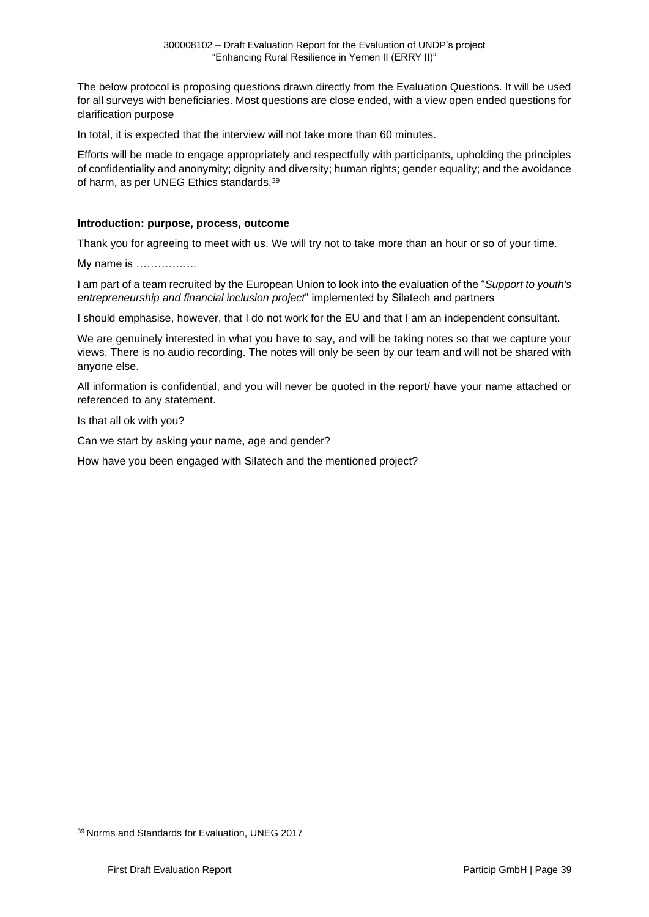The below protocol is proposing questions drawn directly from the Evaluation Questions. It will be used for all surveys with beneficiaries. Most questions are close ended, with a view open ended questions for clarification purpose

In total, it is expected that the interview will not take more than 60 minutes.

Efforts will be made to engage appropriately and respectfully with participants, upholding the principles of confidentiality and anonymity; dignity and diversity; human rights; gender equality; and the avoidance of harm, as per UNEG Ethics standards.[39]

**Introduction: purpose, process, outcome**

Thank you for agreeing to meet with us. We will try not to take more than an hour or so of your time.

My name is ……………..

I am part of a team recruited by the European Union to look into the evaluation of the "*Support to youth's entrepreneurship and financial inclusion project*" implemented by Silatech and partners

I should emphasise, however, that I do not work for the EU and that I am an independent consultant.

We are genuinely interested in what you have to say, and will be taking notes so that we capture your views. There is no audio recording. The notes will only be seen by our team and will not be shared with anyone else.

All information is confidential, and you will never be quoted in the report/ have your name attached or referenced to any statement.

Is that all ok with you?

Can we start by asking your name, age and gender?

How have you been engaged with Silatech and the mentioned project?

---

[39] Norms and Standards for Evaluation, UNEG 2017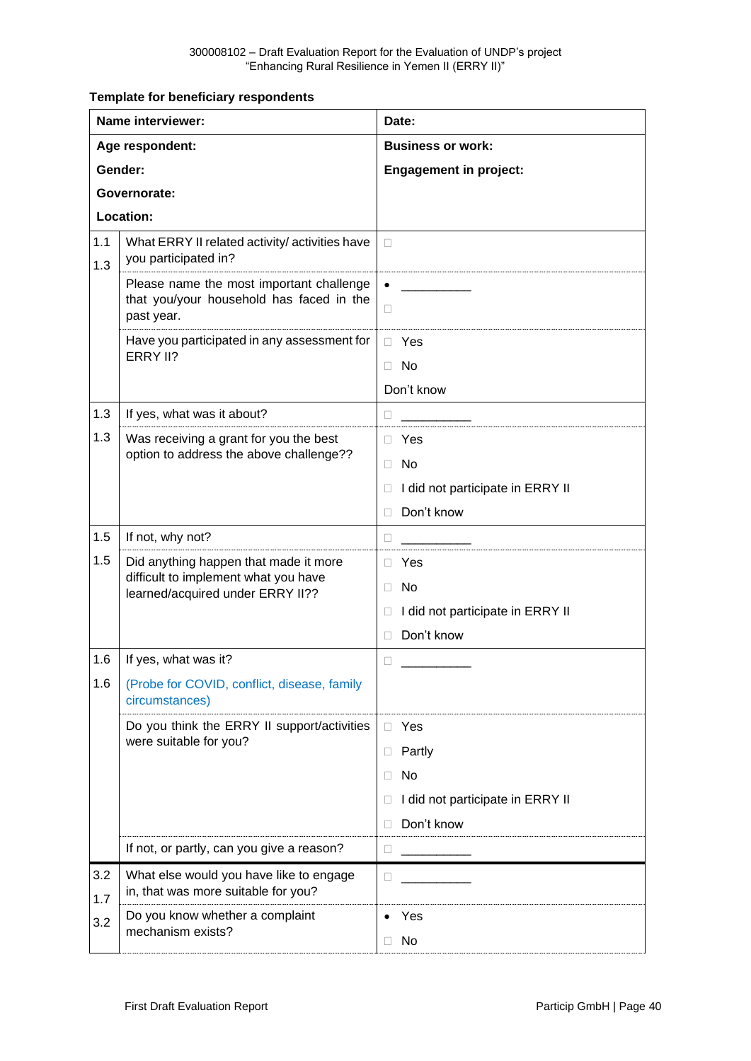**Template for beneficiary respondents**

| Name interviewer: | | Date: |
|---|---|---|
| Age respondent:<br>Gender:<br>Governorate:<br>Location: | | Business or work:<br>Engagement in project: |
| 1.1<br>1.3 | What ERRY II related activity/ activities have you participated in? | □ |
| | Please name the most important challenge that you/your household has faced in the past year. | • __________<br>□ |
| | Have you participated in any assessment for ERRY II? | □ Yes<br>□ No<br>Don't know |
| 1.3 | If yes, what was it about? | □ __________ |
| 1.3 | Was receiving a grant for you the best option to address the above challenge?? | □ Yes<br>□ No<br>□ I did not participate in ERRY II<br>□ Don't know |
| 1.5 | If not, why not? | □ __________ |
| 1.5 | Did anything happen that made it more difficult to implement what you have learned/acquired under ERRY II?? | □ Yes<br>□ No<br>□ I did not participate in ERRY II<br>□ Don't know |
| 1.6<br>1.6 | If yes, what was it?<br>(Probe for COVID, conflict, disease, family circumstances) | □ __________ |
| | Do you think the ERRY II support/activities were suitable for you? | □ Yes<br>□ Partly<br>□ No<br>□ I did not participate in ERRY II<br>□ Don't know |
| | If not, or partly, can you give a reason? | □ __________ |
| 3.2<br>1.7 | What else would you have like to engage in, that was more suitable for you? | □ __________ |
| 3.2 | Do you know whether a complaint mechanism exists? | • Yes<br>□ No |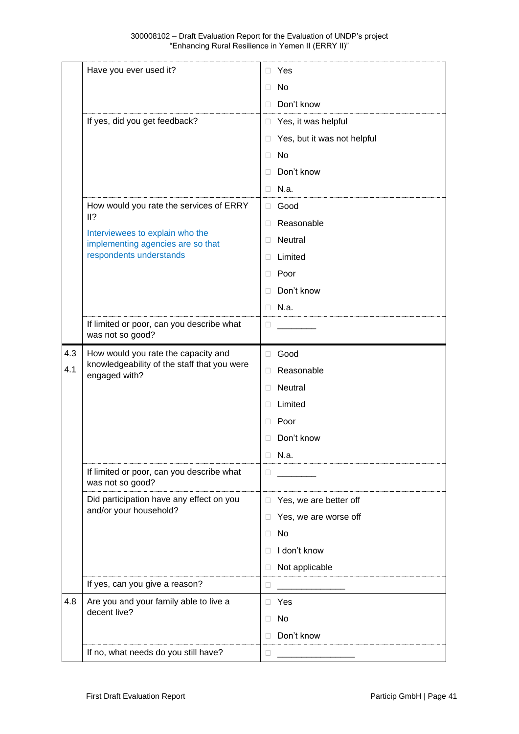|  |  |  |
|---|---|---|
|  | Have you ever used it? | ☐ Yes<br>☐ No<br>☐ Don't know |
|  | If yes, did you get feedback? | ☐ Yes, it was helpful<br>☐ Yes, but it was not helpful<br>☐ No<br>☐ Don't know<br>☐ N.a. |
|  | How would you rate the services of ERRY II?<br>Interviewees to explain who the implementing agencies are so that respondents understands | ☐ Good<br>☐ Reasonable<br>☐ Neutral<br>☐ Limited<br>☐ Poor<br>☐ Don't know<br>☐ N.a. |
|  | If limited or poor, can you describe what was not so good? | ☐ ________ |
| 4.3<br>4.1 | How would you rate the capacity and knowledgeability of the staff that you were engaged with? | ☐ Good<br>☐ Reasonable<br>☐ Neutral<br>☐ Limited<br>☐ Poor<br>☐ Don't know<br>☐ N.a. |
|  | If limited or poor, can you describe what was not so good? | ☐ ________ |
|  | Did participation have any effect on you and/or your household? | ☐ Yes, we are better off<br>☐ Yes, we are worse off<br>☐ No<br>☐ I don't know<br>☐ Not applicable |
|  | If yes, can you give a reason? | ☐ ______________ |
| 4.8 | Are you and your family able to live a decent live? | ☐ Yes<br>☐ No<br>☐ Don't know |
|  | If no, what needs do you still have? | ☐ ________________ |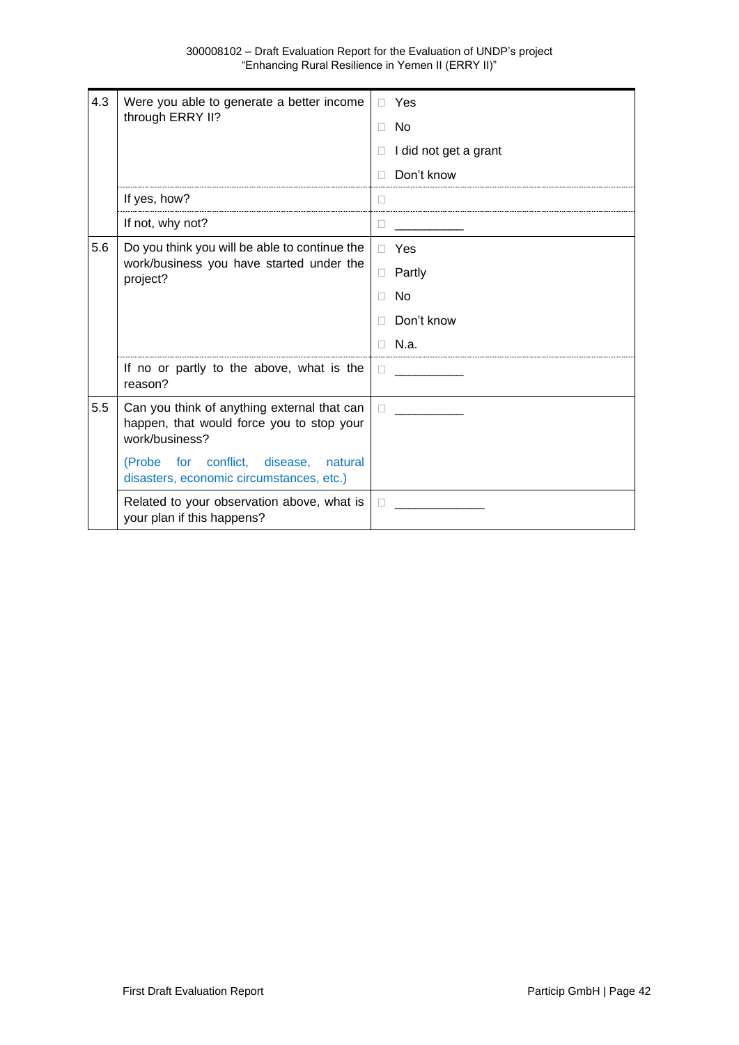| | | |
|---|---|---|
| 4.3 | Were you able to generate a better income through ERRY II? | □ Yes<br>□ No<br>□ I did not get a grant<br>□ Don't know |
| | If yes, how? | □ |
| | If not, why not? | □ __________ |
| 5.6 | Do you think you will be able to continue the work/business you have started under the project? | □ Yes<br>□ Partly<br>□ No<br>□ Don't know<br>□ N.a. |
| | If no or partly to the above, what is the reason? | □ __________ |
| 5.5 | Can you think of anything external that can happen, that would force you to stop your work/business?<br><br>(Probe for conflict, disease, natural disasters, economic circumstances, etc.) | □ __________ |
| | Related to your observation above, what is your plan if this happens? | □ _____________ |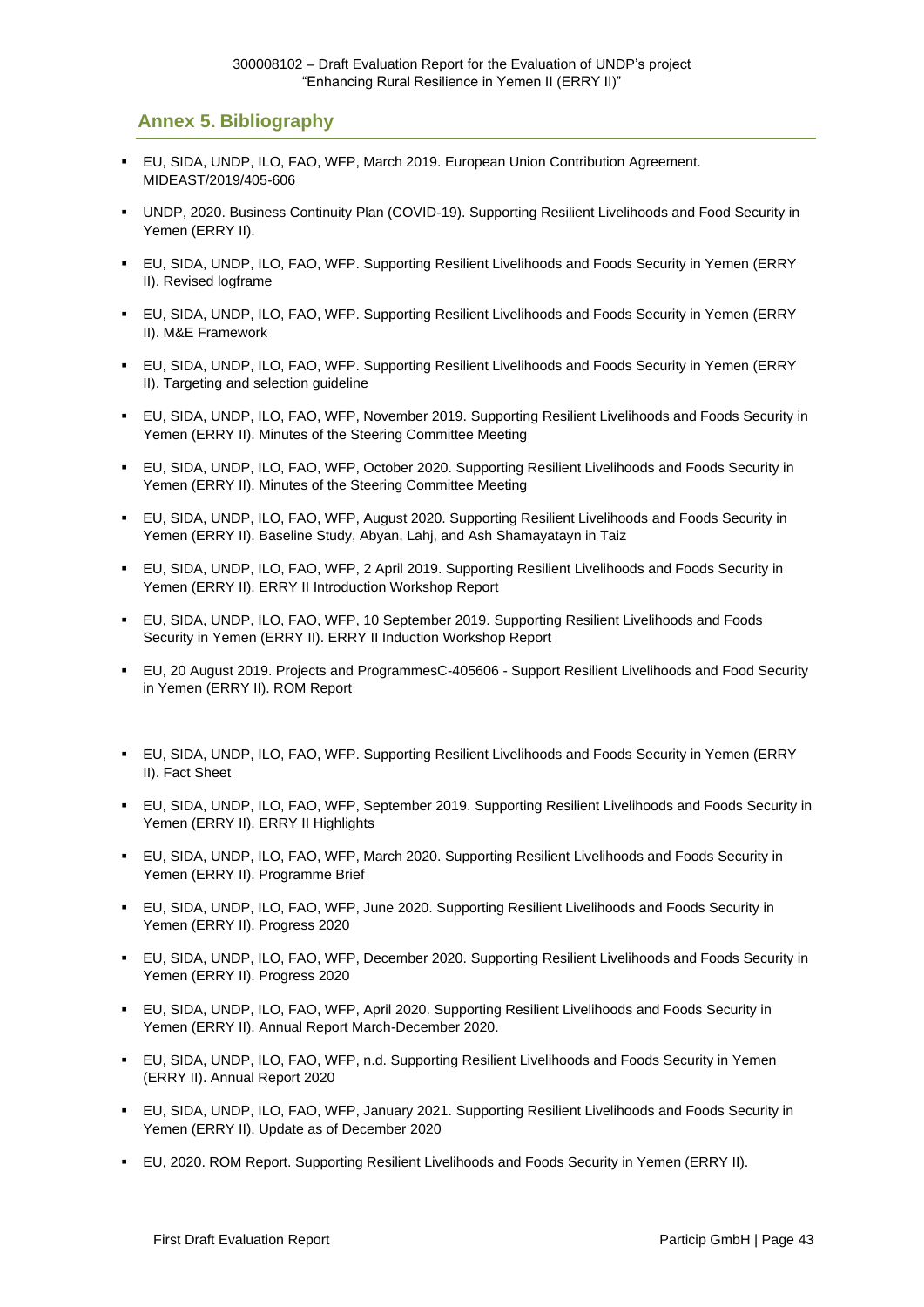## Annex 5. Bibliography

- EU, SIDA, UNDP, ILO, FAO, WFP, March 2019. European Union Contribution Agreement. MIDEAST/2019/405-606
- UNDP, 2020. Business Continuity Plan (COVID-19). Supporting Resilient Livelihoods and Food Security in Yemen (ERRY II).
- EU, SIDA, UNDP, ILO, FAO, WFP. Supporting Resilient Livelihoods and Foods Security in Yemen (ERRY II). Revised logframe
- EU, SIDA, UNDP, ILO, FAO, WFP. Supporting Resilient Livelihoods and Foods Security in Yemen (ERRY II). M&E Framework
- EU, SIDA, UNDP, ILO, FAO, WFP. Supporting Resilient Livelihoods and Foods Security in Yemen (ERRY II). Targeting and selection guideline
- EU, SIDA, UNDP, ILO, FAO, WFP, November 2019. Supporting Resilient Livelihoods and Foods Security in Yemen (ERRY II). Minutes of the Steering Committee Meeting
- EU, SIDA, UNDP, ILO, FAO, WFP, October 2020. Supporting Resilient Livelihoods and Foods Security in Yemen (ERRY II). Minutes of the Steering Committee Meeting
- EU, SIDA, UNDP, ILO, FAO, WFP, August 2020. Supporting Resilient Livelihoods and Foods Security in Yemen (ERRY II). Baseline Study, Abyan, Lahj, and Ash Shamayatayn in Taiz
- EU, SIDA, UNDP, ILO, FAO, WFP, 2 April 2019. Supporting Resilient Livelihoods and Foods Security in Yemen (ERRY II). ERRY II Introduction Workshop Report
- EU, SIDA, UNDP, ILO, FAO, WFP, 10 September 2019. Supporting Resilient Livelihoods and Foods Security in Yemen (ERRY II). ERRY II Induction Workshop Report
- EU, 20 August 2019. Projects and ProgrammesC-405606 - Support Resilient Livelihoods and Food Security in Yemen (ERRY II). ROM Report
- EU, SIDA, UNDP, ILO, FAO, WFP. Supporting Resilient Livelihoods and Foods Security in Yemen (ERRY II). Fact Sheet
- EU, SIDA, UNDP, ILO, FAO, WFP, September 2019. Supporting Resilient Livelihoods and Foods Security in Yemen (ERRY II). ERRY II Highlights
- EU, SIDA, UNDP, ILO, FAO, WFP, March 2020. Supporting Resilient Livelihoods and Foods Security in Yemen (ERRY II). Programme Brief
- EU, SIDA, UNDP, ILO, FAO, WFP, June 2020. Supporting Resilient Livelihoods and Foods Security in Yemen (ERRY II). Progress 2020
- EU, SIDA, UNDP, ILO, FAO, WFP, December 2020. Supporting Resilient Livelihoods and Foods Security in Yemen (ERRY II). Progress 2020
- EU, SIDA, UNDP, ILO, FAO, WFP, April 2020. Supporting Resilient Livelihoods and Foods Security in Yemen (ERRY II). Annual Report March-December 2020.
- EU, SIDA, UNDP, ILO, FAO, WFP, n.d. Supporting Resilient Livelihoods and Foods Security in Yemen (ERRY II). Annual Report 2020
- EU, SIDA, UNDP, ILO, FAO, WFP, January 2021. Supporting Resilient Livelihoods and Foods Security in Yemen (ERRY II). Update as of December 2020
- EU, 2020. ROM Report. Supporting Resilient Livelihoods and Foods Security in Yemen (ERRY II).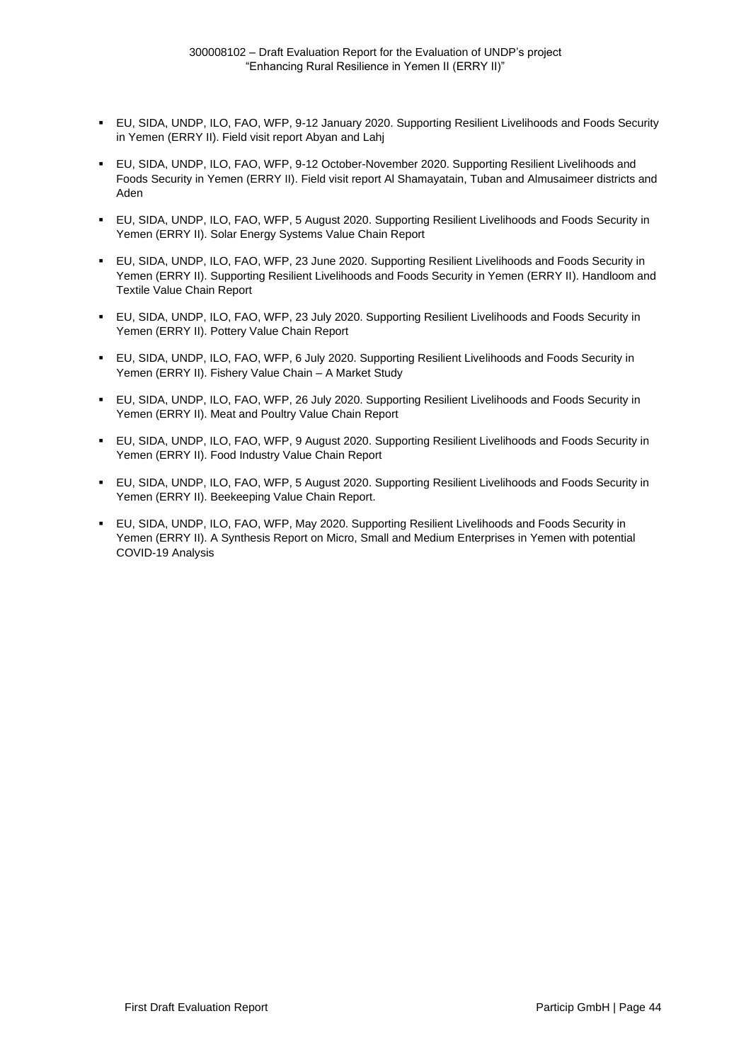- EU, SIDA, UNDP, ILO, FAO, WFP, 9-12 January 2020. Supporting Resilient Livelihoods and Foods Security in Yemen (ERRY II). Field visit report Abyan and Lahj
- EU, SIDA, UNDP, ILO, FAO, WFP, 9-12 October-November 2020. Supporting Resilient Livelihoods and Foods Security in Yemen (ERRY II). Field visit report Al Shamayatain, Tuban and Almusaimeer districts and Aden
- EU, SIDA, UNDP, ILO, FAO, WFP, 5 August 2020. Supporting Resilient Livelihoods and Foods Security in Yemen (ERRY II). Solar Energy Systems Value Chain Report
- EU, SIDA, UNDP, ILO, FAO, WFP, 23 June 2020. Supporting Resilient Livelihoods and Foods Security in Yemen (ERRY II). Supporting Resilient Livelihoods and Foods Security in Yemen (ERRY II). Handloom and Textile Value Chain Report
- EU, SIDA, UNDP, ILO, FAO, WFP, 23 July 2020. Supporting Resilient Livelihoods and Foods Security in Yemen (ERRY II). Pottery Value Chain Report
- EU, SIDA, UNDP, ILO, FAO, WFP, 6 July 2020. Supporting Resilient Livelihoods and Foods Security in Yemen (ERRY II). Fishery Value Chain – A Market Study
- EU, SIDA, UNDP, ILO, FAO, WFP, 26 July 2020. Supporting Resilient Livelihoods and Foods Security in Yemen (ERRY II). Meat and Poultry Value Chain Report
- EU, SIDA, UNDP, ILO, FAO, WFP, 9 August 2020. Supporting Resilient Livelihoods and Foods Security in Yemen (ERRY II). Food Industry Value Chain Report
- EU, SIDA, UNDP, ILO, FAO, WFP, 5 August 2020. Supporting Resilient Livelihoods and Foods Security in Yemen (ERRY II). Beekeeping Value Chain Report.
- EU, SIDA, UNDP, ILO, FAO, WFP, May 2020. Supporting Resilient Livelihoods and Foods Security in Yemen (ERRY II). A Synthesis Report on Micro, Small and Medium Enterprises in Yemen with potential COVID-19 Analysis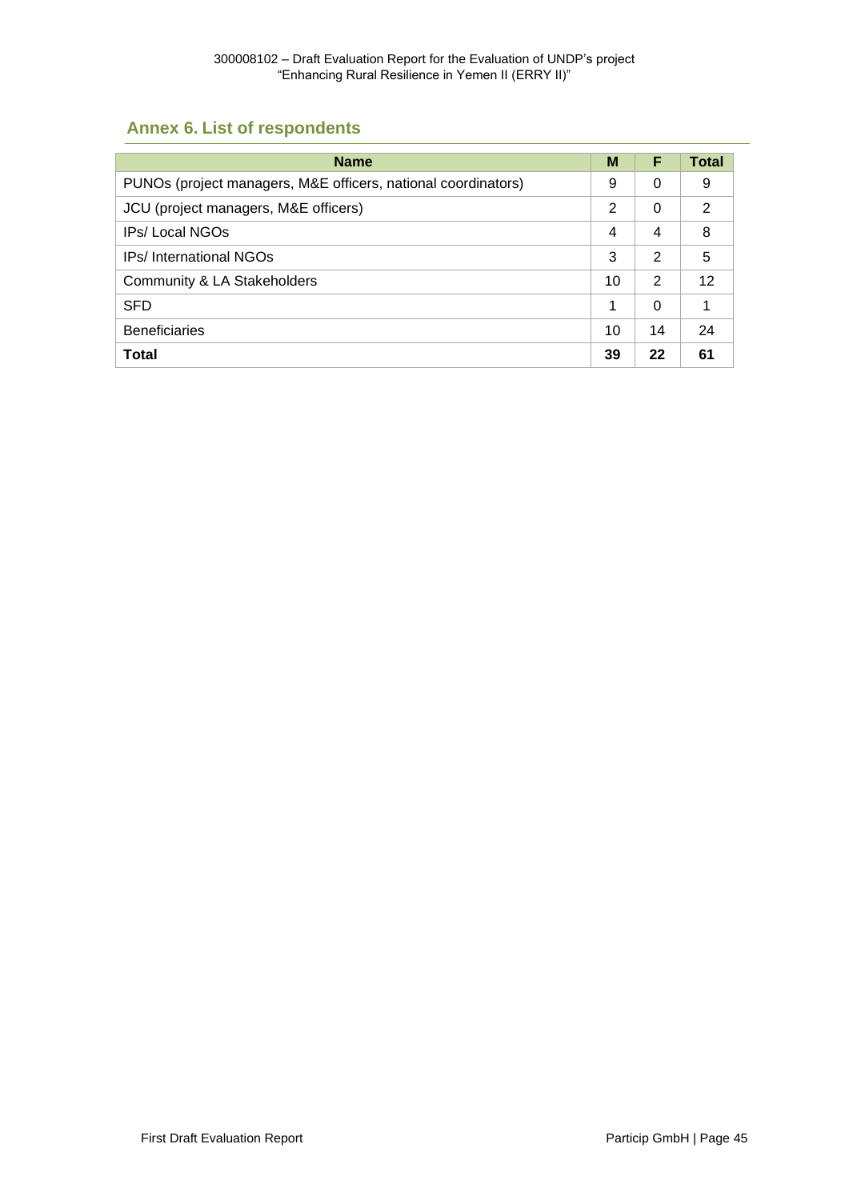## Annex 6. List of respondents

| Name | M | F | Total |
|---|---|---|---|
| PUNOs (project managers, M&E officers, national coordinators) | 9 | 0 | 9 |
| JCU (project managers, M&E officers) | 2 | 0 | 2 |
| IPs/ Local NGOs | 4 | 4 | 8 |
| IPs/ International NGOs | 3 | 2 | 5 |
| Community & LA Stakeholders | 10 | 2 | 12 |
| SFD | 1 | 0 | 1 |
| Beneficiaries | 10 | 14 | 24 |
| **Total** | **39** | **22** | **61** |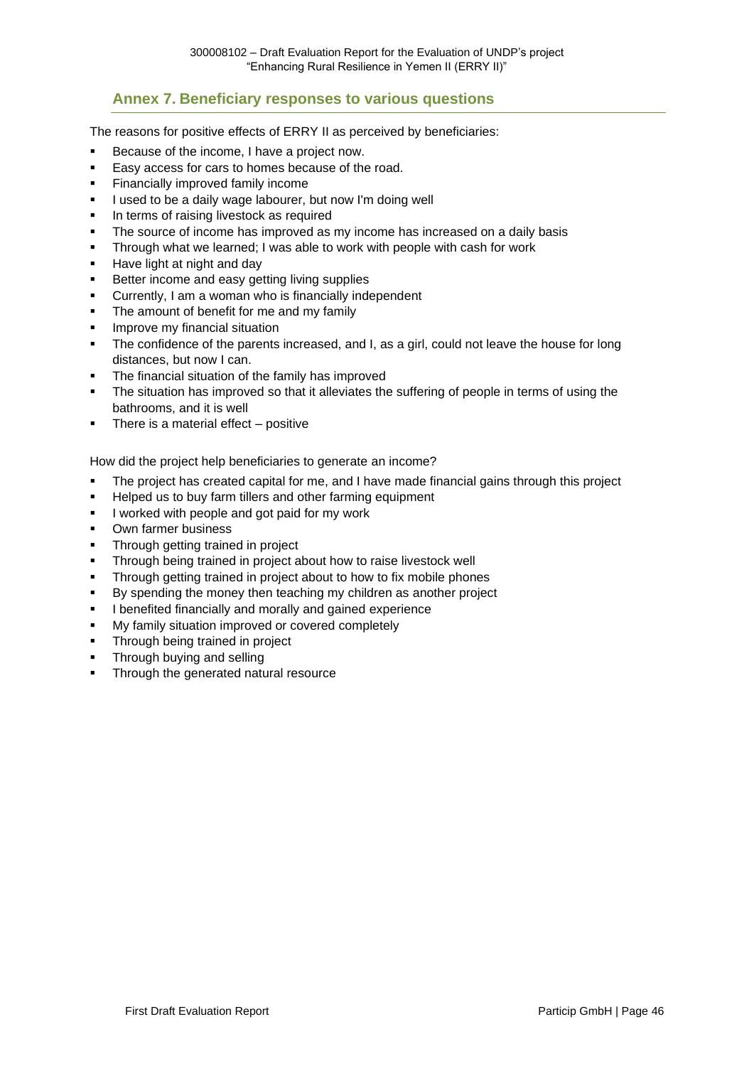## Annex 7. Beneficiary responses to various questions

The reasons for positive effects of ERRY II as perceived by beneficiaries:

- Because of the income, I have a project now.
- Easy access for cars to homes because of the road.
- Financially improved family income
- I used to be a daily wage labourer, but now I'm doing well
- In terms of raising livestock as required
- The source of income has improved as my income has increased on a daily basis
- Through what we learned; I was able to work with people with cash for work
- Have light at night and day
- Better income and easy getting living supplies
- Currently, I am a woman who is financially independent
- The amount of benefit for me and my family
- Improve my financial situation
- The confidence of the parents increased, and I, as a girl, could not leave the house for long distances, but now I can.
- The financial situation of the family has improved
- The situation has improved so that it alleviates the suffering of people in terms of using the bathrooms, and it is well
- There is a material effect – positive

How did the project help beneficiaries to generate an income?

- The project has created capital for me, and I have made financial gains through this project
- Helped us to buy farm tillers and other farming equipment
- I worked with people and got paid for my work
- Own farmer business
- Through getting trained in project
- Through being trained in project about how to raise livestock well
- Through getting trained in project about to how to fix mobile phones
- By spending the money then teaching my children as another project
- I benefited financially and morally and gained experience
- My family situation improved or covered completely
- Through being trained in project
- Through buying and selling
- Through the generated natural resource